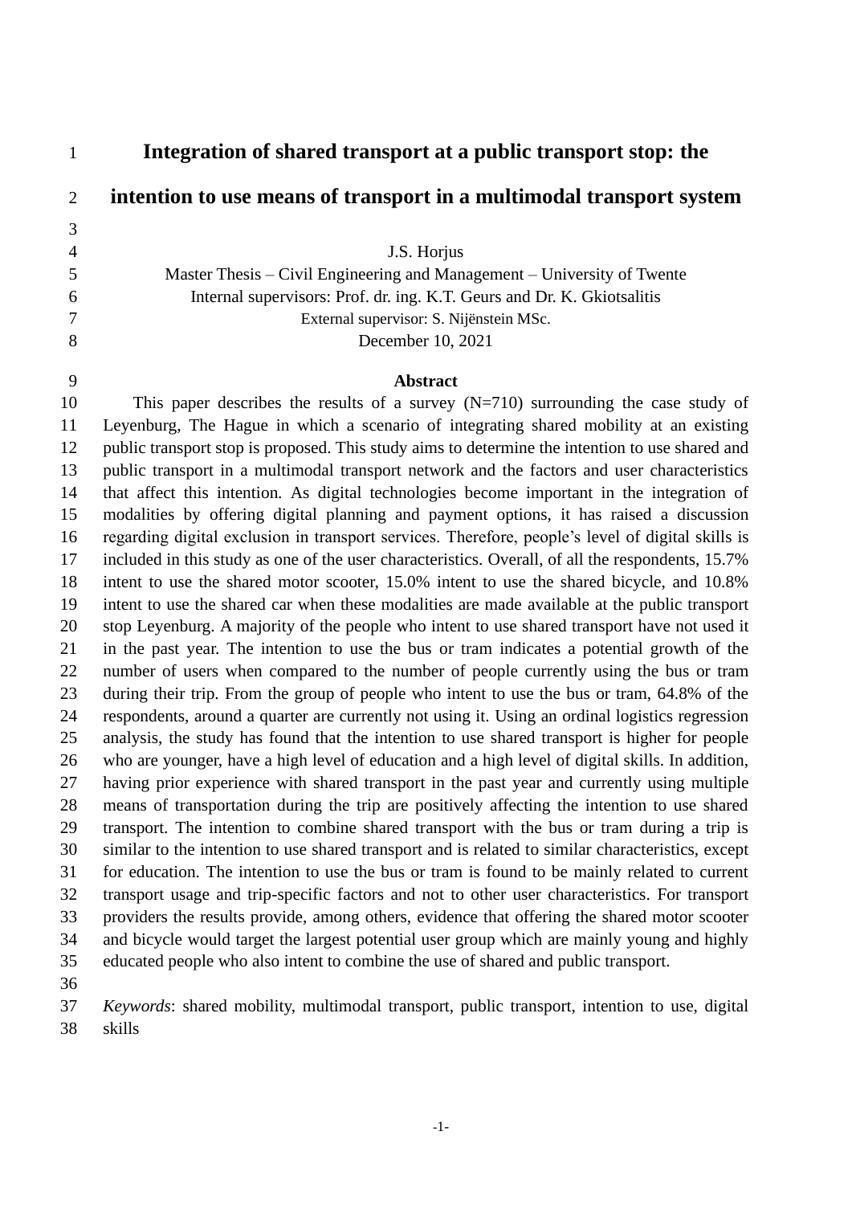# Integration of shared transport at a public transport stop: the intention to use means of transport in a multimodal transport system

J.S. Horjus

Master Thesis – Civil Engineering and Management – University of Twente

Internal supervisors: Prof. dr. ing. K.T. Geurs and Dr. K. Gkiotsalitis

External supervisor: S. Nijënstein MSc.

December 10, 2021

## Abstract

This paper describes the results of a survey (N=710) surrounding the case study of Leyenburg, The Hague in which a scenario of integrating shared mobility at an existing public transport stop is proposed. This study aims to determine the intention to use shared and public transport in a multimodal transport network and the factors and user characteristics that affect this intention. As digital technologies become important in the integration of modalities by offering digital planning and payment options, it has raised a discussion regarding digital exclusion in transport services. Therefore, people's level of digital skills is included in this study as one of the user characteristics. Overall, of all the respondents, 15.7% intent to use the shared motor scooter, 15.0% intent to use the shared bicycle, and 10.8% intent to use the shared car when these modalities are made available at the public transport stop Leyenburg. A majority of the people who intent to use shared transport have not used it in the past year. The intention to use the bus or tram indicates a potential growth of the number of users when compared to the number of people currently using the bus or tram during their trip. From the group of people who intent to use the bus or tram, 64.8% of the respondents, around a quarter are currently not using it. Using an ordinal logistics regression analysis, the study has found that the intention to use shared transport is higher for people who are younger, have a high level of education and a high level of digital skills. In addition, having prior experience with shared transport in the past year and currently using multiple means of transportation during the trip are positively affecting the intention to use shared transport. The intention to combine shared transport with the bus or tram during a trip is similar to the intention to use shared transport and is related to similar characteristics, except for education. The intention to use the bus or tram is found to be mainly related to current transport usage and trip-specific factors and not to other user characteristics. For transport providers the results provide, among others, evidence that offering the shared motor scooter and bicycle would target the largest potential user group which are mainly young and highly educated people who also intent to combine the use of shared and public transport.

*Keywords*: shared mobility, multimodal transport, public transport, intention to use, digital skills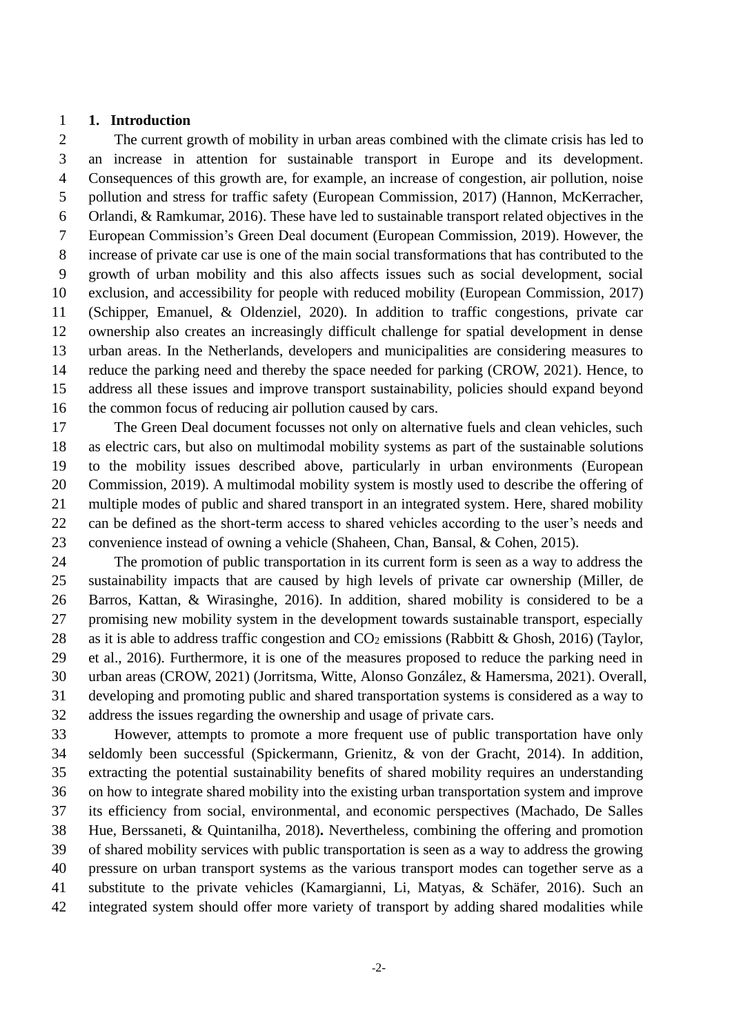# 1. Introduction

The current growth of mobility in urban areas combined with the climate crisis has led to an increase in attention for sustainable transport in Europe and its development. Consequences of this growth are, for example, an increase of congestion, air pollution, noise pollution and stress for traffic safety (European Commission, 2017) (Hannon, McKerracher, Orlandi, & Ramkumar, 2016). These have led to sustainable transport related objectives in the European Commission's Green Deal document (European Commission, 2019). However, the increase of private car use is one of the main social transformations that has contributed to the growth of urban mobility and this also affects issues such as social development, social exclusion, and accessibility for people with reduced mobility (European Commission, 2017) (Schipper, Emanuel, & Oldenziel, 2020). In addition to traffic congestions, private car ownership also creates an increasingly difficult challenge for spatial development in dense urban areas. In the Netherlands, developers and municipalities are considering measures to reduce the parking need and thereby the space needed for parking (CROW, 2021). Hence, to address all these issues and improve transport sustainability, policies should expand beyond the common focus of reducing air pollution caused by cars.

The Green Deal document focusses not only on alternative fuels and clean vehicles, such as electric cars, but also on multimodal mobility systems as part of the sustainable solutions to the mobility issues described above, particularly in urban environments (European Commission, 2019). A multimodal mobility system is mostly used to describe the offering of multiple modes of public and shared transport in an integrated system. Here, shared mobility can be defined as the short-term access to shared vehicles according to the user's needs and convenience instead of owning a vehicle (Shaheen, Chan, Bansal, & Cohen, 2015).

The promotion of public transportation in its current form is seen as a way to address the sustainability impacts that are caused by high levels of private car ownership (Miller, de Barros, Kattan, & Wirasinghe, 2016). In addition, shared mobility is considered to be a promising new mobility system in the development towards sustainable transport, especially as it is able to address traffic congestion and $CO_2$ emissions (Rabbitt & Ghosh, 2016) (Taylor, et al., 2016). Furthermore, it is one of the measures proposed to reduce the parking need in urban areas (CROW, 2021) (Jorritsma, Witte, Alonso González, & Hamersma, 2021). Overall, developing and promoting public and shared transportation systems is considered as a way to address the issues regarding the ownership and usage of private cars.

However, attempts to promote a more frequent use of public transportation have only seldomly been successful (Spickermann, Grienitz, & von der Gracht, 2014). In addition, extracting the potential sustainability benefits of shared mobility requires an understanding on how to integrate shared mobility into the existing urban transportation system and improve its efficiency from social, environmental, and economic perspectives (Machado, De Salles Hue, Berssaneti, & Quintanilha, 2018)**.** Nevertheless, combining the offering and promotion of shared mobility services with public transportation is seen as a way to address the growing pressure on urban transport systems as the various transport modes can together serve as a substitute to the private vehicles (Kamargianni, Li, Matyas, & Schäfer, 2016). Such an integrated system should offer more variety of transport by adding shared modalities while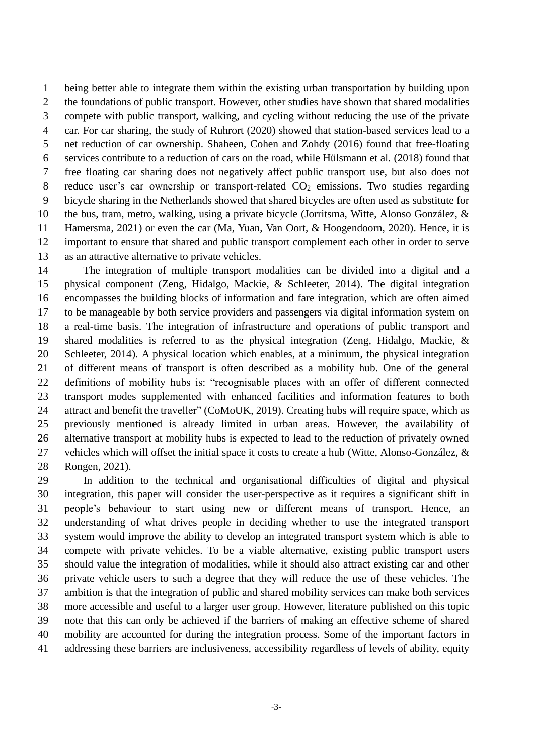being better able to integrate them within the existing urban transportation by building upon the foundations of public transport. However, other studies have shown that shared modalities compete with public transport, walking, and cycling without reducing the use of the private car. For car sharing, the study of Ruhrort (2020) showed that station-based services lead to a net reduction of car ownership. Shaheen, Cohen and Zohdy (2016) found that free-floating services contribute to a reduction of cars on the road, while Hülsmann et al. (2018) found that free floating car sharing does not negatively affect public transport use, but also does not reduce user's car ownership or transport-related $CO_2$ emissions. Two studies regarding bicycle sharing in the Netherlands showed that shared bicycles are often used as substitute for the bus, tram, metro, walking, using a private bicycle (Jorritsma, Witte, Alonso González, & Hamersma, 2021) or even the car (Ma, Yuan, Van Oort, & Hoogendoorn, 2020). Hence, it is important to ensure that shared and public transport complement each other in order to serve as an attractive alternative to private vehicles.

The integration of multiple transport modalities can be divided into a digital and a physical component (Zeng, Hidalgo, Mackie, & Schleeter, 2014). The digital integration encompasses the building blocks of information and fare integration, which are often aimed to be manageable by both service providers and passengers via digital information system on a real-time basis. The integration of infrastructure and operations of public transport and shared modalities is referred to as the physical integration (Zeng, Hidalgo, Mackie, & Schleeter, 2014). A physical location which enables, at a minimum, the physical integration of different means of transport is often described as a mobility hub. One of the general definitions of mobility hubs is: "recognisable places with an offer of different connected transport modes supplemented with enhanced facilities and information features to both attract and benefit the traveller" (CoMoUK, 2019). Creating hubs will require space, which as previously mentioned is already limited in urban areas. However, the availability of alternative transport at mobility hubs is expected to lead to the reduction of privately owned vehicles which will offset the initial space it costs to create a hub (Witte, Alonso-González, & Rongen, 2021).

In addition to the technical and organisational difficulties of digital and physical integration, this paper will consider the user-perspective as it requires a significant shift in people's behaviour to start using new or different means of transport. Hence, an understanding of what drives people in deciding whether to use the integrated transport system would improve the ability to develop an integrated transport system which is able to compete with private vehicles. To be a viable alternative, existing public transport users should value the integration of modalities, while it should also attract existing car and other private vehicle users to such a degree that they will reduce the use of these vehicles. The ambition is that the integration of public and shared mobility services can make both services more accessible and useful to a larger user group. However, literature published on this topic note that this can only be achieved if the barriers of making an effective scheme of shared mobility are accounted for during the integration process. Some of the important factors in addressing these barriers are inclusiveness, accessibility regardless of levels of ability, equity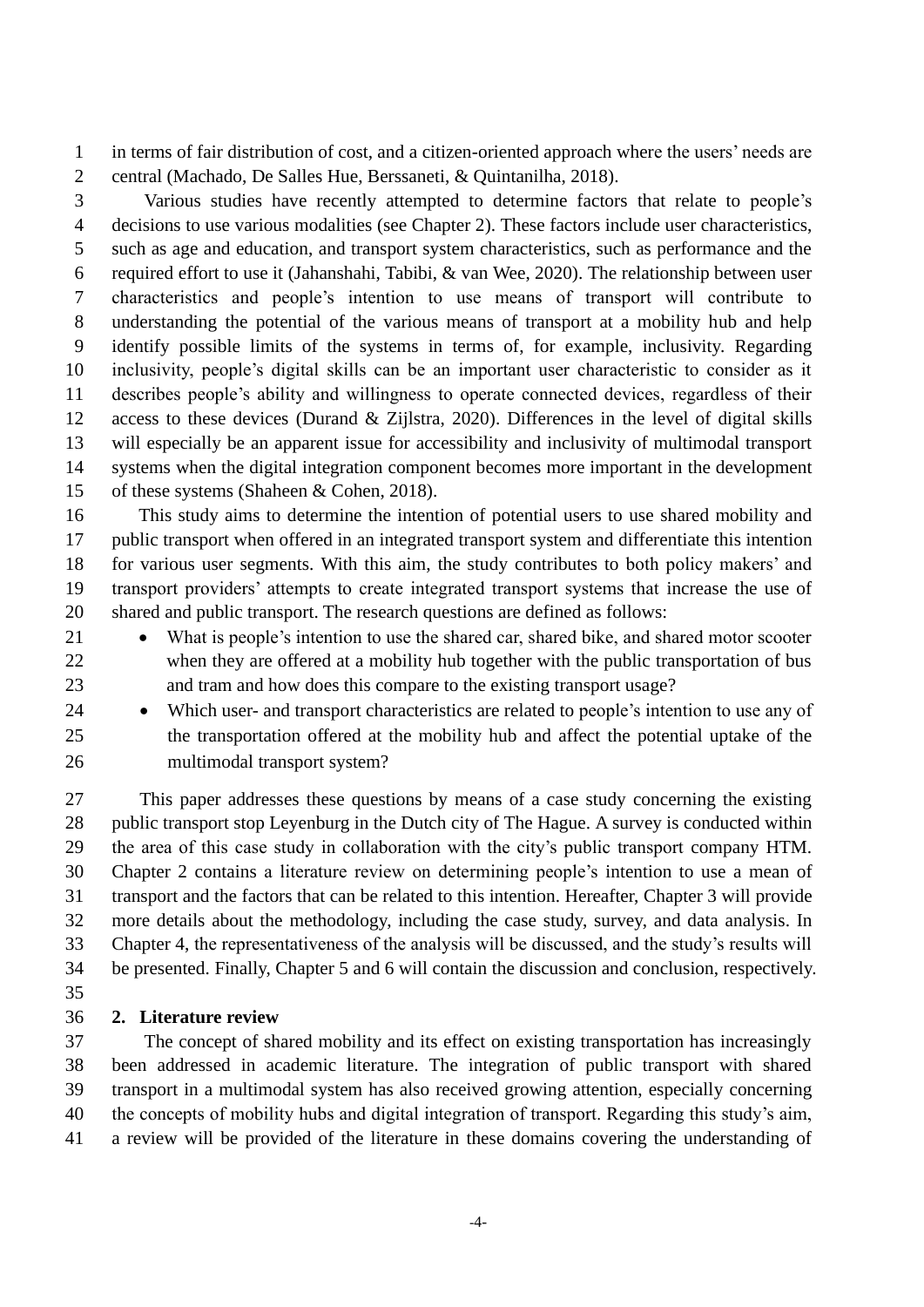in terms of fair distribution of cost, and a citizen-oriented approach where the users' needs are central (Machado, De Salles Hue, Berssaneti, & Quintanilha, 2018).

Various studies have recently attempted to determine factors that relate to people's decisions to use various modalities (see Chapter 2). These factors include user characteristics, such as age and education, and transport system characteristics, such as performance and the required effort to use it (Jahanshahi, Tabibi, & van Wee, 2020). The relationship between user characteristics and people's intention to use means of transport will contribute to understanding the potential of the various means of transport at a mobility hub and help identify possible limits of the systems in terms of, for example, inclusivity. Regarding inclusivity, people's digital skills can be an important user characteristic to consider as it describes people's ability and willingness to operate connected devices, regardless of their access to these devices (Durand & Zijlstra, 2020). Differences in the level of digital skills will especially be an apparent issue for accessibility and inclusivity of multimodal transport systems when the digital integration component becomes more important in the development of these systems (Shaheen & Cohen, 2018).

This study aims to determine the intention of potential users to use shared mobility and public transport when offered in an integrated transport system and differentiate this intention for various user segments. With this aim, the study contributes to both policy makers' and transport providers' attempts to create integrated transport systems that increase the use of shared and public transport. The research questions are defined as follows:

- What is people's intention to use the shared car, shared bike, and shared motor scooter when they are offered at a mobility hub together with the public transportation of bus and tram and how does this compare to the existing transport usage?
- Which user- and transport characteristics are related to people's intention to use any of the transportation offered at the mobility hub and affect the potential uptake of the multimodal transport system?

This paper addresses these questions by means of a case study concerning the existing public transport stop Leyenburg in the Dutch city of The Hague. A survey is conducted within the area of this case study in collaboration with the city's public transport company HTM. Chapter 2 contains a literature review on determining people's intention to use a mean of transport and the factors that can be related to this intention. Hereafter, Chapter 3 will provide more details about the methodology, including the case study, survey, and data analysis. In Chapter 4, the representativeness of the analysis will be discussed, and the study's results will be presented. Finally, Chapter 5 and 6 will contain the discussion and conclusion, respectively.

## 2. Literature review

The concept of shared mobility and its effect on existing transportation has increasingly been addressed in academic literature. The integration of public transport with shared transport in a multimodal system has also received growing attention, especially concerning the concepts of mobility hubs and digital integration of transport. Regarding this study's aim, a review will be provided of the literature in these domains covering the understanding of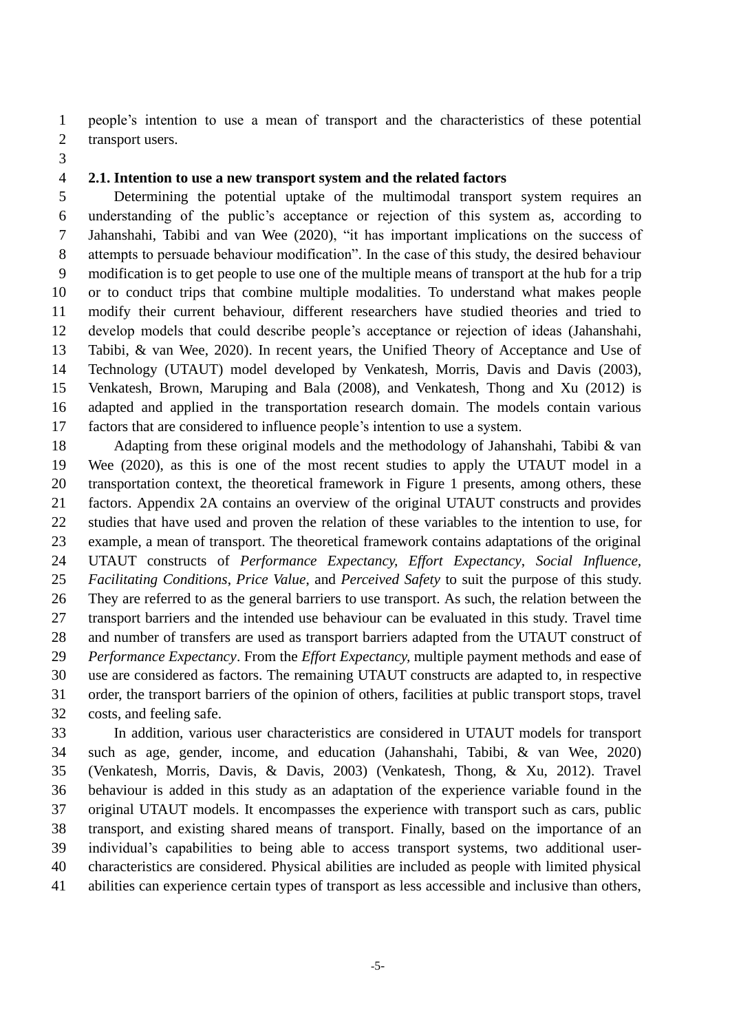people's intention to use a mean of transport and the characteristics of these potential transport users.

### 2.1. Intention to use a new transport system and the related factors

Determining the potential uptake of the multimodal transport system requires an understanding of the public's acceptance or rejection of this system as, according to Jahanshahi, Tabibi and van Wee (2020), "it has important implications on the success of attempts to persuade behaviour modification". In the case of this study, the desired behaviour modification is to get people to use one of the multiple means of transport at the hub for a trip or to conduct trips that combine multiple modalities. To understand what makes people modify their current behaviour, different researchers have studied theories and tried to develop models that could describe people's acceptance or rejection of ideas (Jahanshahi, Tabibi, & van Wee, 2020). In recent years, the Unified Theory of Acceptance and Use of Technology (UTAUT) model developed by Venkatesh, Morris, Davis and Davis (2003), Venkatesh, Brown, Maruping and Bala (2008), and Venkatesh, Thong and Xu (2012) is adapted and applied in the transportation research domain. The models contain various factors that are considered to influence people's intention to use a system.

Adapting from these original models and the methodology of Jahanshahi, Tabibi & van Wee (2020), as this is one of the most recent studies to apply the UTAUT model in a transportation context, the theoretical framework in Figure 1 presents, among others, these factors. Appendix 2A contains an overview of the original UTAUT constructs and provides studies that have used and proven the relation of these variables to the intention to use, for example, a mean of transport. The theoretical framework contains adaptations of the original UTAUT constructs of *Performance Expectancy, Effort Expectancy*, *Social Influence, Facilitating Conditions*, *Price Value*, and *Perceived Safety* to suit the purpose of this study. They are referred to as the general barriers to use transport. As such, the relation between the transport barriers and the intended use behaviour can be evaluated in this study. Travel time and number of transfers are used as transport barriers adapted from the UTAUT construct of *Performance Expectancy*. From the *Effort Expectancy,* multiple payment methods and ease of use are considered as factors. The remaining UTAUT constructs are adapted to, in respective order, the transport barriers of the opinion of others, facilities at public transport stops, travel costs, and feeling safe.

In addition, various user characteristics are considered in UTAUT models for transport such as age, gender, income, and education (Jahanshahi, Tabibi, & van Wee, 2020) (Venkatesh, Morris, Davis, & Davis, 2003) (Venkatesh, Thong, & Xu, 2012). Travel behaviour is added in this study as an adaptation of the experience variable found in the original UTAUT models. It encompasses the experience with transport such as cars, public transport, and existing shared means of transport. Finally, based on the importance of an individual's capabilities to being able to access transport systems, two additional user-characteristics are considered. Physical abilities are included as people with limited physical abilities can experience certain types of transport as less accessible and inclusive than others,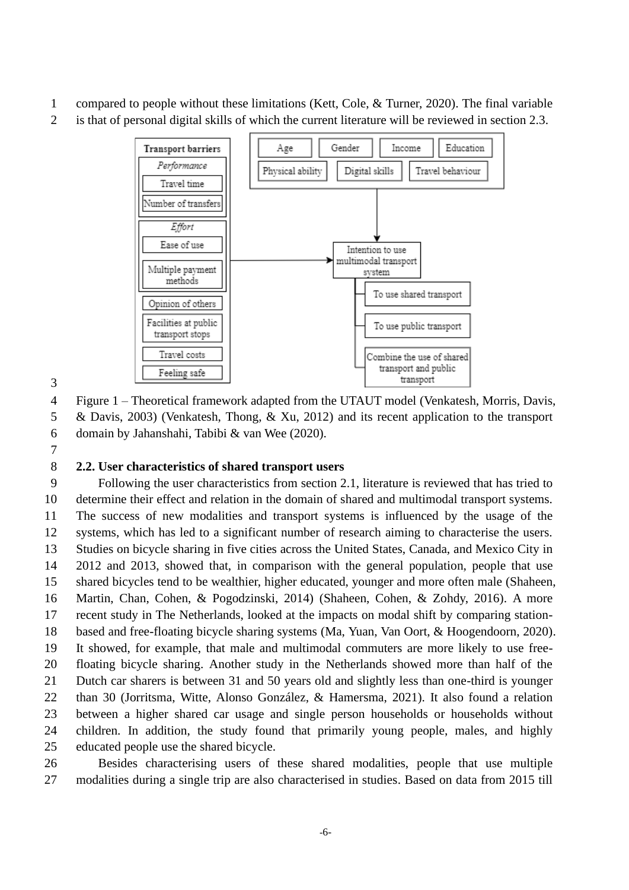compared to people without these limitations (Kett, Cole, & Turner, 2020). The final variable is that of personal digital skills of which the current literature will be reviewed in section 2.3.

Figure 1 – Theoretical framework adapted from the UTAUT model (Venkatesh, Morris, Davis, & Davis, 2003) (Venkatesh, Thong, & Xu, 2012) and its recent application to the transport domain by Jahanshahi, Tabibi & van Wee (2020).

### 2.2. User characteristics of shared transport users

Following the user characteristics from section 2.1, literature is reviewed that has tried to determine their effect and relation in the domain of shared and multimodal transport systems. The success of new modalities and transport systems is influenced by the usage of the systems, which has led to a significant number of research aiming to characterise the users. Studies on bicycle sharing in five cities across the United States, Canada, and Mexico City in 2012 and 2013, showed that, in comparison with the general population, people that use shared bicycles tend to be wealthier, higher educated, younger and more often male (Shaheen, Martin, Chan, Cohen, & Pogodzinski, 2014) (Shaheen, Cohen, & Zohdy, 2016). A more recent study in The Netherlands, looked at the impacts on modal shift by comparing station-based and free-floating bicycle sharing systems (Ma, Yuan, Van Oort, & Hoogendoorn, 2020). It showed, for example, that male and multimodal commuters are more likely to use free-floating bicycle sharing. Another study in the Netherlands showed more than half of the Dutch car sharers is between 31 and 50 years old and slightly less than one-third is younger than 30 (Jorritsma, Witte, Alonso González, & Hamersma, 2021). It also found a relation between a higher shared car usage and single person households or households without children. In addition, the study found that primarily young people, males, and highly educated people use the shared bicycle.

Besides characterising users of these shared modalities, people that use multiple modalities during a single trip are also characterised in studies. Based on data from 2015 till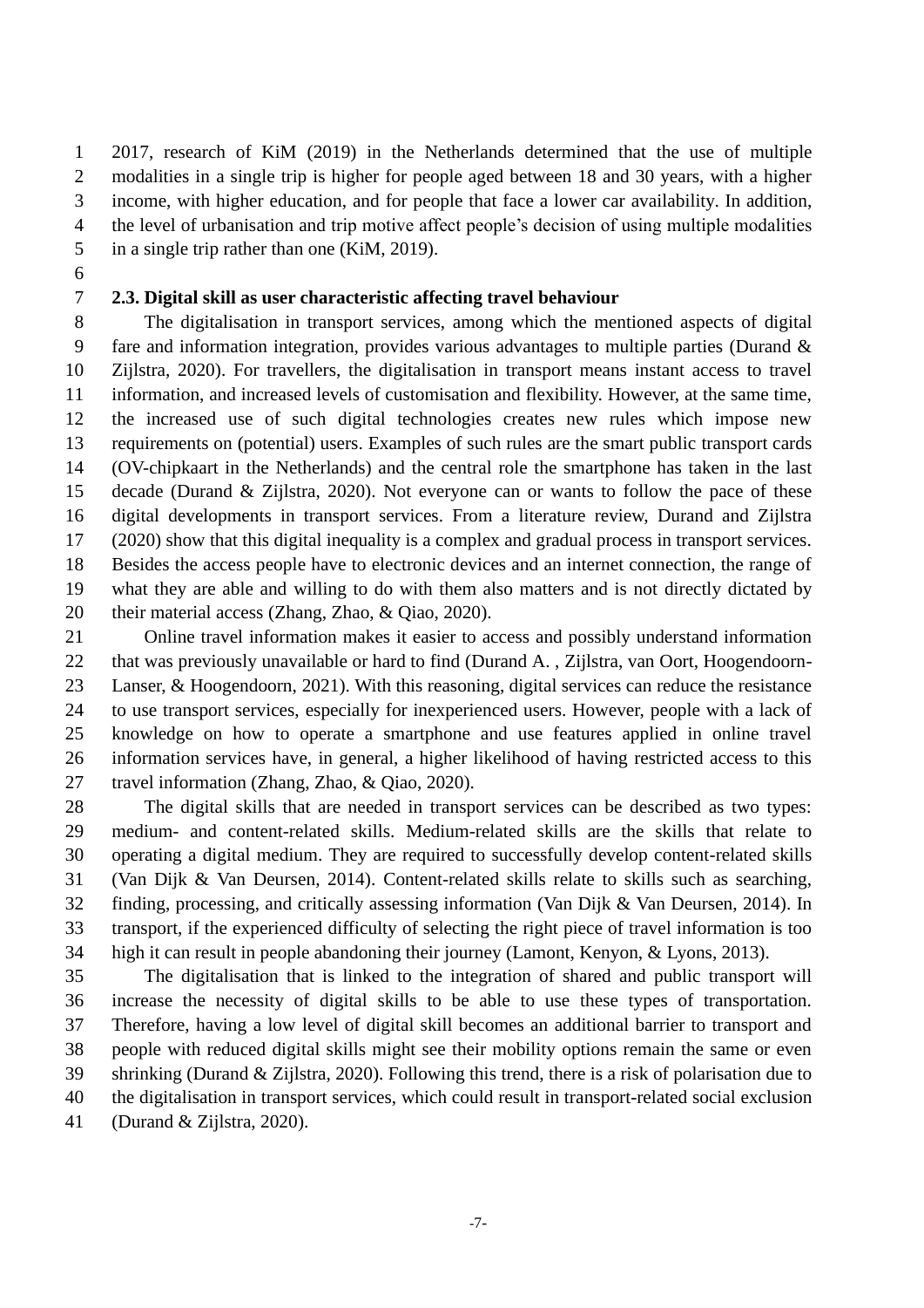2017, research of KiM (2019) in the Netherlands determined that the use of multiple modalities in a single trip is higher for people aged between 18 and 30 years, with a higher income, with higher education, and for people that face a lower car availability. In addition, the level of urbanisation and trip motive affect people's decision of using multiple modalities in a single trip rather than one (KiM, 2019).

### 2.3. Digital skill as user characteristic affecting travel behaviour

The digitalisation in transport services, among which the mentioned aspects of digital fare and information integration, provides various advantages to multiple parties (Durand & Zijlstra, 2020). For travellers, the digitalisation in transport means instant access to travel information, and increased levels of customisation and flexibility. However, at the same time, the increased use of such digital technologies creates new rules which impose new requirements on (potential) users. Examples of such rules are the smart public transport cards (OV-chipkaart in the Netherlands) and the central role the smartphone has taken in the last decade (Durand & Zijlstra, 2020). Not everyone can or wants to follow the pace of these digital developments in transport services. From a literature review, Durand and Zijlstra (2020) show that this digital inequality is a complex and gradual process in transport services. Besides the access people have to electronic devices and an internet connection, the range of what they are able and willing to do with them also matters and is not directly dictated by their material access (Zhang, Zhao, & Qiao, 2020).

Online travel information makes it easier to access and possibly understand information that was previously unavailable or hard to find (Durand A. , Zijlstra, van Oort, Hoogendoorn-Lanser, & Hoogendoorn, 2021). With this reasoning, digital services can reduce the resistance to use transport services, especially for inexperienced users. However, people with a lack of knowledge on how to operate a smartphone and use features applied in online travel information services have, in general, a higher likelihood of having restricted access to this travel information (Zhang, Zhao, & Qiao, 2020).

The digital skills that are needed in transport services can be described as two types: medium- and content-related skills. Medium-related skills are the skills that relate to operating a digital medium. They are required to successfully develop content-related skills (Van Dijk & Van Deursen, 2014). Content-related skills relate to skills such as searching, finding, processing, and critically assessing information (Van Dijk & Van Deursen, 2014). In transport, if the experienced difficulty of selecting the right piece of travel information is too high it can result in people abandoning their journey (Lamont, Kenyon, & Lyons, 2013).

The digitalisation that is linked to the integration of shared and public transport will increase the necessity of digital skills to be able to use these types of transportation. Therefore, having a low level of digital skill becomes an additional barrier to transport and people with reduced digital skills might see their mobility options remain the same or even shrinking (Durand & Zijlstra, 2020). Following this trend, there is a risk of polarisation due to the digitalisation in transport services, which could result in transport-related social exclusion (Durand & Zijlstra, 2020).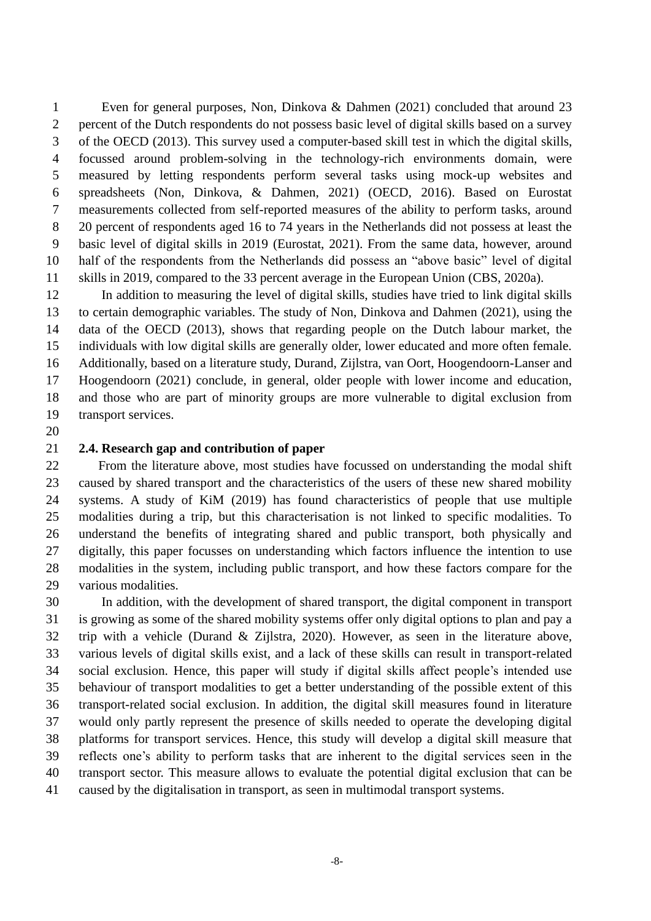Even for general purposes, Non, Dinkova & Dahmen (2021) concluded that around 23 percent of the Dutch respondents do not possess basic level of digital skills based on a survey of the OECD (2013). This survey used a computer-based skill test in which the digital skills, focussed around problem-solving in the technology-rich environments domain, were measured by letting respondents perform several tasks using mock-up websites and spreadsheets (Non, Dinkova, & Dahmen, 2021) (OECD, 2016). Based on Eurostat measurements collected from self-reported measures of the ability to perform tasks, around 20 percent of respondents aged 16 to 74 years in the Netherlands did not possess at least the basic level of digital skills in 2019 (Eurostat, 2021). From the same data, however, around half of the respondents from the Netherlands did possess an "above basic" level of digital skills in 2019, compared to the 33 percent average in the European Union (CBS, 2020a).

In addition to measuring the level of digital skills, studies have tried to link digital skills to certain demographic variables. The study of Non, Dinkova and Dahmen (2021), using the data of the OECD (2013), shows that regarding people on the Dutch labour market, the individuals with low digital skills are generally older, lower educated and more often female. Additionally, based on a literature study, Durand, Zijlstra, van Oort, Hoogendoorn-Lanser and Hoogendoorn (2021) conclude, in general, older people with lower income and education, and those who are part of minority groups are more vulnerable to digital exclusion from transport services.

### 2.4. Research gap and contribution of paper

From the literature above, most studies have focussed on understanding the modal shift caused by shared transport and the characteristics of the users of these new shared mobility systems. A study of KiM (2019) has found characteristics of people that use multiple modalities during a trip, but this characterisation is not linked to specific modalities. To understand the benefits of integrating shared and public transport, both physically and digitally, this paper focusses on understanding which factors influence the intention to use modalities in the system, including public transport, and how these factors compare for the various modalities.

In addition, with the development of shared transport, the digital component in transport is growing as some of the shared mobility systems offer only digital options to plan and pay a trip with a vehicle (Durand & Zijlstra, 2020). However, as seen in the literature above, various levels of digital skills exist, and a lack of these skills can result in transport-related social exclusion. Hence, this paper will study if digital skills affect people's intended use behaviour of transport modalities to get a better understanding of the possible extent of this transport-related social exclusion. In addition, the digital skill measures found in literature would only partly represent the presence of skills needed to operate the developing digital platforms for transport services. Hence, this study will develop a digital skill measure that reflects one's ability to perform tasks that are inherent to the digital services seen in the transport sector. This measure allows to evaluate the potential digital exclusion that can be caused by the digitalisation in transport, as seen in multimodal transport systems.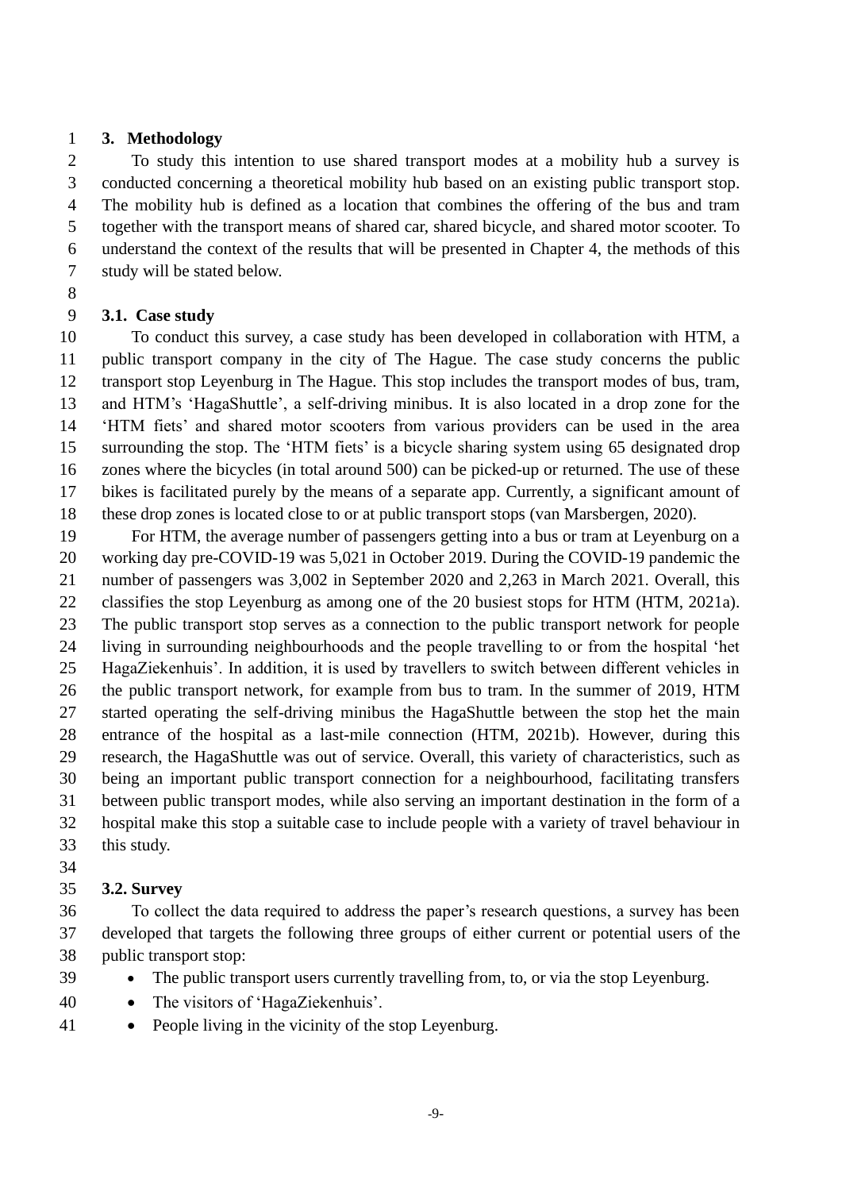# 3. Methodology

To study this intention to use shared transport modes at a mobility hub a survey is conducted concerning a theoretical mobility hub based on an existing public transport stop. The mobility hub is defined as a location that combines the offering of the bus and tram together with the transport means of shared car, shared bicycle, and shared motor scooter. To understand the context of the results that will be presented in Chapter 4, the methods of this study will be stated below.

## 3.1. Case study

To conduct this survey, a case study has been developed in collaboration with HTM, a public transport company in the city of The Hague. The case study concerns the public transport stop Leyenburg in The Hague. This stop includes the transport modes of bus, tram, and HTM's 'HagaShuttle', a self-driving minibus. It is also located in a drop zone for the 'HTM fiets' and shared motor scooters from various providers can be used in the area surrounding the stop. The 'HTM fiets' is a bicycle sharing system using 65 designated drop zones where the bicycles (in total around 500) can be picked-up or returned. The use of these bikes is facilitated purely by the means of a separate app. Currently, a significant amount of these drop zones is located close to or at public transport stops (van Marsbergen, 2020).

For HTM, the average number of passengers getting into a bus or tram at Leyenburg on a working day pre-COVID-19 was 5,021 in October 2019. During the COVID-19 pandemic the number of passengers was 3,002 in September 2020 and 2,263 in March 2021. Overall, this classifies the stop Leyenburg as among one of the 20 busiest stops for HTM (HTM, 2021a). The public transport stop serves as a connection to the public transport network for people living in surrounding neighbourhoods and the people travelling to or from the hospital 'het HagaZiekenhuis'. In addition, it is used by travellers to switch between different vehicles in the public transport network, for example from bus to tram. In the summer of 2019, HTM started operating the self-driving minibus the HagaShuttle between the stop het the main entrance of the hospital as a last-mile connection (HTM, 2021b). However, during this research, the HagaShuttle was out of service. Overall, this variety of characteristics, such as being an important public transport connection for a neighbourhood, facilitating transfers between public transport modes, while also serving an important destination in the form of a hospital make this stop a suitable case to include people with a variety of travel behaviour in this study.

## 3.2. Survey

To collect the data required to address the paper's research questions, a survey has been developed that targets the following three groups of either current or potential users of the public transport stop:

- The public transport users currently travelling from, to, or via the stop Leyenburg.
- The visitors of 'HagaZiekenhuis'.
- People living in the vicinity of the stop Leyenburg.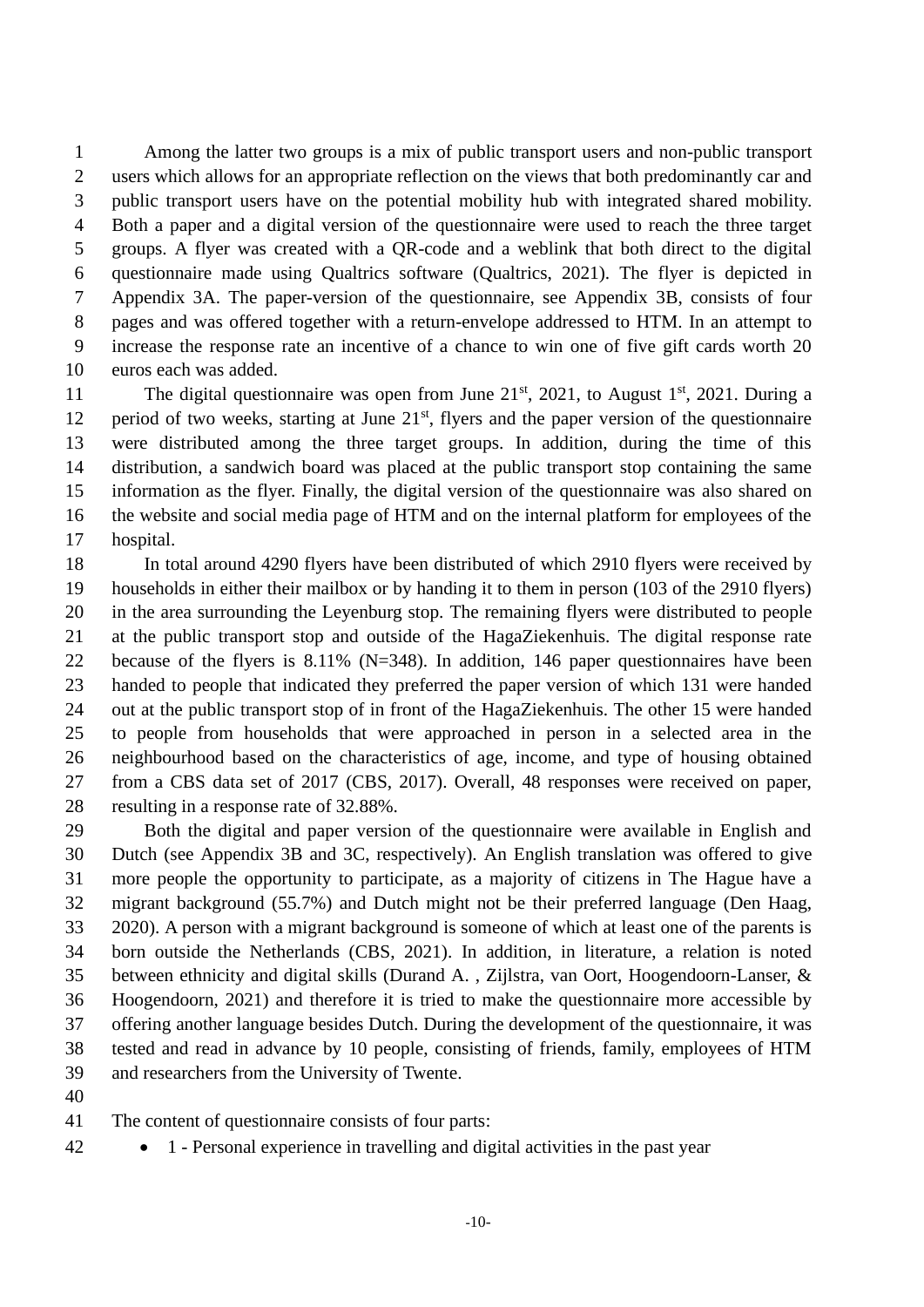Among the latter two groups is a mix of public transport users and non-public transport users which allows for an appropriate reflection on the views that both predominantly car and public transport users have on the potential mobility hub with integrated shared mobility. Both a paper and a digital version of the questionnaire were used to reach the three target groups. A flyer was created with a QR-code and a weblink that both direct to the digital questionnaire made using Qualtrics software (Qualtrics, 2021). The flyer is depicted in Appendix 3A. The paper-version of the questionnaire, see Appendix 3B, consists of four pages and was offered together with a return-envelope addressed to HTM. In an attempt to increase the response rate an incentive of a chance to win one of five gift cards worth 20 euros each was added.

The digital questionnaire was open from June 21st, 2021, to August 1st, 2021. During a period of two weeks, starting at June 21st, flyers and the paper version of the questionnaire were distributed among the three target groups. In addition, during the time of this distribution, a sandwich board was placed at the public transport stop containing the same information as the flyer. Finally, the digital version of the questionnaire was also shared on the website and social media page of HTM and on the internal platform for employees of the hospital.

In total around 4290 flyers have been distributed of which 2910 flyers were received by households in either their mailbox or by handing it to them in person (103 of the 2910 flyers) in the area surrounding the Leyenburg stop. The remaining flyers were distributed to people at the public transport stop and outside of the HagaZiekenhuis. The digital response rate because of the flyers is 8.11% (N=348). In addition, 146 paper questionnaires have been handed to people that indicated they preferred the paper version of which 131 were handed out at the public transport stop of in front of the HagaZiekenhuis. The other 15 were handed to people from households that were approached in person in a selected area in the neighbourhood based on the characteristics of age, income, and type of housing obtained from a CBS data set of 2017 (CBS, 2017). Overall, 48 responses were received on paper, resulting in a response rate of 32.88%.

Both the digital and paper version of the questionnaire were available in English and Dutch (see Appendix 3B and 3C, respectively). An English translation was offered to give more people the opportunity to participate, as a majority of citizens in The Hague have a migrant background (55.7%) and Dutch might not be their preferred language (Den Haag, 2020). A person with a migrant background is someone of which at least one of the parents is born outside the Netherlands (CBS, 2021). In addition, in literature, a relation is noted between ethnicity and digital skills (Durand A. , Zijlstra, van Oort, Hoogendoorn-Lanser, & Hoogendoorn, 2021) and therefore it is tried to make the questionnaire more accessible by offering another language besides Dutch. During the development of the questionnaire, it was tested and read in advance by 10 people, consisting of friends, family, employees of HTM and researchers from the University of Twente.

The content of questionnaire consists of four parts:

- 1 - Personal experience in travelling and digital activities in the past year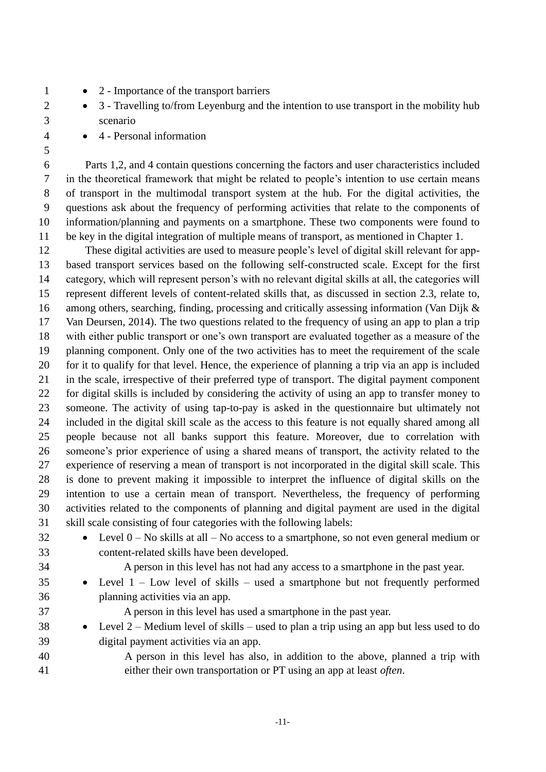- 2 - Importance of the transport barriers
- 3 - Travelling to/from Leyenburg and the intention to use transport in the mobility hub scenario
- 4 - Personal information

Parts 1,2, and 4 contain questions concerning the factors and user characteristics included in the theoretical framework that might be related to people's intention to use certain means of transport in the multimodal transport system at the hub. For the digital activities, the questions ask about the frequency of performing activities that relate to the components of information/planning and payments on a smartphone. These two components were found to be key in the digital integration of multiple means of transport, as mentioned in Chapter 1.

These digital activities are used to measure people's level of digital skill relevant for app-based transport services based on the following self-constructed scale. Except for the first category, which will represent person's with no relevant digital skills at all, the categories will represent different levels of content-related skills that, as discussed in section 2.3, relate to, among others, searching, finding, processing and critically assessing information (Van Dijk & Van Deursen, 2014). The two questions related to the frequency of using an app to plan a trip with either public transport or one's own transport are evaluated together as a measure of the planning component. Only one of the two activities has to meet the requirement of the scale for it to qualify for that level. Hence, the experience of planning a trip via an app is included in the scale, irrespective of their preferred type of transport. The digital payment component for digital skills is included by considering the activity of using an app to transfer money to someone. The activity of using tap-to-pay is asked in the questionnaire but ultimately not included in the digital skill scale as the access to this feature is not equally shared among all people because not all banks support this feature. Moreover, due to correlation with someone's prior experience of using a shared means of transport, the activity related to the experience of reserving a mean of transport is not incorporated in the digital skill scale. This is done to prevent making it impossible to interpret the influence of digital skills on the intention to use a certain mean of transport. Nevertheless, the frequency of performing activities related to the components of planning and digital payment are used in the digital skill scale consisting of four categories with the following labels:

- Level 0 – No skills at all – No access to a smartphone, so not even general medium or content-related skills have been developed.
  
  A person in this level has not had any access to a smartphone in the past year.
- Level 1 – Low level of skills – used a smartphone but not frequently performed planning activities via an app.
  
  A person in this level has used a smartphone in the past year.
- Level 2 – Medium level of skills – used to plan a trip using an app but less used to do digital payment activities via an app.
  
  A person in this level has also, in addition to the above, planned a trip with either their own transportation or PT using an app at least *often*.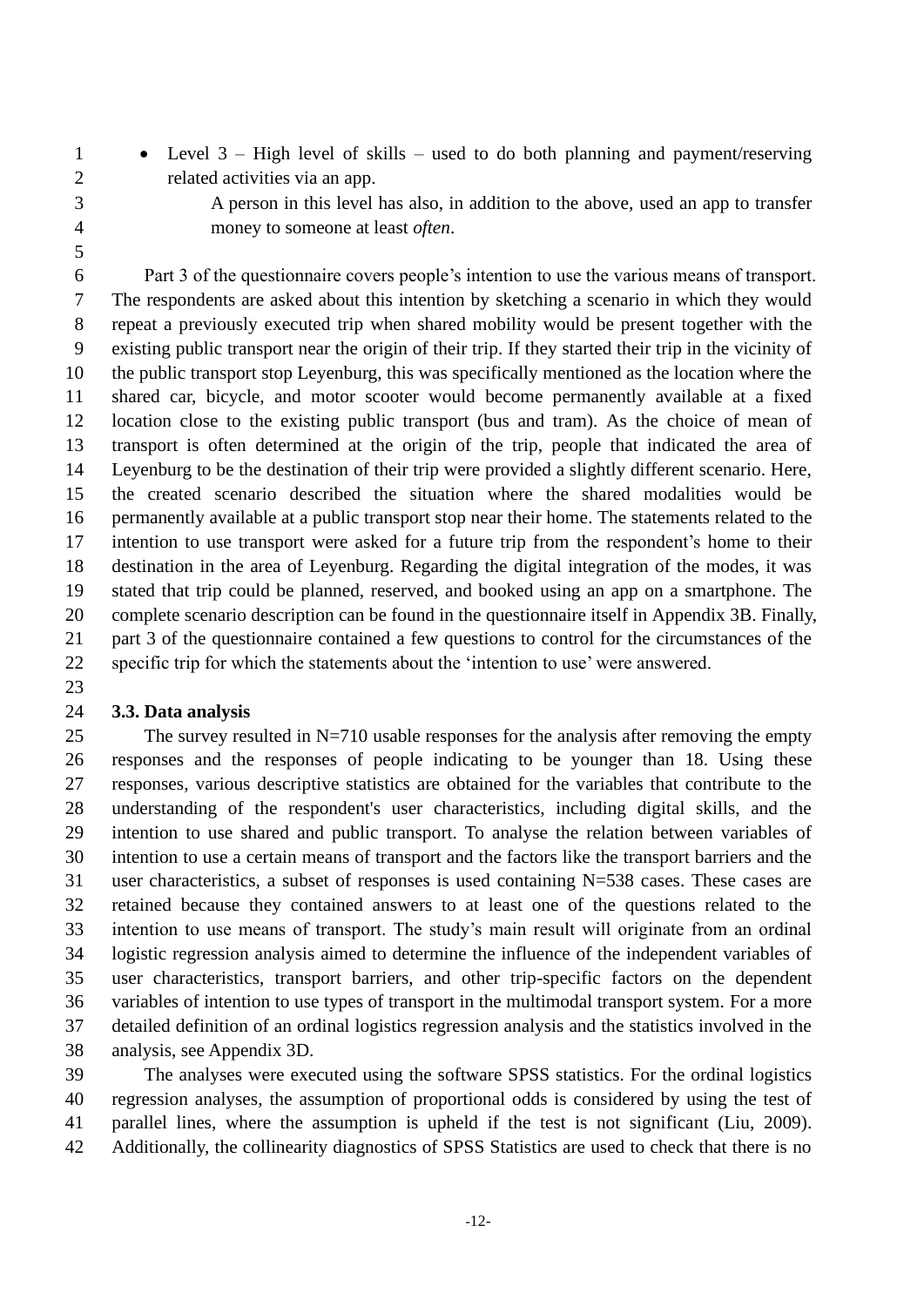- Level 3 – High level of skills – used to do both planning and payment/reserving related activities via an app.

    A person in this level has also, in addition to the above, used an app to transfer money to someone at least *often*.

Part 3 of the questionnaire covers people's intention to use the various means of transport. The respondents are asked about this intention by sketching a scenario in which they would repeat a previously executed trip when shared mobility would be present together with the existing public transport near the origin of their trip. If they started their trip in the vicinity of the public transport stop Leyenburg, this was specifically mentioned as the location where the shared car, bicycle, and motor scooter would become permanently available at a fixed location close to the existing public transport (bus and tram). As the choice of mean of transport is often determined at the origin of the trip, people that indicated the area of Leyenburg to be the destination of their trip were provided a slightly different scenario. Here, the created scenario described the situation where the shared modalities would be permanently available at a public transport stop near their home. The statements related to the intention to use transport were asked for a future trip from the respondent's home to their destination in the area of Leyenburg. Regarding the digital integration of the modes, it was stated that trip could be planned, reserved, and booked using an app on a smartphone. The complete scenario description can be found in the questionnaire itself in Appendix 3B. Finally, part 3 of the questionnaire contained a few questions to control for the circumstances of the specific trip for which the statements about the 'intention to use' were answered.

### 3.3. Data analysis

The survey resulted in N=710 usable responses for the analysis after removing the empty responses and the responses of people indicating to be younger than 18. Using these responses, various descriptive statistics are obtained for the variables that contribute to the understanding of the respondent's user characteristics, including digital skills, and the intention to use shared and public transport. To analyse the relation between variables of intention to use a certain means of transport and the factors like the transport barriers and the user characteristics, a subset of responses is used containing N=538 cases. These cases are retained because they contained answers to at least one of the questions related to the intention to use means of transport. The study's main result will originate from an ordinal logistic regression analysis aimed to determine the influence of the independent variables of user characteristics, transport barriers, and other trip-specific factors on the dependent variables of intention to use types of transport in the multimodal transport system. For a more detailed definition of an ordinal logistics regression analysis and the statistics involved in the analysis, see Appendix 3D.

The analyses were executed using the software SPSS statistics. For the ordinal logistics regression analyses, the assumption of proportional odds is considered by using the test of parallel lines, where the assumption is upheld if the test is not significant (Liu, 2009). Additionally, the collinearity diagnostics of SPSS Statistics are used to check that there is no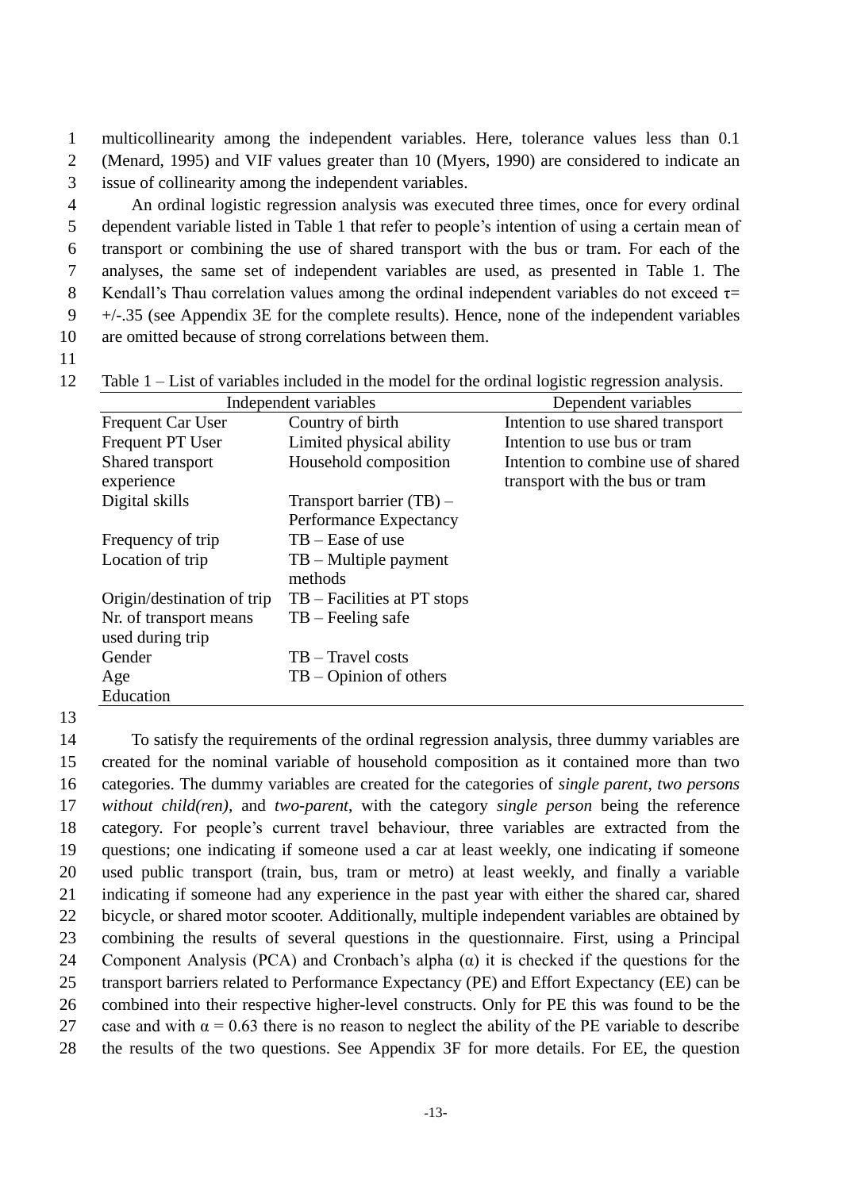multicollinearity among the independent variables. Here, tolerance values less than 0.1 (Menard, 1995) and VIF values greater than 10 (Myers, 1990) are considered to indicate an issue of collinearity among the independent variables.

An ordinal logistic regression analysis was executed three times, once for every ordinal dependent variable listed in Table 1 that refer to people's intention of using a certain mean of transport or combining the use of shared transport with the bus or tram. For each of the analyses, the same set of independent variables are used, as presented in Table 1. The Kendall's Thau correlation values among the ordinal independent variables do not exceed $\tau$= +/-.35 (see Appendix 3E for the complete results). Hence, none of the independent variables are omitted because of strong correlations between them.

Table 1 – List of variables included in the model for the ordinal logistic regression analysis.

| Independent variables | | Dependent variables |
|---|---|---|
| Frequent Car User | Country of birth | Intention to use shared transport |
| Frequent PT User | Limited physical ability | Intention to use bus or tram |
| Shared transport experience | Household composition | Intention to combine use of shared transport with the bus or tram |
| Digital skills | Transport barrier (TB) – Performance Expectancy | |
| Frequency of trip | TB – Ease of use | |
| Location of trip | TB – Multiple payment methods | |
| Origin/destination of trip | TB – Facilities at PT stops | |
| Nr. of transport means used during trip | TB – Feeling safe | |
| Gender | TB – Travel costs | |
| Age | TB – Opinion of others | |
| Education | | |

To satisfy the requirements of the ordinal regression analysis, three dummy variables are created for the nominal variable of household composition as it contained more than two categories. The dummy variables are created for the categories of *single parent*, *two persons without child(ren)*, and *two-parent*, with the category *single person* being the reference category. For people's current travel behaviour, three variables are extracted from the questions; one indicating if someone used a car at least weekly, one indicating if someone used public transport (train, bus, tram or metro) at least weekly, and finally a variable indicating if someone had any experience in the past year with either the shared car, shared bicycle, or shared motor scooter. Additionally, multiple independent variables are obtained by combining the results of several questions in the questionnaire. First, using a Principal Component Analysis (PCA) and Cronbach's alpha ($\alpha$) it is checked if the questions for the transport barriers related to Performance Expectancy (PE) and Effort Expectancy (EE) can be combined into their respective higher-level constructs. Only for PE this was found to be the case and with $\alpha = 0.63$ there is no reason to neglect the ability of the PE variable to describe the results of the two questions. See Appendix 3F for more details. For EE, the question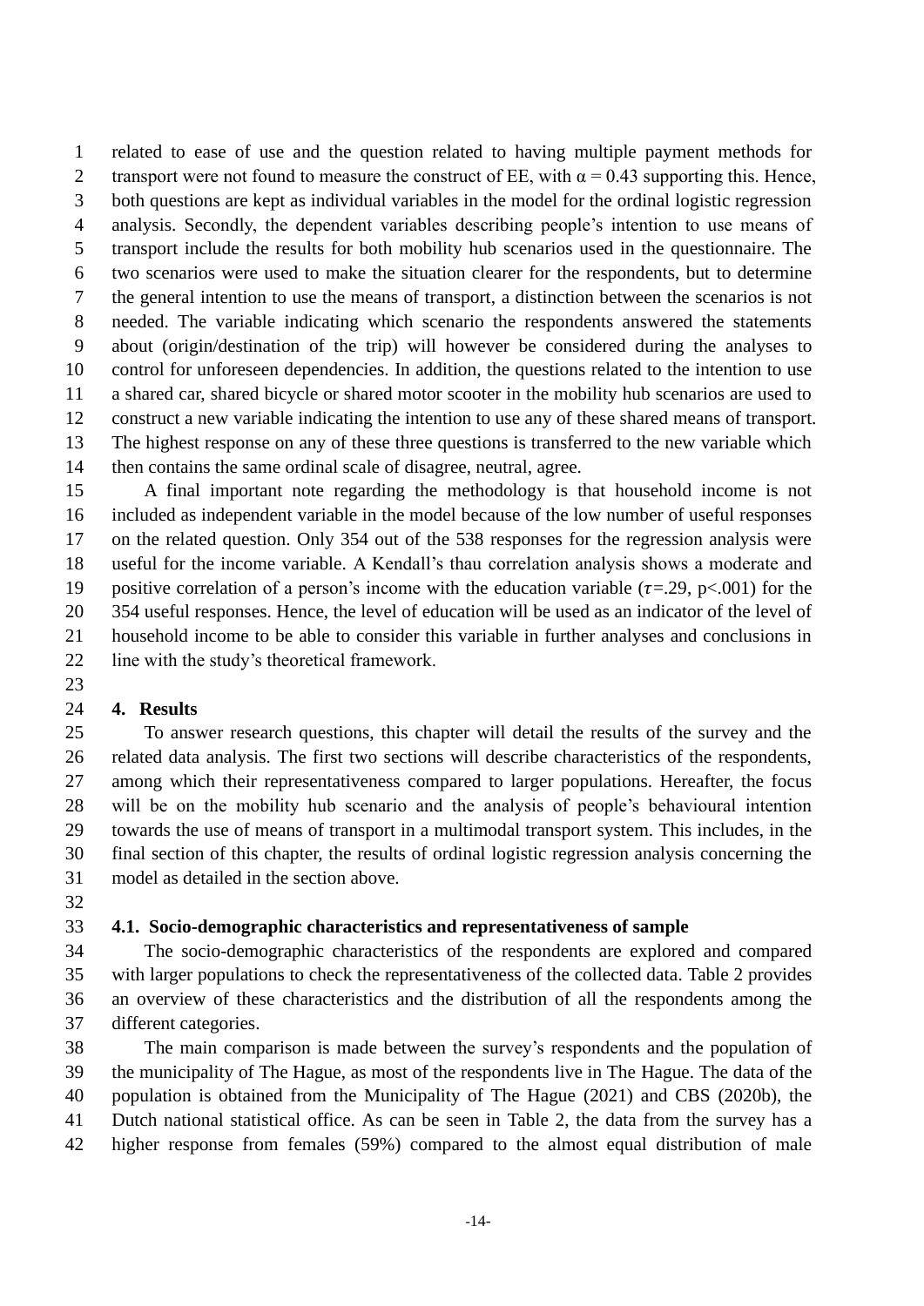related to ease of use and the question related to having multiple payment methods for transport were not found to measure the construct of EE, with $\alpha = 0.43$ supporting this. Hence, both questions are kept as individual variables in the model for the ordinal logistic regression analysis. Secondly, the dependent variables describing people's intention to use means of transport include the results for both mobility hub scenarios used in the questionnaire. The two scenarios were used to make the situation clearer for the respondents, but to determine the general intention to use the means of transport, a distinction between the scenarios is not needed. The variable indicating which scenario the respondents answered the statements about (origin/destination of the trip) will however be considered during the analyses to control for unforeseen dependencies. In addition, the questions related to the intention to use a shared car, shared bicycle or shared motor scooter in the mobility hub scenarios are used to construct a new variable indicating the intention to use any of these shared means of transport. The highest response on any of these three questions is transferred to the new variable which then contains the same ordinal scale of disagree, neutral, agree.

A final important note regarding the methodology is that household income is not included as independent variable in the model because of the low number of useful responses on the related question. Only 354 out of the 538 responses for the regression analysis were useful for the income variable. A Kendall's thau correlation analysis shows a moderate and positive correlation of a person's income with the education variable ($\tau$=.29, p<.001) for the 354 useful responses. Hence, the level of education will be used as an indicator of the level of household income to be able to consider this variable in further analyses and conclusions in line with the study's theoretical framework.

## 4. Results

To answer research questions, this chapter will detail the results of the survey and the related data analysis. The first two sections will describe characteristics of the respondents, among which their representativeness compared to larger populations. Hereafter, the focus will be on the mobility hub scenario and the analysis of people's behavioural intention towards the use of means of transport in a multimodal transport system. This includes, in the final section of this chapter, the results of ordinal logistic regression analysis concerning the model as detailed in the section above.

### 4.1. Socio-demographic characteristics and representativeness of sample

The socio-demographic characteristics of the respondents are explored and compared with larger populations to check the representativeness of the collected data. Table 2 provides an overview of these characteristics and the distribution of all the respondents among the different categories.

The main comparison is made between the survey's respondents and the population of the municipality of The Hague, as most of the respondents live in The Hague. The data of the population is obtained from the Municipality of The Hague (2021) and CBS (2020b), the Dutch national statistical office. As can be seen in Table 2, the data from the survey has a higher response from females (59%) compared to the almost equal distribution of male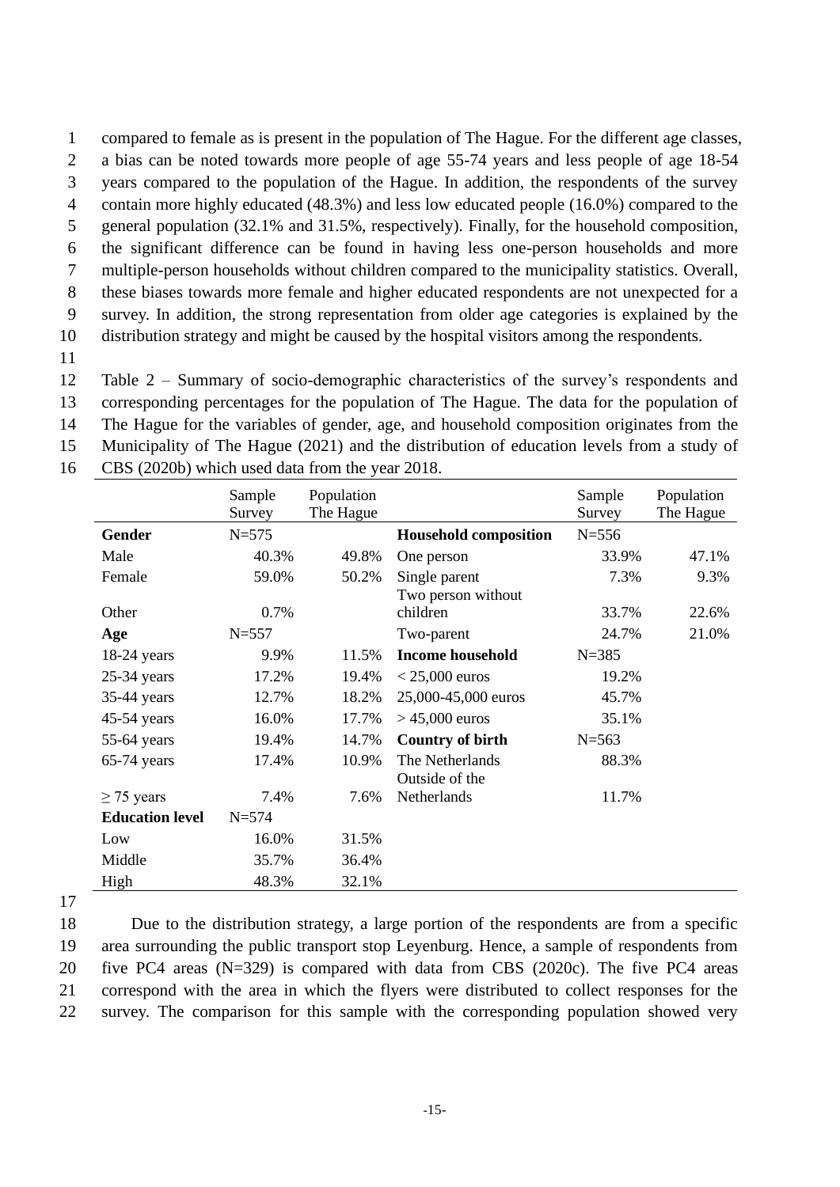compared to female as is present in the population of The Hague. For the different age classes, a bias can be noted towards more people of age 55-74 years and less people of age 18-54 years compared to the population of the Hague. In addition, the respondents of the survey contain more highly educated (48.3%) and less low educated people (16.0%) compared to the general population (32.1% and 31.5%, respectively). Finally, for the household composition, the significant difference can be found in having less one-person households and more multiple-person households without children compared to the municipality statistics. Overall, these biases towards more female and higher educated respondents are not unexpected for a survey. In addition, the strong representation from older age categories is explained by the distribution strategy and might be caused by the hospital visitors among the respondents.

Table 2 – Summary of socio-demographic characteristics of the survey's respondents and corresponding percentages for the population of The Hague. The data for the population of The Hague for the variables of gender, age, and household composition originates from the Municipality of The Hague (2021) and the distribution of education levels from a study of CBS (2020b) which used data from the year 2018.

| | Sample Survey | Population The Hague | | Sample Survey | Population The Hague |
|---|---|---|---|---|---|
| **Gender** | N=575 | | **Household composition** | N=556 | |
| Male | 40.3% | 49.8% | One person | 33.9% | 47.1% |
| Female | 59.0% | 50.2% | Single parent | 7.3% | 9.3% |
| Other | 0.7% | | Two person without children | 33.7% | 22.6% |
| **Age** | N=557 | | Two-parent | 24.7% | 21.0% |
| 18-24 years | 9.9% | 11.5% | **Income household** | N=385 | |
| 25-34 years | 17.2% | 19.4% | < 25,000 euros | 19.2% | |
| 35-44 years | 12.7% | 18.2% | 25,000-45,000 euros | 45.7% | |
| 45-54 years | 16.0% | 17.7% | > 45,000 euros | 35.1% | |
| 55-64 years | 19.4% | 14.7% | **Country of birth** | N=563 | |
| 65-74 years | 17.4% | 10.9% | The Netherlands | 88.3% | |
| ≥ 75 years | 7.4% | 7.6% | Outside of the Netherlands | 11.7% | |
| **Education level** | N=574 | | | | |
| Low | 16.0% | 31.5% | | | |
| Middle | 35.7% | 36.4% | | | |
| High | 48.3% | 32.1% | | | |

Due to the distribution strategy, a large portion of the respondents are from a specific area surrounding the public transport stop Leyenburg. Hence, a sample of respondents from five PC4 areas (N=329) is compared with data from CBS (2020c). The five PC4 areas correspond with the area in which the flyers were distributed to collect responses for the survey. The comparison for this sample with the corresponding population showed very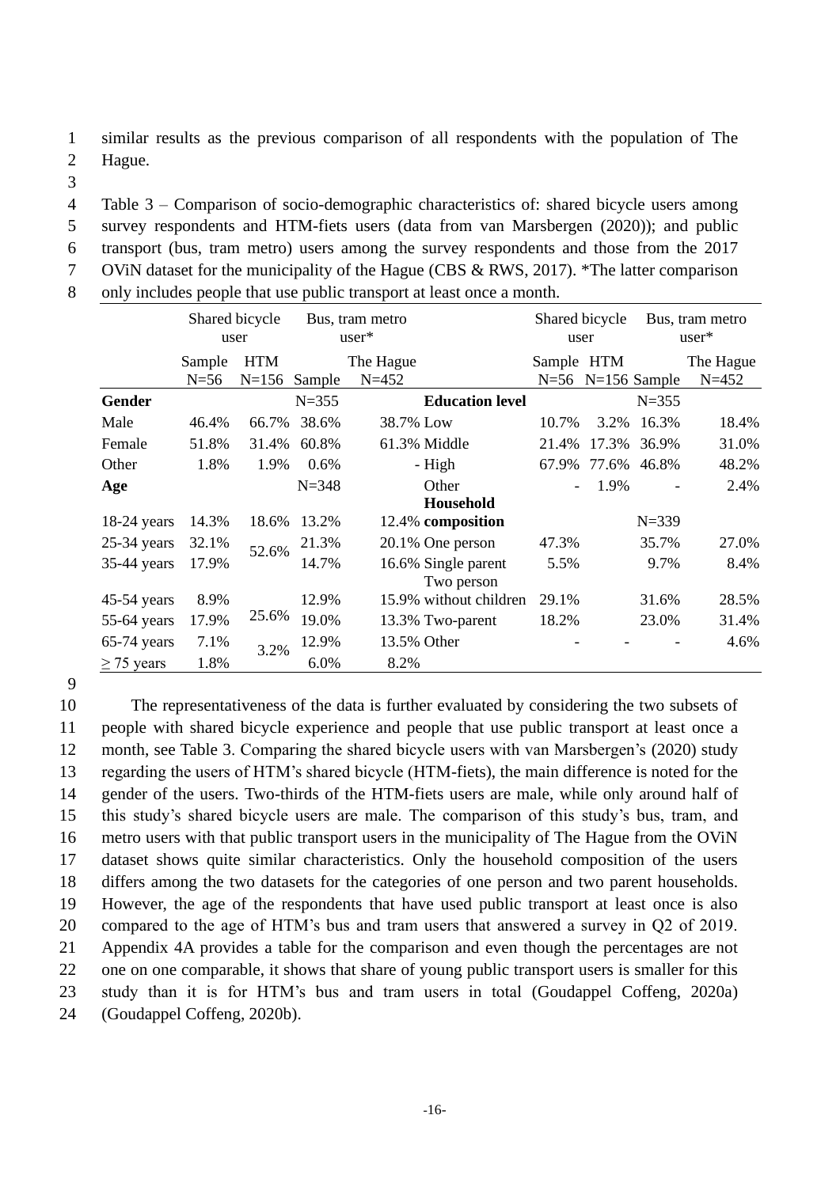similar results as the previous comparison of all respondents with the population of The Hague.

Table 3 – Comparison of socio-demographic characteristics of: shared bicycle users among survey respondents and HTM-fiets users (data from van Marsbergen (2020)); and public transport (bus, tram metro) users among the survey respondents and those from the 2017 OViN dataset for the municipality of the Hague (CBS & RWS, 2017). *The latter comparison only includes people that use public transport at least once a month.

| | Shared bicycle user | | Bus, tram metro user* | | | Shared bicycle user | | Bus, tram metro user* | |
|---|---|---|---|---|---|---|---|---|---|
| | Sample N=56 | HTM N=156 | Sample | The Hague N=452 | | Sample N=56 | HTM N=156 | Sample | The Hague N=452 |
| **Gender** | | | N=355 | | **Education level** | | | N=355 | |
| Male | 46.4% | 66.7% | 38.6% | 38.7% | Low | 10.7% | 3.2% | 16.3% | 18.4% |
| Female | 51.8% | 31.4% | 60.8% | 61.3% | Middle | 21.4% | 17.3% | 36.9% | 31.0% |
| Other | 1.8% | 1.9% | 0.6% | - | High | 67.9% | 77.6% | 46.8% | 48.2% |
| **Age** | | | N=348 | | Other | - | 1.9% | - | 2.4% |
| 18-24 years | 14.3% | 18.6% | 13.2% | 12.4% | **Household composition** | | | N=339 | |
| 25-34 years | 32.1% | 52.6% | 21.3% | 20.1% | One person | 47.3% | | 35.7% | 27.0% |
| 35-44 years | 17.9% | | 14.7% | 16.6% | Single parent | 5.5% | | 9.7% | 8.4% |
| 45-54 years | 8.9% | 25.6% | 12.9% | 15.9% | Two person without children | 29.1% | | 31.6% | 28.5% |
| 55-64 years | 17.9% | | 19.0% | 13.3% | Two-parent | 18.2% | | 23.0% | 31.4% |
| 65-74 years | 7.1% | 3.2% | 12.9% | 13.5% | Other | - | - | - | 4.6% |
| ≥ 75 years | 1.8% | | 6.0% | 8.2% | | | | | |

The representativeness of the data is further evaluated by considering the two subsets of people with shared bicycle experience and people that use public transport at least once a month, see Table 3. Comparing the shared bicycle users with van Marsbergen's (2020) study regarding the users of HTM's shared bicycle (HTM-fiets), the main difference is noted for the gender of the users. Two-thirds of the HTM-fiets users are male, while only around half of this study's shared bicycle users are male. The comparison of this study's bus, tram, and metro users with that public transport users in the municipality of The Hague from the OViN dataset shows quite similar characteristics. Only the household composition of the users differs among the two datasets for the categories of one person and two parent households. However, the age of the respondents that have used public transport at least once is also compared to the age of HTM's bus and tram users that answered a survey in Q2 of 2019. Appendix 4A provides a table for the comparison and even though the percentages are not one on one comparable, it shows that share of young public transport users is smaller for this study than it is for HTM's bus and tram users in total (Goudappel Coffeng, 2020a) (Goudappel Coffeng, 2020b).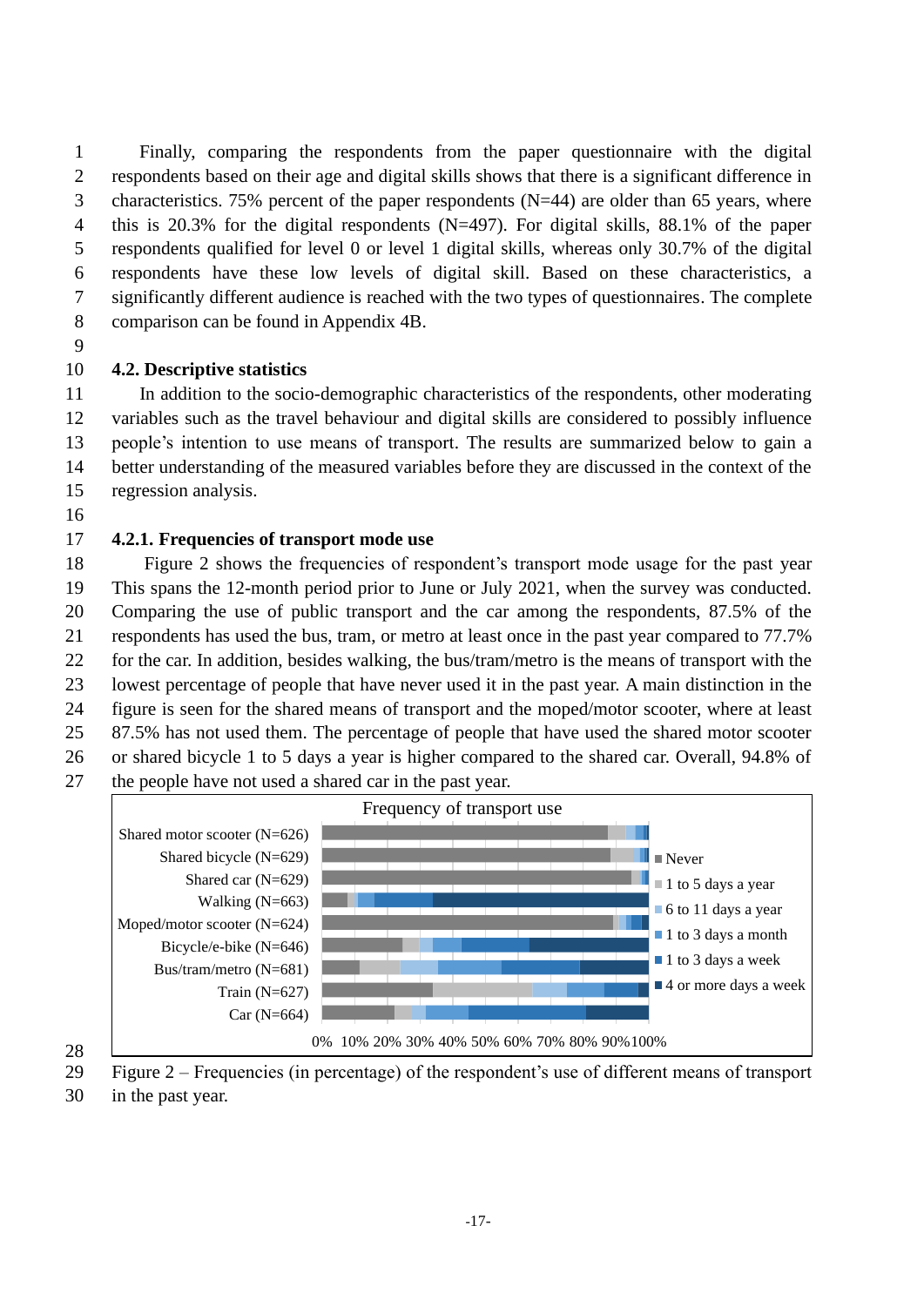Finally, comparing the respondents from the paper questionnaire with the digital respondents based on their age and digital skills shows that there is a significant difference in characteristics. 75% percent of the paper respondents (N=44) are older than 65 years, where this is 20.3% for the digital respondents (N=497). For digital skills, 88.1% of the paper respondents qualified for level 0 or level 1 digital skills, whereas only 30.7% of the digital respondents have these low levels of digital skill. Based on these characteristics, a significantly different audience is reached with the two types of questionnaires. The complete comparison can be found in Appendix 4B.

## 4.2. Descriptive statistics

In addition to the socio-demographic characteristics of the respondents, other moderating variables such as the travel behaviour and digital skills are considered to possibly influence people's intention to use means of transport. The results are summarized below to gain a better understanding of the measured variables before they are discussed in the context of the regression analysis.

### 4.2.1. Frequencies of transport mode use

Figure 2 shows the frequencies of respondent's transport mode usage for the past year This spans the 12-month period prior to June or July 2021, when the survey was conducted. Comparing the use of public transport and the car among the respondents, 87.5% of the respondents has used the bus, tram, or metro at least once in the past year compared to 77.7% for the car. In addition, besides walking, the bus/tram/metro is the means of transport with the lowest percentage of people that have never used it in the past year. A main distinction in the figure is seen for the shared means of transport and the moped/motor scooter, where at least 87.5% has not used them. The percentage of people that have used the shared motor scooter or shared bicycle 1 to 5 days a year is higher compared to the shared car. Overall, 94.8% of the people have not used a shared car in the past year.

Figure 2 – Frequencies (in percentage) of the respondent's use of different means of transport in the past year.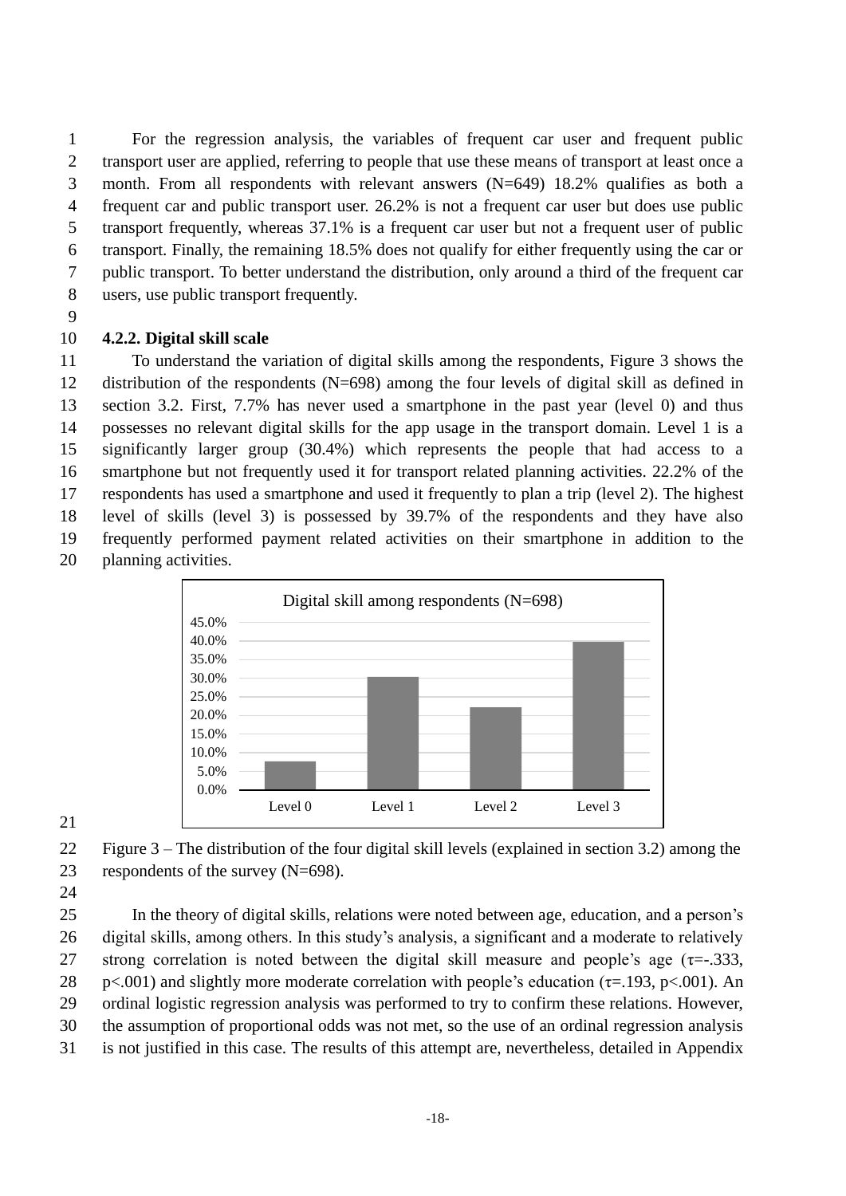For the regression analysis, the variables of frequent car user and frequent public transport user are applied, referring to people that use these means of transport at least once a month. From all respondents with relevant answers (N=649) 18.2% qualifies as both a frequent car and public transport user. 26.2% is not a frequent car user but does use public transport frequently, whereas 37.1% is a frequent car user but not a frequent user of public transport. Finally, the remaining 18.5% does not qualify for either frequently using the car or public transport. To better understand the distribution, only around a third of the frequent car users, use public transport frequently.

### 4.2.2. Digital skill scale

To understand the variation of digital skills among the respondents, Figure 3 shows the distribution of the respondents (N=698) among the four levels of digital skill as defined in section 3.2. First, 7.7% has never used a smartphone in the past year (level 0) and thus possesses no relevant digital skills for the app usage in the transport domain. Level 1 is a significantly larger group (30.4%) which represents the people that had access to a smartphone but not frequently used it for transport related planning activities. 22.2% of the respondents has used a smartphone and used it frequently to plan a trip (level 2). The highest level of skills (level 3) is possessed by 39.7% of the respondents and they have also frequently performed payment related activities on their smartphone in addition to the planning activities.

Digital skill among respondents (N=698)

| Level | Share |
|---|---|
| Level 0 | 7.7% |
| Level 1 | 30.4% |
| Level 2 | 22.2% |
| Level 3 | 39.7% |

Figure 3 – The distribution of the four digital skill levels (explained in section 3.2) among the respondents of the survey (N=698).

In the theory of digital skills, relations were noted between age, education, and a person's digital skills, among others. In this study's analysis, a significant and a moderate to relatively strong correlation is noted between the digital skill measure and people's age ($\tau$=-.333, $p$<.001) and slightly more moderate correlation with people's education ($\tau$=.193, $p$<.001). An ordinal logistic regression analysis was performed to try to confirm these relations. However, the assumption of proportional odds was not met, so the use of an ordinal regression analysis is not justified in this case. The results of this attempt are, nevertheless, detailed in Appendix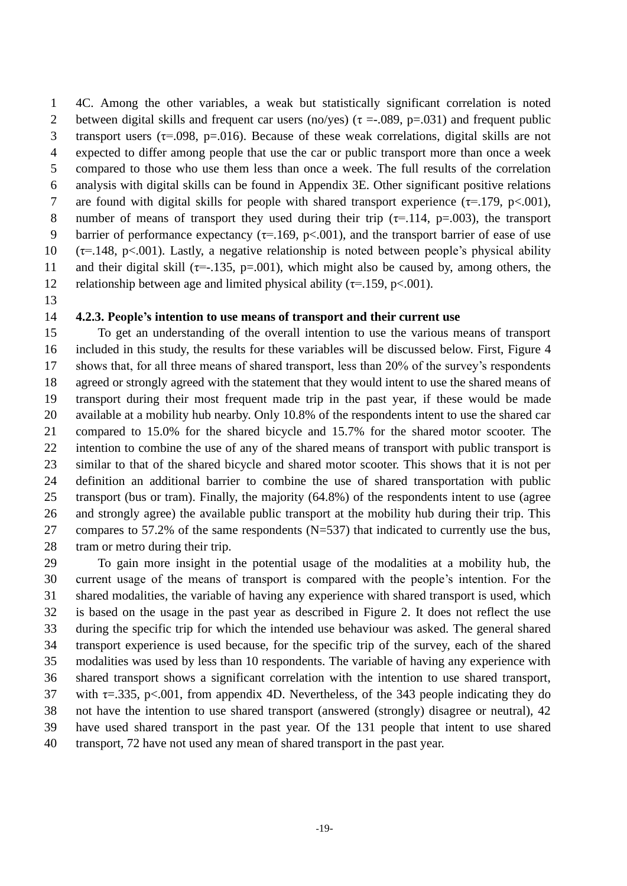4C. Among the other variables, a weak but statistically significant correlation is noted between digital skills and frequent car users (no/yes) ($\tau = -.089$, $p = .031$) and frequent public transport users ($\tau = .098$, $p = .016$). Because of these weak correlations, digital skills are not expected to differ among people that use the car or public transport more than once a week compared to those who use them less than once a week. The full results of the correlation analysis with digital skills can be found in Appendix 3E. Other significant positive relations are found with digital skills for people with shared transport experience ($\tau = .179$, $p < .001$), number of means of transport they used during their trip ($\tau = .114$, $p = .003$), the transport barrier of performance expectancy ($\tau = .169$, $p < .001$), and the transport barrier of ease of use ($\tau = .148$, $p < .001$). Lastly, a negative relationship is noted between people's physical ability and their digital skill ($\tau = -.135$, $p = .001$), which might also be caused by, among others, the relationship between age and limited physical ability ($\tau = .159$, $p < .001$).

### 4.2.3. People's intention to use means of transport and their current use

To get an understanding of the overall intention to use the various means of transport included in this study, the results for these variables will be discussed below. First, Figure 4 shows that, for all three means of shared transport, less than 20% of the survey's respondents agreed or strongly agreed with the statement that they would intent to use the shared means of transport during their most frequent made trip in the past year, if these would be made available at a mobility hub nearby. Only 10.8% of the respondents intent to use the shared car compared to 15.0% for the shared bicycle and 15.7% for the shared motor scooter. The intention to combine the use of any of the shared means of transport with public transport is similar to that of the shared bicycle and shared motor scooter. This shows that it is not per definition an additional barrier to combine the use of shared transportation with public transport (bus or tram). Finally, the majority (64.8%) of the respondents intent to use (agree and strongly agree) the available public transport at the mobility hub during their trip. This compares to 57.2% of the same respondents (N=537) that indicated to currently use the bus, tram or metro during their trip.

To gain more insight in the potential usage of the modalities at a mobility hub, the current usage of the means of transport is compared with the people's intention. For the shared modalities, the variable of having any experience with shared transport is used, which is based on the usage in the past year as described in Figure 2. It does not reflect the use during the specific trip for which the intended use behaviour was asked. The general shared transport experience is used because, for the specific trip of the survey, each of the shared modalities was used by less than 10 respondents. The variable of having any experience with shared transport shows a significant correlation with the intention to use shared transport, with $\tau = .335$, $p < .001$, from appendix 4D. Nevertheless, of the 343 people indicating they do not have the intention to use shared transport (answered (strongly) disagree or neutral), 42 have used shared transport in the past year. Of the 131 people that intent to use shared transport, 72 have not used any mean of shared transport in the past year.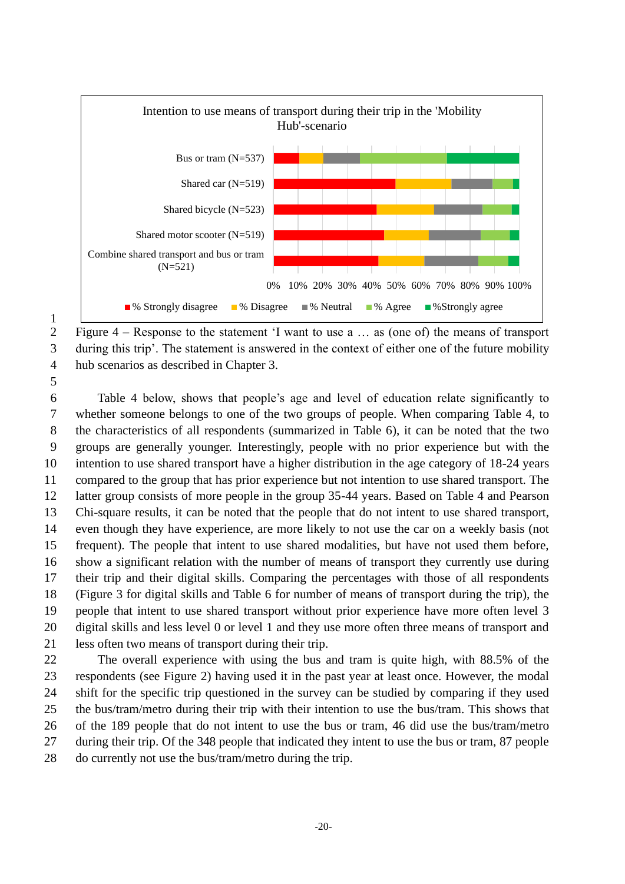Figure 4 – Response to the statement 'I want to use a … as (one of) the means of transport during this trip'. The statement is answered in the context of either one of the future mobility hub scenarios as described in Chapter 3.

Table 4 below, shows that people's age and level of education relate significantly to whether someone belongs to one of the two groups of people. When comparing Table 4, to the characteristics of all respondents (summarized in Table 6), it can be noted that the two groups are generally younger. Interestingly, people with no prior experience but with the intention to use shared transport have a higher distribution in the age category of 18-24 years compared to the group that has prior experience but not intention to use shared transport. The latter group consists of more people in the group 35-44 years. Based on Table 4 and Pearson Chi-square results, it can be noted that the people that do not intent to use shared transport, even though they have experience, are more likely to not use the car on a weekly basis (not frequent). The people that intent to use shared modalities, but have not used them before, show a significant relation with the number of means of transport they currently use during their trip and their digital skills. Comparing the percentages with those of all respondents (Figure 3 for digital skills and Table 6 for number of means of transport during the trip), the people that intent to use shared transport without prior experience have more often level 3 digital skills and less level 0 or level 1 and they use more often three means of transport and less often two means of transport during their trip.

The overall experience with using the bus and tram is quite high, with 88.5% of the respondents (see Figure 2) having used it in the past year at least once. However, the modal shift for the specific trip questioned in the survey can be studied by comparing if they used the bus/tram/metro during their trip with their intention to use the bus/tram. This shows that of the 189 people that do not intent to use the bus or tram, 46 did use the bus/tram/metro during their trip. Of the 348 people that indicated they intent to use the bus or tram, 87 people do currently not use the bus/tram/metro during the trip.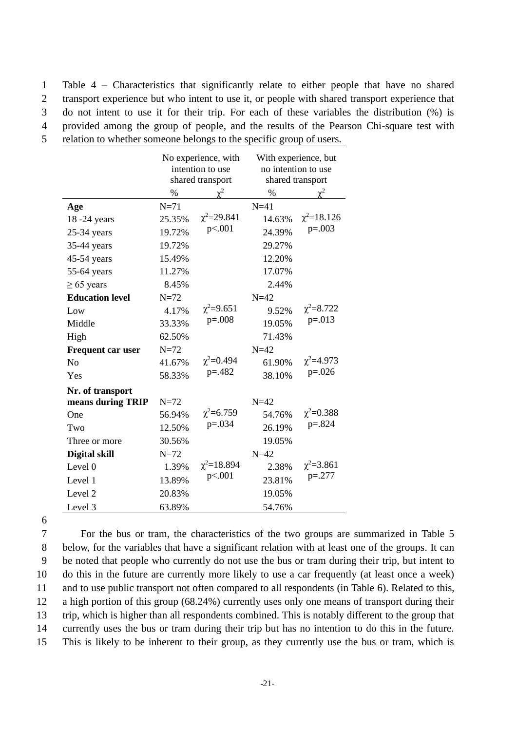Table 4 – Characteristics that significantly relate to either people that have no shared transport experience but who intent to use it, or people with shared transport experience that do not intent to use it for their trip. For each of these variables the distribution (%) is provided among the group of people, and the results of the Pearson Chi-square test with relation to whether someone belongs to the specific group of users.

| | No experience, with intention to use shared transport | | With experience, but no intention to use shared transport | |
|---|---|---|---|---|
| | % | $\chi^2$ | % | $\chi^2$ |
| **Age** | N=71 | | N=41 | |
| 18 -24 years | 25.35% | $\chi^2$=29.841 $p<.001$ | 14.63% | $\chi^2$=18.126 $p=.003$ |
| 25-34 years | 19.72% | | 24.39% | |
| 35-44 years | 19.72% | | 29.27% | |
| 45-54 years | 15.49% | | 12.20% | |
| 55-64 years | 11.27% | | 17.07% | |
| ≥ 65 years | 8.45% | | 2.44% | |
| **Education level** | N=72 | | N=42 | |
| Low | 4.17% | $\chi^2$=9.651 $p=.008$ | 9.52% | $\chi^2$=8.722 $p=.013$ |
| Middle | 33.33% | | 19.05% | |
| High | 62.50% | | 71.43% | |
| **Frequent car user** | N=72 | | N=42 | |
| No | 41.67% | $\chi^2$=0.494 $p=.482$ | 61.90% | $\chi^2$=4.973 $p=.026$ |
| Yes | 58.33% | | 38.10% | |
| **Nr. of transport means during TRIP** | N=72 | | N=42 | |
| One | 56.94% | $\chi^2$=6.759 $p=.034$ | 54.76% | $\chi^2$=0.388 $p=.824$ |
| Two | 12.50% | | 26.19% | |
| Three or more | 30.56% | | 19.05% | |
| **Digital skill** | N=72 | | N=42 | |
| Level 0 | 1.39% | $\chi^2$=18.894 $p<.001$ | 2.38% | $\chi^2$=3.861 $p=.277$ |
| Level 1 | 13.89% | | 23.81% | |
| Level 2 | 20.83% | | 19.05% | |
| Level 3 | 63.89% | | 54.76% | |

For the bus or tram, the characteristics of the two groups are summarized in Table 5 below, for the variables that have a significant relation with at least one of the groups. It can be noted that people who currently do not use the bus or tram during their trip, but intent to do this in the future are currently more likely to use a car frequently (at least once a week) and to use public transport not often compared to all respondents (in Table 6). Related to this, a high portion of this group (68.24%) currently uses only one means of transport during their trip, which is higher than all respondents combined. This is notably different to the group that currently uses the bus or tram during their trip but has no intention to do this in the future. This is likely to be inherent to their group, as they currently use the bus or tram, which is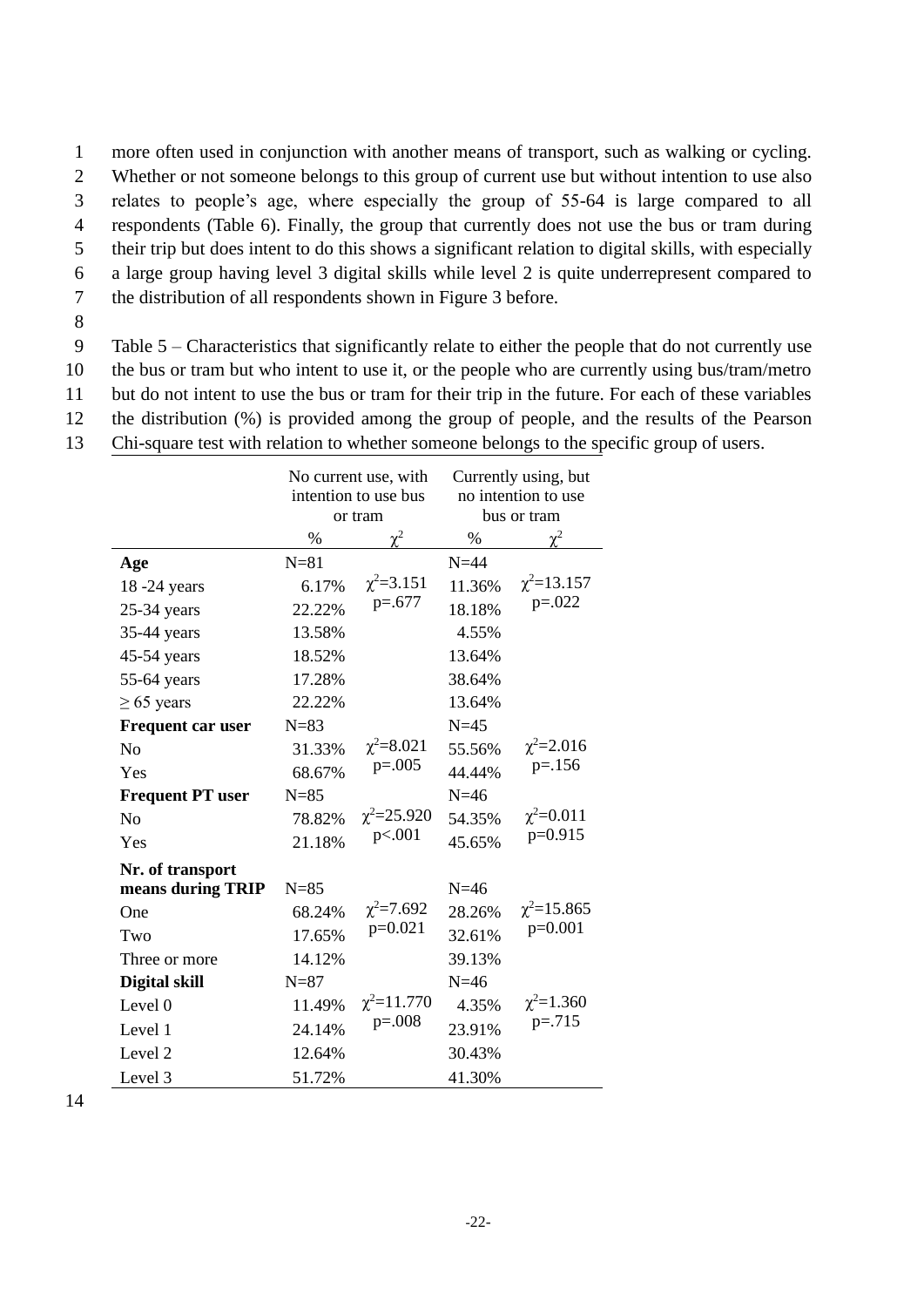more often used in conjunction with another means of transport, such as walking or cycling. Whether or not someone belongs to this group of current use but without intention to use also relates to people's age, where especially the group of 55-64 is large compared to all respondents (Table 6). Finally, the group that currently does not use the bus or tram during their trip but does intent to do this shows a significant relation to digital skills, with especially a large group having level 3 digital skills while level 2 is quite underrepresent compared to the distribution of all respondents shown in Figure 3 before.

Table 5 – Characteristics that significantly relate to either the people that do not currently use the bus or tram but who intent to use it, or the people who are currently using bus/tram/metro but do not intent to use the bus or tram for their trip in the future. For each of these variables the distribution (%) is provided among the group of people, and the results of the Pearson Chi-square test with relation to whether someone belongs to the specific group of users.

| | No current use, with intention to use bus or tram | | Currently using, but no intention to use bus or tram | |
|---|---|---|---|---|
| | % | $\chi^2$ | % | $\chi^2$ |
| **Age** | N=81 | | N=44 | |
| 18 -24 years | 6.17% | $\chi^2$=3.151 p=.677 | 11.36% | $\chi^2$=13.157 p=.022 |
| 25-34 years | 22.22% | | 18.18% | |
| 35-44 years | 13.58% | | 4.55% | |
| 45-54 years | 18.52% | | 13.64% | |
| 55-64 years | 17.28% | | 38.64% | |
| ≥ 65 years | 22.22% | | 13.64% | |
| **Frequent car user** | N=83 | | N=45 | |
| No | 31.33% | $\chi^2$=8.021 p=.005 | 55.56% | $\chi^2$=2.016 p=.156 |
| Yes | 68.67% | | 44.44% | |
| **Frequent PT user** | N=85 | | N=46 | |
| No | 78.82% | $\chi^2$=25.920 p<.001 | 54.35% | $\chi^2$=0.011 p=0.915 |
| Yes | 21.18% | | 45.65% | |
| **Nr. of transport means during TRIP** | N=85 | | N=46 | |
| One | 68.24% | $\chi^2$=7.692 p=0.021 | 28.26% | $\chi^2$=15.865 p=0.001 |
| Two | 17.65% | | 32.61% | |
| Three or more | 14.12% | | 39.13% | |
| **Digital skill** | N=87 | | N=46 | |
| Level 0 | 11.49% | $\chi^2$=11.770 p=.008 | 4.35% | $\chi^2$=1.360 p=.715 |
| Level 1 | 24.14% | | 23.91% | |
| Level 2 | 12.64% | | 30.43% | |
| Level 3 | 51.72% | | 41.30% | |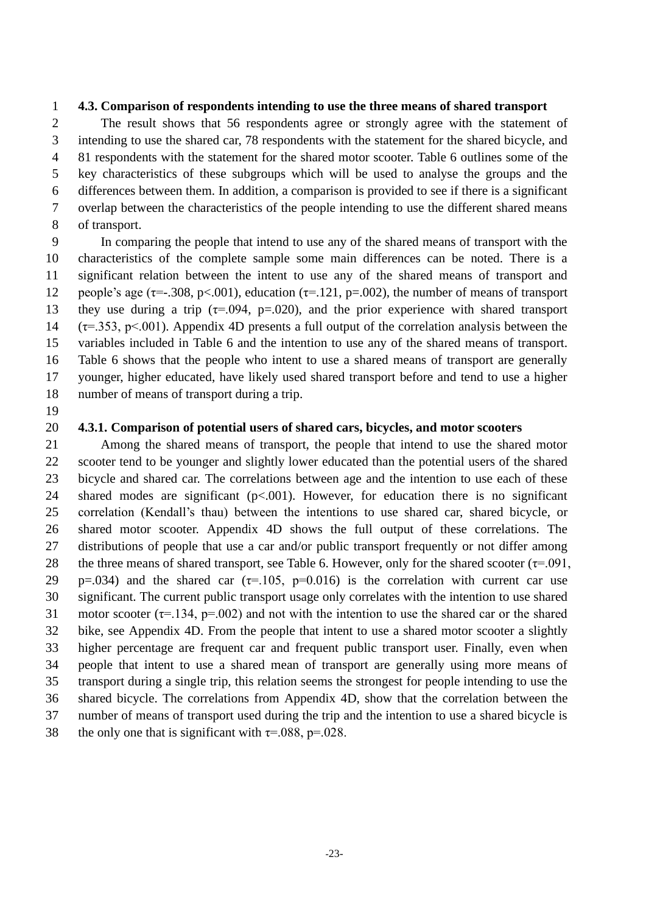### 4.3. Comparison of respondents intending to use the three means of shared transport

The result shows that 56 respondents agree or strongly agree with the statement of intending to use the shared car, 78 respondents with the statement for the shared bicycle, and 81 respondents with the statement for the shared motor scooter. Table 6 outlines some of the key characteristics of these subgroups which will be used to analyse the groups and the differences between them. In addition, a comparison is provided to see if there is a significant overlap between the characteristics of the people intending to use the different shared means of transport.

In comparing the people that intend to use any of the shared means of transport with the characteristics of the complete sample some main differences can be noted. There is a significant relation between the intent to use any of the shared means of transport and people's age ($\tau$=-.308, p<.001), education ($\tau$=.121, p=.002), the number of means of transport they use during a trip ($\tau$=.094, p=.020), and the prior experience with shared transport ($\tau$=.353, p<.001). Appendix 4D presents a full output of the correlation analysis between the variables included in Table 6 and the intention to use any of the shared means of transport. Table 6 shows that the people who intent to use a shared means of transport are generally younger, higher educated, have likely used shared transport before and tend to use a higher number of means of transport during a trip.

#### 4.3.1. Comparison of potential users of shared cars, bicycles, and motor scooters

Among the shared means of transport, the people that intend to use the shared motor scooter tend to be younger and slightly lower educated than the potential users of the shared bicycle and shared car. The correlations between age and the intention to use each of these shared modes are significant (p<.001). However, for education there is no significant correlation (Kendall's thau) between the intentions to use shared car, shared bicycle, or shared motor scooter. Appendix 4D shows the full output of these correlations. The distributions of people that use a car and/or public transport frequently or not differ among the three means of shared transport, see Table 6. However, only for the shared scooter ($\tau$=.091, p=.034) and the shared car ($\tau$=.105, p=0.016) is the correlation with current car use significant. The current public transport usage only correlates with the intention to use shared motor scooter ($\tau$=.134, p=.002) and not with the intention to use the shared car or the shared bike, see Appendix 4D. From the people that intent to use a shared motor scooter a slightly higher percentage are frequent car and frequent public transport user. Finally, even when people that intent to use a shared mean of transport are generally using more means of transport during a single trip, this relation seems the strongest for people intending to use the shared bicycle. The correlations from Appendix 4D, show that the correlation between the number of means of transport used during the trip and the intention to use a shared bicycle is the only one that is significant with $\tau$=.088, p=.028.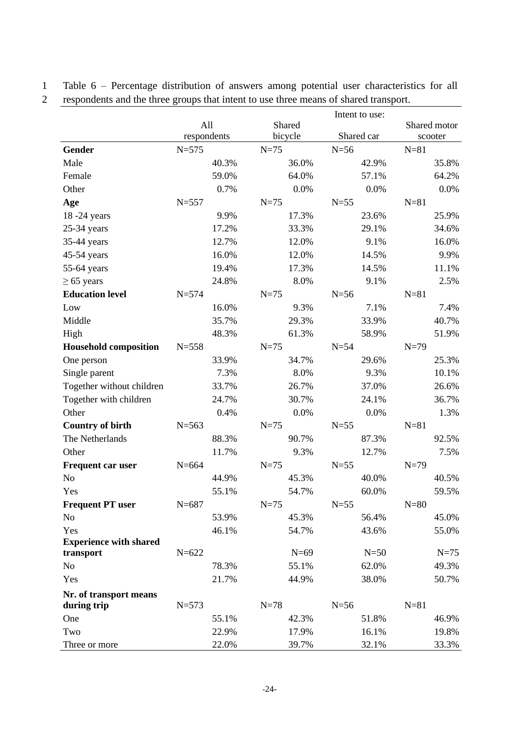Table 6 – Percentage distribution of answers among potential user characteristics for all respondents and the three groups that intent to use three means of shared transport.

| | All respondents | Shared bicycle | Shared car | Shared motor scooter |
|---|---|---|---|---|
| | | Intent to use: | | |
| **Gender** | N=575 | N=75 | N=56 | N=81 |
| Male | 40.3% | 36.0% | 42.9% | 35.8% |
| Female | 59.0% | 64.0% | 57.1% | 64.2% |
| Other | 0.7% | 0.0% | 0.0% | 0.0% |
| **Age** | N=557 | N=75 | N=55 | N=81 |
| 18 -24 years | 9.9% | 17.3% | 23.6% | 25.9% |
| 25-34 years | 17.2% | 33.3% | 29.1% | 34.6% |
| 35-44 years | 12.7% | 12.0% | 9.1% | 16.0% |
| 45-54 years | 16.0% | 12.0% | 14.5% | 9.9% |
| 55-64 years | 19.4% | 17.3% | 14.5% | 11.1% |
| ≥ 65 years | 24.8% | 8.0% | 9.1% | 2.5% |
| **Education level** | N=574 | N=75 | N=56 | N=81 |
| Low | 16.0% | 9.3% | 7.1% | 7.4% |
| Middle | 35.7% | 29.3% | 33.9% | 40.7% |
| High | 48.3% | 61.3% | 58.9% | 51.9% |
| **Household composition** | N=558 | N=75 | N=54 | N=79 |
| One person | 33.9% | 34.7% | 29.6% | 25.3% |
| Single parent | 7.3% | 8.0% | 9.3% | 10.1% |
| Together without children | 33.7% | 26.7% | 37.0% | 26.6% |
| Together with children | 24.7% | 30.7% | 24.1% | 36.7% |
| Other | 0.4% | 0.0% | 0.0% | 1.3% |
| **Country of birth** | N=563 | N=75 | N=55 | N=81 |
| The Netherlands | 88.3% | 90.7% | 87.3% | 92.5% |
| Other | 11.7% | 9.3% | 12.7% | 7.5% |
| **Frequent car user** | N=664 | N=75 | N=55 | N=79 |
| No | 44.9% | 45.3% | 40.0% | 40.5% |
| Yes | 55.1% | 54.7% | 60.0% | 59.5% |
| **Frequent PT user** | N=687 | N=75 | N=55 | N=80 |
| No | 53.9% | 45.3% | 56.4% | 45.0% |
| Yes | 46.1% | 54.7% | 43.6% | 55.0% |
| **Experience with shared transport** | N=622 | N=69 | N=50 | N=75 |
| No | 78.3% | 55.1% | 62.0% | 49.3% |
| Yes | 21.7% | 44.9% | 38.0% | 50.7% |
| **Nr. of transport means during trip** | N=573 | N=78 | N=56 | N=81 |
| One | 55.1% | 42.3% | 51.8% | 46.9% |
| Two | 22.9% | 17.9% | 16.1% | 19.8% |
| Three or more | 22.0% | 39.7% | 32.1% | 33.3% |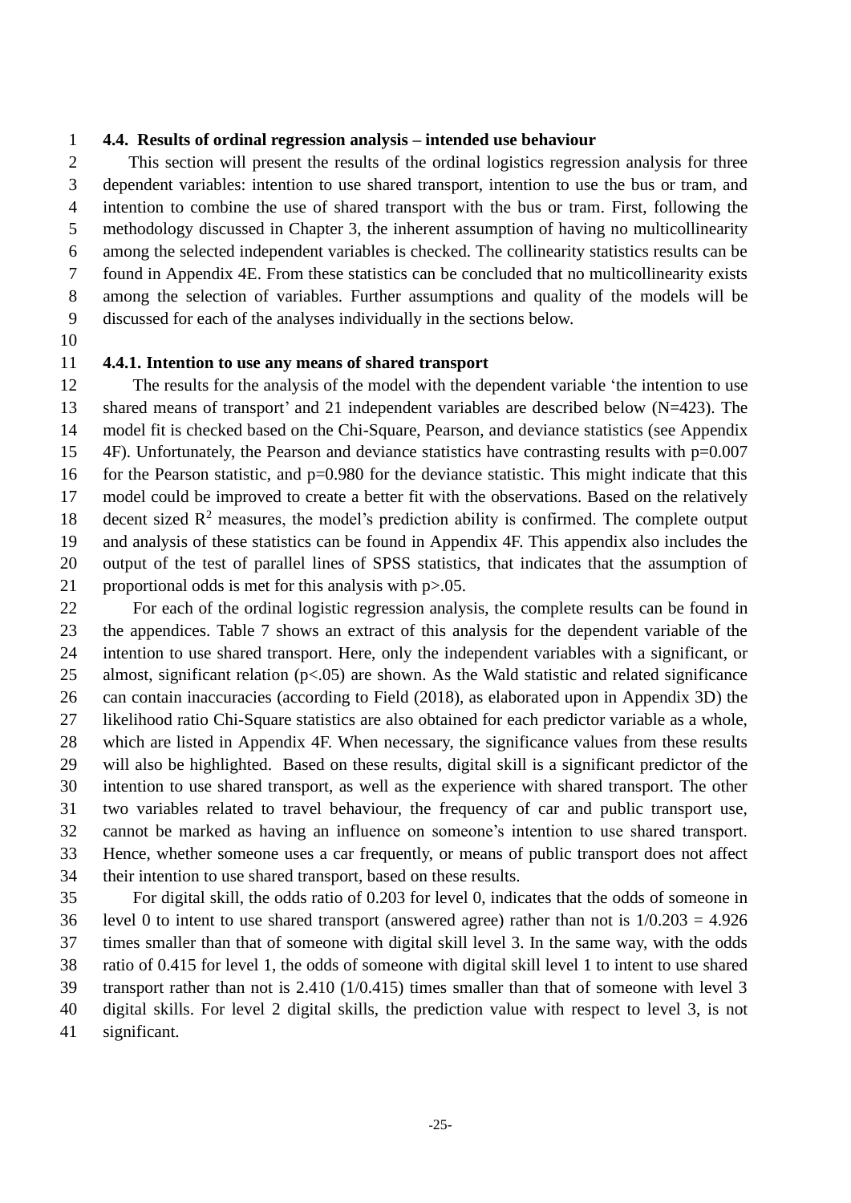### 4.4. Results of ordinal regression analysis – intended use behaviour

This section will present the results of the ordinal logistics regression analysis for three dependent variables: intention to use shared transport, intention to use the bus or tram, and intention to combine the use of shared transport with the bus or tram. First, following the methodology discussed in Chapter 3, the inherent assumption of having no multicollinearity among the selected independent variables is checked. The collinearity statistics results can be found in Appendix 4E. From these statistics can be concluded that no multicollinearity exists among the selection of variables. Further assumptions and quality of the models will be discussed for each of the analyses individually in the sections below.

#### 4.4.1. Intention to use any means of shared transport

The results for the analysis of the model with the dependent variable 'the intention to use shared means of transport' and 21 independent variables are described below (N=423). The model fit is checked based on the Chi-Square, Pearson, and deviance statistics (see Appendix 4F). Unfortunately, the Pearson and deviance statistics have contrasting results with p=0.007 for the Pearson statistic, and p=0.980 for the deviance statistic. This might indicate that this model could be improved to create a better fit with the observations. Based on the relatively decent sized $R^2$ measures, the model's prediction ability is confirmed. The complete output and analysis of these statistics can be found in Appendix 4F. This appendix also includes the output of the test of parallel lines of SPSS statistics, that indicates that the assumption of proportional odds is met for this analysis with p>.05.

For each of the ordinal logistic regression analysis, the complete results can be found in the appendices. Table 7 shows an extract of this analysis for the dependent variable of the intention to use shared transport. Here, only the independent variables with a significant, or almost, significant relation (p<.05) are shown. As the Wald statistic and related significance can contain inaccuracies (according to Field (2018), as elaborated upon in Appendix 3D) the likelihood ratio Chi-Square statistics are also obtained for each predictor variable as a whole, which are listed in Appendix 4F. When necessary, the significance values from these results will also be highlighted. Based on these results, digital skill is a significant predictor of the intention to use shared transport, as well as the experience with shared transport. The other two variables related to travel behaviour, the frequency of car and public transport use, cannot be marked as having an influence on someone's intention to use shared transport. Hence, whether someone uses a car frequently, or means of public transport does not affect their intention to use shared transport, based on these results.

For digital skill, the odds ratio of 0.203 for level 0, indicates that the odds of someone in level 0 to intent to use shared transport (answered agree) rather than not is 1/0.203 = 4.926 times smaller than that of someone with digital skill level 3. In the same way, with the odds ratio of 0.415 for level 1, the odds of someone with digital skill level 1 to intent to use shared transport rather than not is 2.410 (1/0.415) times smaller than that of someone with level 3 digital skills. For level 2 digital skills, the prediction value with respect to level 3, is not significant.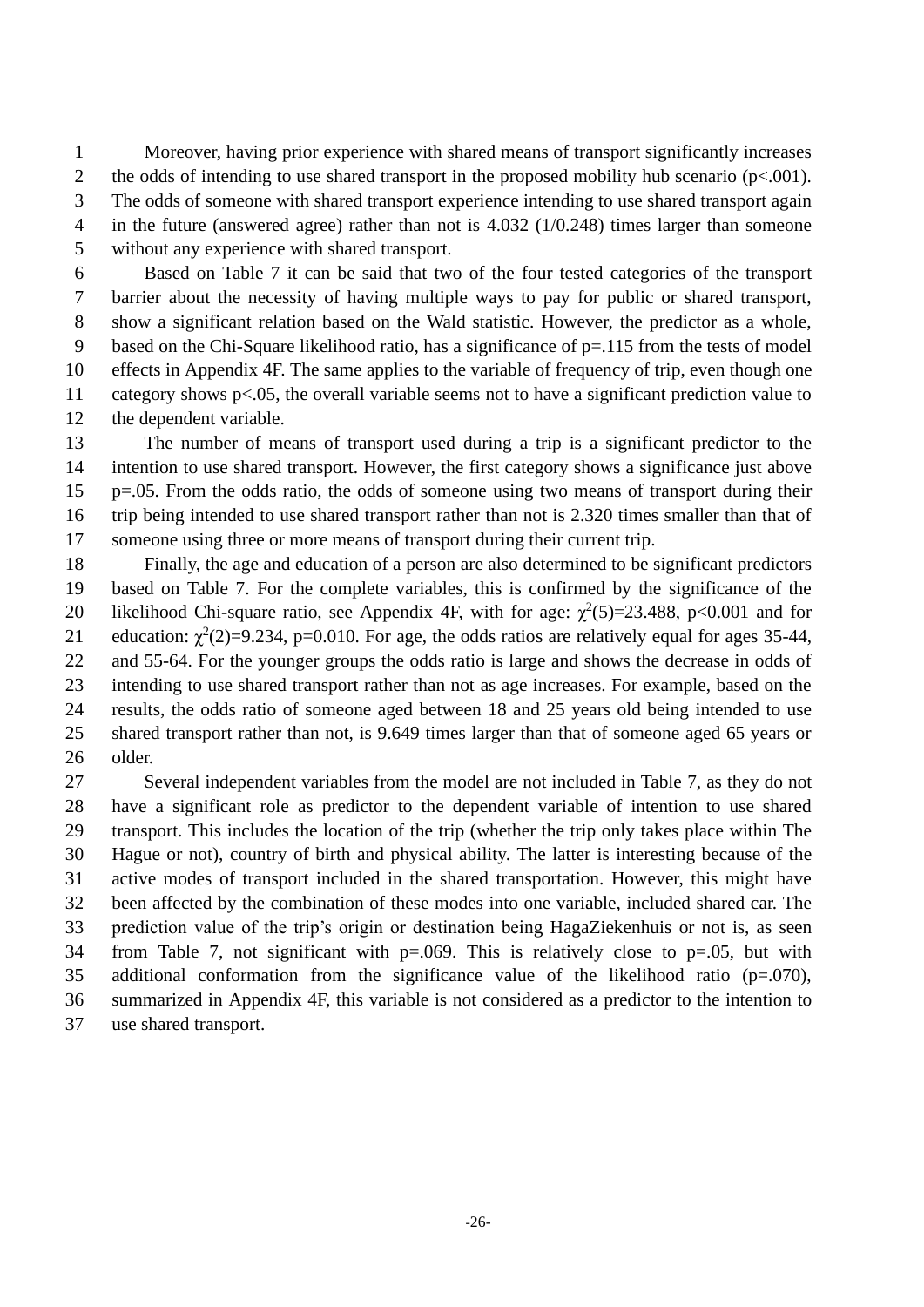Moreover, having prior experience with shared means of transport significantly increases the odds of intending to use shared transport in the proposed mobility hub scenario ($p<.001$). The odds of someone with shared transport experience intending to use shared transport again in the future (answered agree) rather than not is 4.032 (1/0.248) times larger than someone without any experience with shared transport.

Based on Table 7 it can be said that two of the four tested categories of the transport barrier about the necessity of having multiple ways to pay for public or shared transport, show a significant relation based on the Wald statistic. However, the predictor as a whole, based on the Chi-Square likelihood ratio, has a significance of $p=.115$ from the tests of model effects in Appendix 4F. The same applies to the variable of frequency of trip, even though one category shows $p<.05$, the overall variable seems not to have a significant prediction value to the dependent variable.

The number of means of transport used during a trip is a significant predictor to the intention to use shared transport. However, the first category shows a significance just above $p=.05$. From the odds ratio, the odds of someone using two means of transport during their trip being intended to use shared transport rather than not is 2.320 times smaller than that of someone using three or more means of transport during their current trip.

Finally, the age and education of a person are also determined to be significant predictors based on Table 7. For the complete variables, this is confirmed by the significance of the likelihood Chi-square ratio, see Appendix 4F, with for age: $\chi^2(5)=23.488$, $p<0.001$ and for education: $\chi^2(2)=9.234$, $p=0.010$. For age, the odds ratios are relatively equal for ages 35-44, and 55-64. For the younger groups the odds ratio is large and shows the decrease in odds of intending to use shared transport rather than not as age increases. For example, based on the results, the odds ratio of someone aged between 18 and 25 years old being intended to use shared transport rather than not, is 9.649 times larger than that of someone aged 65 years or older.

Several independent variables from the model are not included in Table 7, as they do not have a significant role as predictor to the dependent variable of intention to use shared transport. This includes the location of the trip (whether the trip only takes place within The Hague or not), country of birth and physical ability. The latter is interesting because of the active modes of transport included in the shared transportation. However, this might have been affected by the combination of these modes into one variable, included shared car. The prediction value of the trip's origin or destination being HagaZiekenhuis or not is, as seen from Table 7, not significant with $p=.069$. This is relatively close to $p=.05$, but with additional conformation from the significance value of the likelihood ratio ($p=.070$), summarized in Appendix 4F, this variable is not considered as a predictor to the intention to use shared transport.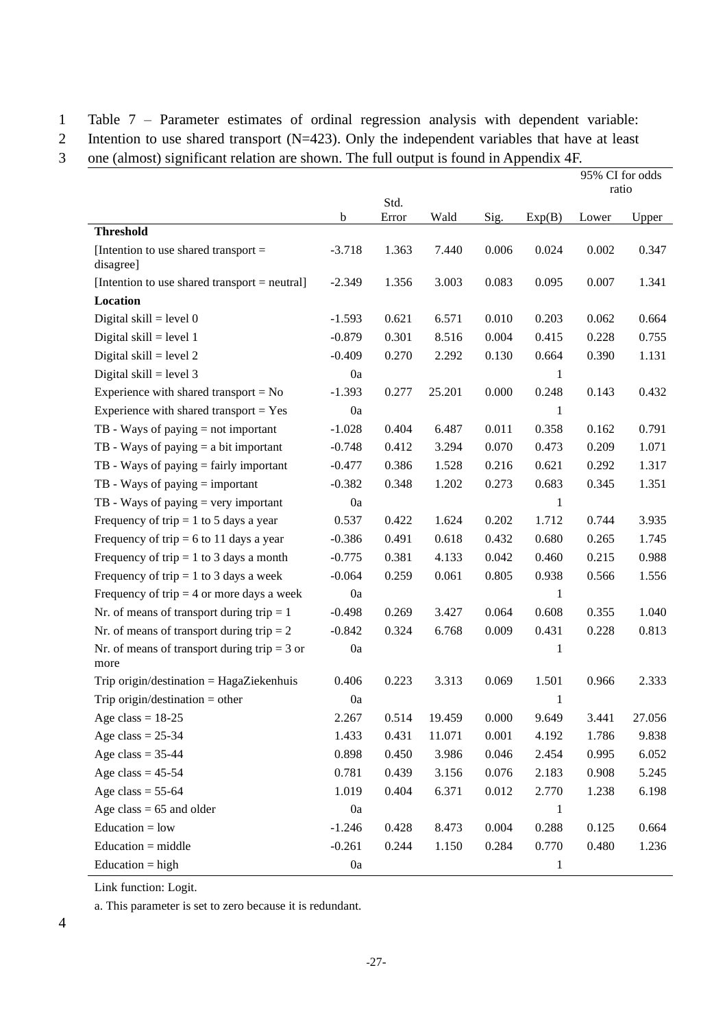Table 7 – Parameter estimates of ordinal regression analysis with dependent variable: Intention to use shared transport (N=423). Only the independent variables that have at least one (almost) significant relation are shown. The full output is found in Appendix 4F.

| | b | Std. Error | Wald | Sig. | Exp(B) | 95% CI for odds ratio Lower | Upper |
|---|---|---|---|---|---|---|---|
| **Threshold** | | | | | | | |
| [Intention to use shared transport = disagree] | -3.718 | 1.363 | 7.440 | 0.006 | 0.024 | 0.002 | 0.347 |
| [Intention to use shared transport = neutral] | -2.349 | 1.356 | 3.003 | 0.083 | 0.095 | 0.007 | 1.341 |
| **Location** | | | | | | | |
| Digital skill = level 0 | -1.593 | 0.621 | 6.571 | 0.010 | 0.203 | 0.062 | 0.664 |
| Digital skill = level 1 | -0.879 | 0.301 | 8.516 | 0.004 | 0.415 | 0.228 | 0.755 |
| Digital skill = level 2 | -0.409 | 0.270 | 2.292 | 0.130 | 0.664 | 0.390 | 1.131 |
| Digital skill = level 3 | 0a | | | | 1 | | |
| Experience with shared transport = No | -1.393 | 0.277 | 25.201 | 0.000 | 0.248 | 0.143 | 0.432 |
| Experience with shared transport = Yes | 0a | | | | 1 | | |
| TB - Ways of paying = not important | -1.028 | 0.404 | 6.487 | 0.011 | 0.358 | 0.162 | 0.791 |
| TB - Ways of paying = a bit important | -0.748 | 0.412 | 3.294 | 0.070 | 0.473 | 0.209 | 1.071 |
| TB - Ways of paying = fairly important | -0.477 | 0.386 | 1.528 | 0.216 | 0.621 | 0.292 | 1.317 |
| TB - Ways of paying = important | -0.382 | 0.348 | 1.202 | 0.273 | 0.683 | 0.345 | 1.351 |
| TB - Ways of paying = very important | 0a | | | | 1 | | |
| Frequency of trip = 1 to 5 days a year | 0.537 | 0.422 | 1.624 | 0.202 | 1.712 | 0.744 | 3.935 |
| Frequency of trip = 6 to 11 days a year | -0.386 | 0.491 | 0.618 | 0.432 | 0.680 | 0.265 | 1.745 |
| Frequency of trip = 1 to 3 days a month | -0.775 | 0.381 | 4.133 | 0.042 | 0.460 | 0.215 | 0.988 |
| Frequency of trip = 1 to 3 days a week | -0.064 | 0.259 | 0.061 | 0.805 | 0.938 | 0.566 | 1.556 |
| Frequency of trip = 4 or more days a week | 0a | | | | 1 | | |
| Nr. of means of transport during trip = 1 | -0.498 | 0.269 | 3.427 | 0.064 | 0.608 | 0.355 | 1.040 |
| Nr. of means of transport during trip = 2 | -0.842 | 0.324 | 6.768 | 0.009 | 0.431 | 0.228 | 0.813 |
| Nr. of means of transport during trip = 3 or more | 0a | | | | 1 | | |
| Trip origin/destination = HagaZiekenhuis | 0.406 | 0.223 | 3.313 | 0.069 | 1.501 | 0.966 | 2.333 |
| Trip origin/destination = other | 0a | | | | 1 | | |
| Age class = 18-25 | 2.267 | 0.514 | 19.459 | 0.000 | 9.649 | 3.441 | 27.056 |
| Age class = 25-34 | 1.433 | 0.431 | 11.071 | 0.001 | 4.192 | 1.786 | 9.838 |
| Age class = 35-44 | 0.898 | 0.450 | 3.986 | 0.046 | 2.454 | 0.995 | 6.052 |
| Age class = 45-54 | 0.781 | 0.439 | 3.156 | 0.076 | 2.183 | 0.908 | 5.245 |
| Age class = 55-64 | 1.019 | 0.404 | 6.371 | 0.012 | 2.770 | 1.238 | 6.198 |
| Age class = 65 and older | 0a | | | | 1 | | |
| Education = low | -1.246 | 0.428 | 8.473 | 0.004 | 0.288 | 0.125 | 0.664 |
| Education = middle | -0.261 | 0.244 | 1.150 | 0.284 | 0.770 | 0.480 | 1.236 |
| Education = high | 0a | | | | 1 | | |

Link function: Logit.

a. This parameter is set to zero because it is redundant.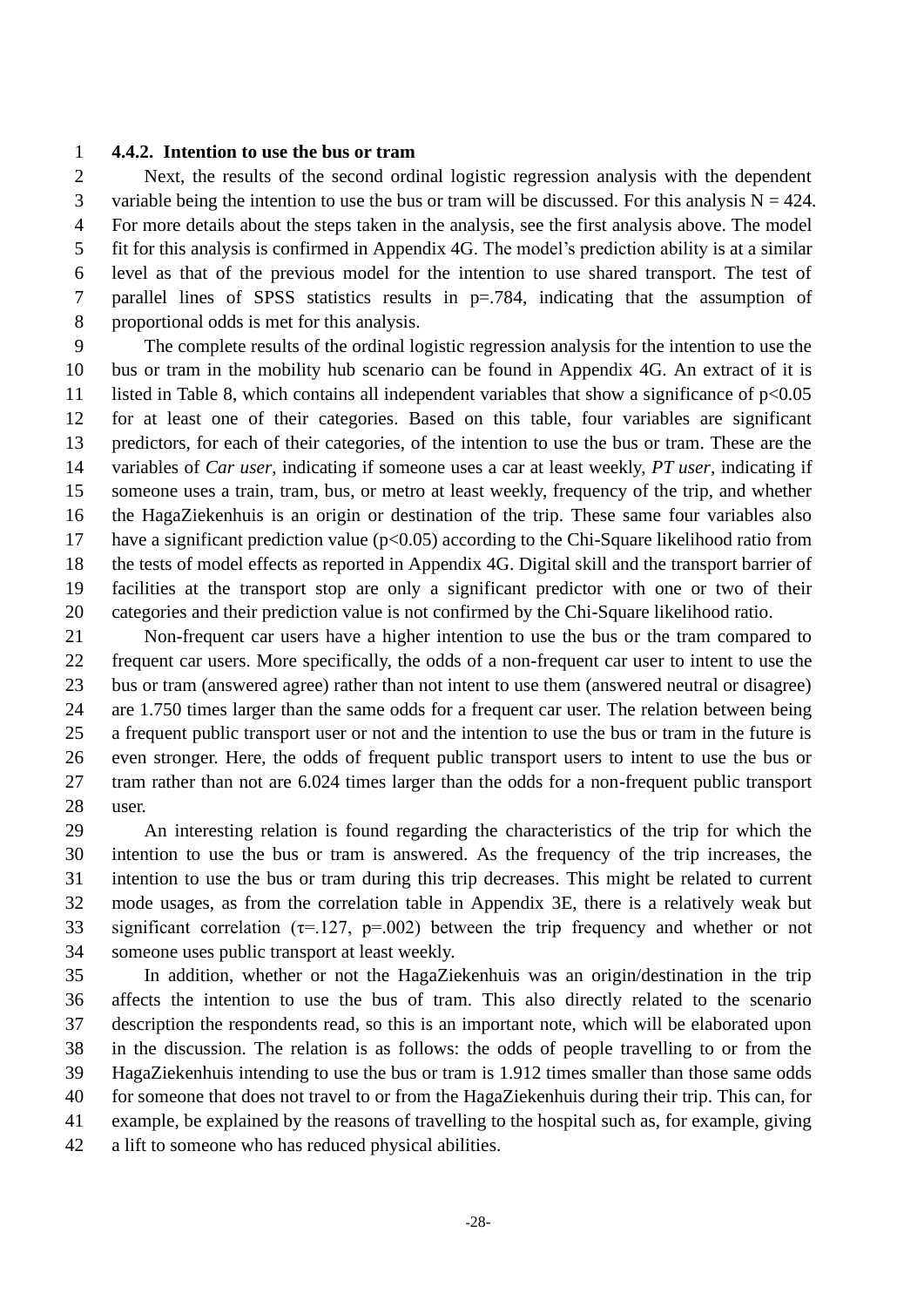### 4.4.2. Intention to use the bus or tram

Next, the results of the second ordinal logistic regression analysis with the dependent variable being the intention to use the bus or tram will be discussed. For this analysis N = 424. For more details about the steps taken in the analysis, see the first analysis above. The model fit for this analysis is confirmed in Appendix 4G. The model's prediction ability is at a similar level as that of the previous model for the intention to use shared transport. The test of parallel lines of SPSS statistics results in p=.784, indicating that the assumption of proportional odds is met for this analysis.

The complete results of the ordinal logistic regression analysis for the intention to use the bus or tram in the mobility hub scenario can be found in Appendix 4G. An extract of it is listed in Table 8, which contains all independent variables that show a significance of $p<0.05$ for at least one of their categories. Based on this table, four variables are significant predictors, for each of their categories, of the intention to use the bus or tram. These are the variables of *Car user*, indicating if someone uses a car at least weekly, *PT user*, indicating if someone uses a train, tram, bus, or metro at least weekly, frequency of the trip, and whether the HagaZiekenhuis is an origin or destination of the trip. These same four variables also have a significant prediction value ($p<0.05$) according to the Chi-Square likelihood ratio from the tests of model effects as reported in Appendix 4G. Digital skill and the transport barrier of facilities at the transport stop are only a significant predictor with one or two of their categories and their prediction value is not confirmed by the Chi-Square likelihood ratio.

Non-frequent car users have a higher intention to use the bus or the tram compared to frequent car users. More specifically, the odds of a non-frequent car user to intent to use the bus or tram (answered agree) rather than not intent to use them (answered neutral or disagree) are 1.750 times larger than the same odds for a frequent car user. The relation between being a frequent public transport user or not and the intention to use the bus or tram in the future is even stronger. Here, the odds of frequent public transport users to intent to use the bus or tram rather than not are 6.024 times larger than the odds for a non-frequent public transport user.

An interesting relation is found regarding the characteristics of the trip for which the intention to use the bus or tram is answered. As the frequency of the trip increases, the intention to use the bus or tram during this trip decreases. This might be related to current mode usages, as from the correlation table in Appendix 3E, there is a relatively weak but significant correlation ($\tau$=.127, p=.002) between the trip frequency and whether or not someone uses public transport at least weekly.

In addition, whether or not the HagaZiekenhuis was an origin/destination in the trip affects the intention to use the bus of tram. This also directly related to the scenario description the respondents read, so this is an important note, which will be elaborated upon in the discussion. The relation is as follows: the odds of people travelling to or from the HagaZiekenhuis intending to use the bus or tram is 1.912 times smaller than those same odds for someone that does not travel to or from the HagaZiekenhuis during their trip. This can, for example, be explained by the reasons of travelling to the hospital such as, for example, giving a lift to someone who has reduced physical abilities.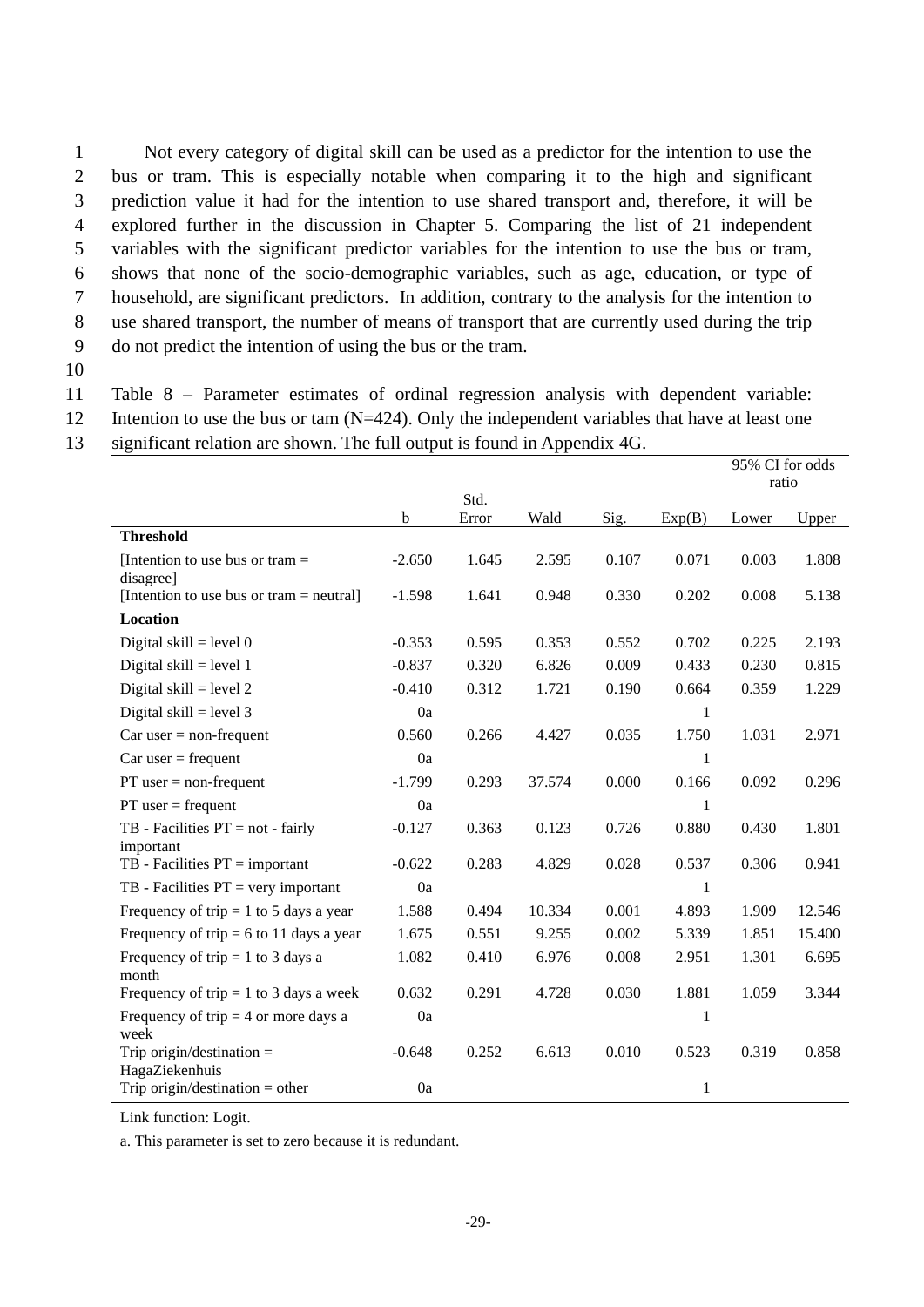Not every category of digital skill can be used as a predictor for the intention to use the bus or tram. This is especially notable when comparing it to the high and significant prediction value it had for the intention to use shared transport and, therefore, it will be explored further in the discussion in Chapter 5. Comparing the list of 21 independent variables with the significant predictor variables for the intention to use the bus or tram, shows that none of the socio-demographic variables, such as age, education, or type of household, are significant predictors. In addition, contrary to the analysis for the intention to use shared transport, the number of means of transport that are currently used during the trip do not predict the intention of using the bus or the tram.

Table 8 – Parameter estimates of ordinal regression analysis with dependent variable: Intention to use the bus or tam (N=424). Only the independent variables that have at least one significant relation are shown. The full output is found in Appendix 4G.

| | | | | | | 95% CI for odds ratio | |
|---|---|---|---|---|---|---|---|
| | b | Std. Error | Wald | Sig. | Exp(B) | Lower | Upper |
| **Threshold** | | | | | | | |
| [Intention to use bus or tram = disagree] | -2.650 | 1.645 | 2.595 | 0.107 | 0.071 | 0.003 | 1.808 |
| [Intention to use bus or tram = neutral] | -1.598 | 1.641 | 0.948 | 0.330 | 0.202 | 0.008 | 5.138 |
| **Location** | | | | | | | |
| Digital skill = level 0 | -0.353 | 0.595 | 0.353 | 0.552 | 0.702 | 0.225 | 2.193 |
| Digital skill = level 1 | -0.837 | 0.320 | 6.826 | 0.009 | 0.433 | 0.230 | 0.815 |
| Digital skill = level 2 | -0.410 | 0.312 | 1.721 | 0.190 | 0.664 | 0.359 | 1.229 |
| Digital skill = level 3 | 0a | | | | 1 | | |
| Car user = non-frequent | 0.560 | 0.266 | 4.427 | 0.035 | 1.750 | 1.031 | 2.971 |
| Car user = frequent | 0a | | | | 1 | | |
| PT user = non-frequent | -1.799 | 0.293 | 37.574 | 0.000 | 0.166 | 0.092 | 0.296 |
| PT user = frequent | 0a | | | | 1 | | |
| TB - Facilities PT = not - fairly important | -0.127 | 0.363 | 0.123 | 0.726 | 0.880 | 0.430 | 1.801 |
| TB - Facilities PT = important | -0.622 | 0.283 | 4.829 | 0.028 | 0.537 | 0.306 | 0.941 |
| TB - Facilities PT = very important | 0a | | | | 1 | | |
| Frequency of trip = 1 to 5 days a year | 1.588 | 0.494 | 10.334 | 0.001 | 4.893 | 1.909 | 12.546 |
| Frequency of trip = 6 to 11 days a year | 1.675 | 0.551 | 9.255 | 0.002 | 5.339 | 1.851 | 15.400 |
| Frequency of trip = 1 to 3 days a month | 1.082 | 0.410 | 6.976 | 0.008 | 2.951 | 1.301 | 6.695 |
| Frequency of trip = 1 to 3 days a week | 0.632 | 0.291 | 4.728 | 0.030 | 1.881 | 1.059 | 3.344 |
| Frequency of trip = 4 or more days a week | 0a | | | | 1 | | |
| Trip origin/destination = HagaZiekenhuis | -0.648 | 0.252 | 6.613 | 0.010 | 0.523 | 0.319 | 0.858 |
| Trip origin/destination = other | 0a | | | | 1 | | |

Link function: Logit.

a. This parameter is set to zero because it is redundant.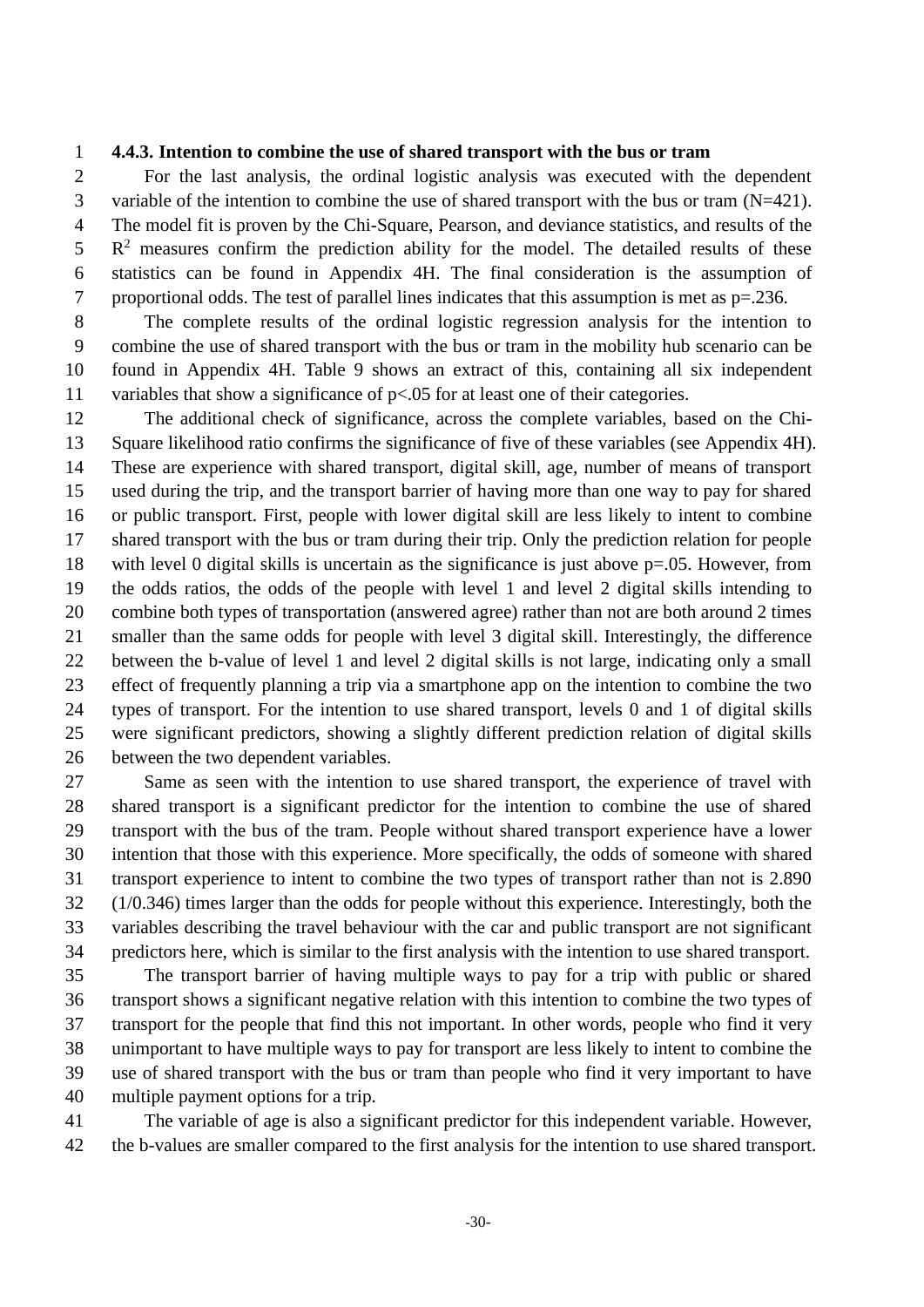### 4.4.3. Intention to combine the use of shared transport with the bus or tram

For the last analysis, the ordinal logistic analysis was executed with the dependent variable of the intention to combine the use of shared transport with the bus or tram (N=421). The model fit is proven by the Chi-Square, Pearson, and deviance statistics, and results of the $R^2$ measures confirm the prediction ability for the model. The detailed results of these statistics can be found in Appendix 4H. The final consideration is the assumption of proportional odds. The test of parallel lines indicates that this assumption is met as p=.236.

The complete results of the ordinal logistic regression analysis for the intention to combine the use of shared transport with the bus or tram in the mobility hub scenario can be found in Appendix 4H. Table 9 shows an extract of this, containing all six independent variables that show a significance of p<.05 for at least one of their categories.

The additional check of significance, across the complete variables, based on the Chi-Square likelihood ratio confirms the significance of five of these variables (see Appendix 4H). These are experience with shared transport, digital skill, age, number of means of transport used during the trip, and the transport barrier of having more than one way to pay for shared or public transport. First, people with lower digital skill are less likely to intent to combine shared transport with the bus or tram during their trip. Only the prediction relation for people with level 0 digital skills is uncertain as the significance is just above p=.05. However, from the odds ratios, the odds of the people with level 1 and level 2 digital skills intending to combine both types of transportation (answered agree) rather than not are both around 2 times smaller than the same odds for people with level 3 digital skill. Interestingly, the difference between the b-value of level 1 and level 2 digital skills is not large, indicating only a small effect of frequently planning a trip via a smartphone app on the intention to combine the two types of transport. For the intention to use shared transport, levels 0 and 1 of digital skills were significant predictors, showing a slightly different prediction relation of digital skills between the two dependent variables.

Same as seen with the intention to use shared transport, the experience of travel with shared transport is a significant predictor for the intention to combine the use of shared transport with the bus of the tram. People without shared transport experience have a lower intention that those with this experience. More specifically, the odds of someone with shared transport experience to intent to combine the two types of transport rather than not is 2.890 (1/0.346) times larger than the odds for people without this experience. Interestingly, both the variables describing the travel behaviour with the car and public transport are not significant predictors here, which is similar to the first analysis with the intention to use shared transport.

The transport barrier of having multiple ways to pay for a trip with public or shared transport shows a significant negative relation with this intention to combine the two types of transport for the people that find this not important. In other words, people who find it very unimportant to have multiple ways to pay for transport are less likely to intent to combine the use of shared transport with the bus or tram than people who find it very important to have multiple payment options for a trip.

The variable of age is also a significant predictor for this independent variable. However, the b-values are smaller compared to the first analysis for the intention to use shared transport.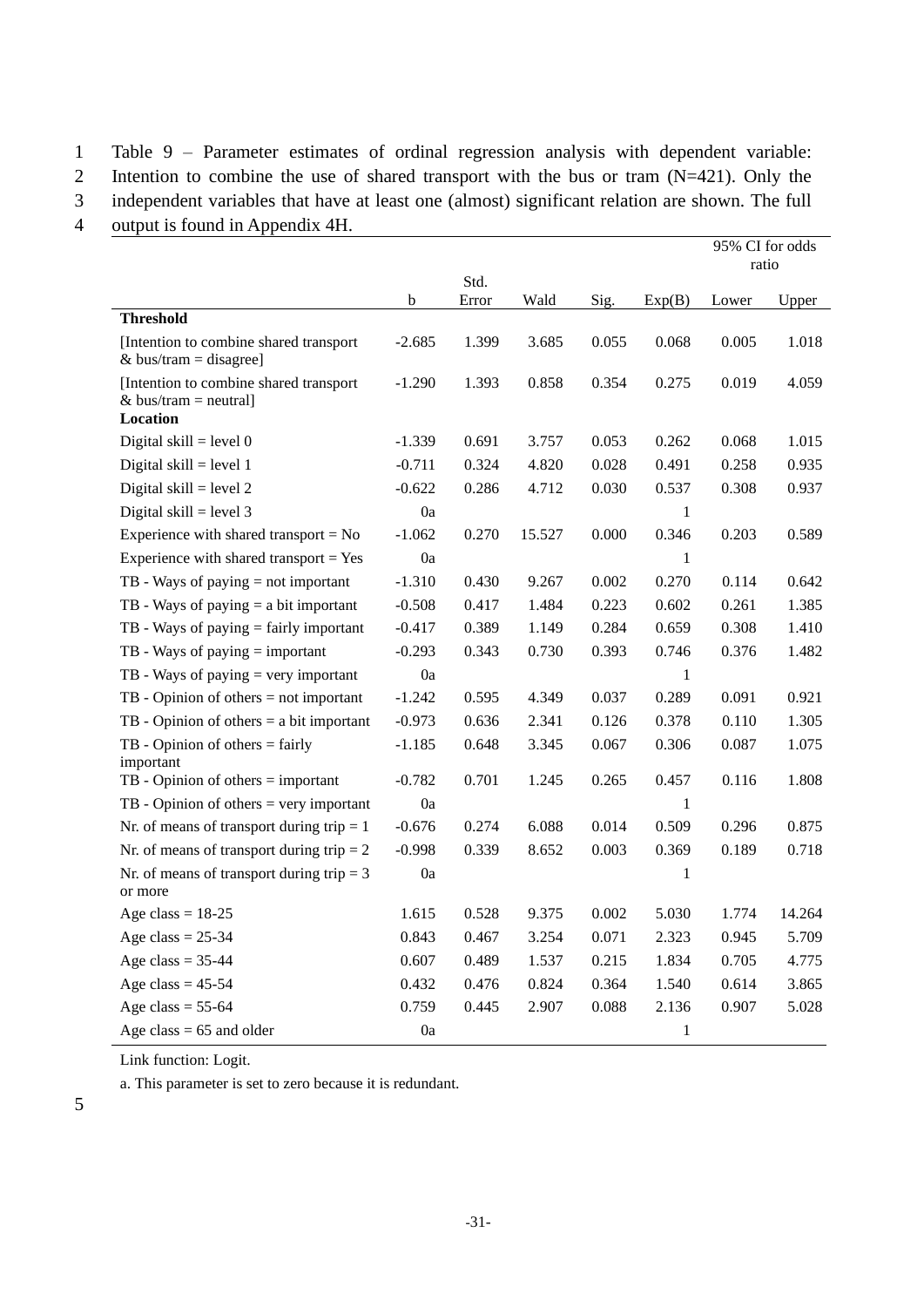Table 9 – Parameter estimates of ordinal regression analysis with dependent variable: Intention to combine the use of shared transport with the bus or tram (N=421). Only the independent variables that have at least one (almost) significant relation are shown. The full output is found in Appendix 4H.

| | b | Std. Error | Wald | Sig. | Exp(B) | 95% CI for odds ratio Lower | Upper |
|---|---|---|---|---|---|---|---|
| **Threshold** | | | | | | | |
| [Intention to combine shared transport & bus/tram = disagree] | -2.685 | 1.399 | 3.685 | 0.055 | 0.068 | 0.005 | 1.018 |
| [Intention to combine shared transport & bus/tram = neutral] | -1.290 | 1.393 | 0.858 | 0.354 | 0.275 | 0.019 | 4.059 |
| **Location** | | | | | | | |
| Digital skill = level 0 | -1.339 | 0.691 | 3.757 | 0.053 | 0.262 | 0.068 | 1.015 |
| Digital skill = level 1 | -0.711 | 0.324 | 4.820 | 0.028 | 0.491 | 0.258 | 0.935 |
| Digital skill = level 2 | -0.622 | 0.286 | 4.712 | 0.030 | 0.537 | 0.308 | 0.937 |
| Digital skill = level 3 | 0a | | | | 1 | | |
| Experience with shared transport = No | -1.062 | 0.270 | 15.527 | 0.000 | 0.346 | 0.203 | 0.589 |
| Experience with shared transport = Yes | 0a | | | | 1 | | |
| TB - Ways of paying = not important | -1.310 | 0.430 | 9.267 | 0.002 | 0.270 | 0.114 | 0.642 |
| TB - Ways of paying = a bit important | -0.508 | 0.417 | 1.484 | 0.223 | 0.602 | 0.261 | 1.385 |
| TB - Ways of paying = fairly important | -0.417 | 0.389 | 1.149 | 0.284 | 0.659 | 0.308 | 1.410 |
| TB - Ways of paying = important | -0.293 | 0.343 | 0.730 | 0.393 | 0.746 | 0.376 | 1.482 |
| TB - Ways of paying = very important | 0a | | | | 1 | | |
| TB - Opinion of others = not important | -1.242 | 0.595 | 4.349 | 0.037 | 0.289 | 0.091 | 0.921 |
| TB - Opinion of others = a bit important | -0.973 | 0.636 | 2.341 | 0.126 | 0.378 | 0.110 | 1.305 |
| TB - Opinion of others = fairly important | -1.185 | 0.648 | 3.345 | 0.067 | 0.306 | 0.087 | 1.075 |
| TB - Opinion of others = important | -0.782 | 0.701 | 1.245 | 0.265 | 0.457 | 0.116 | 1.808 |
| TB - Opinion of others = very important | 0a | | | | 1 | | |
| Nr. of means of transport during trip = 1 | -0.676 | 0.274 | 6.088 | 0.014 | 0.509 | 0.296 | 0.875 |
| Nr. of means of transport during trip = 2 | -0.998 | 0.339 | 8.652 | 0.003 | 0.369 | 0.189 | 0.718 |
| Nr. of means of transport during trip = 3 or more | 0a | | | | 1 | | |
| Age class = 18-25 | 1.615 | 0.528 | 9.375 | 0.002 | 5.030 | 1.774 | 14.264 |
| Age class = 25-34 | 0.843 | 0.467 | 3.254 | 0.071 | 2.323 | 0.945 | 5.709 |
| Age class = 35-44 | 0.607 | 0.489 | 1.537 | 0.215 | 1.834 | 0.705 | 4.775 |
| Age class = 45-54 | 0.432 | 0.476 | 0.824 | 0.364 | 1.540 | 0.614 | 3.865 |
| Age class = 55-64 | 0.759 | 0.445 | 2.907 | 0.088 | 2.136 | 0.907 | 5.028 |
| Age class = 65 and older | 0a | | | | 1 | | |

Link function: Logit.

a. This parameter is set to zero because it is redundant.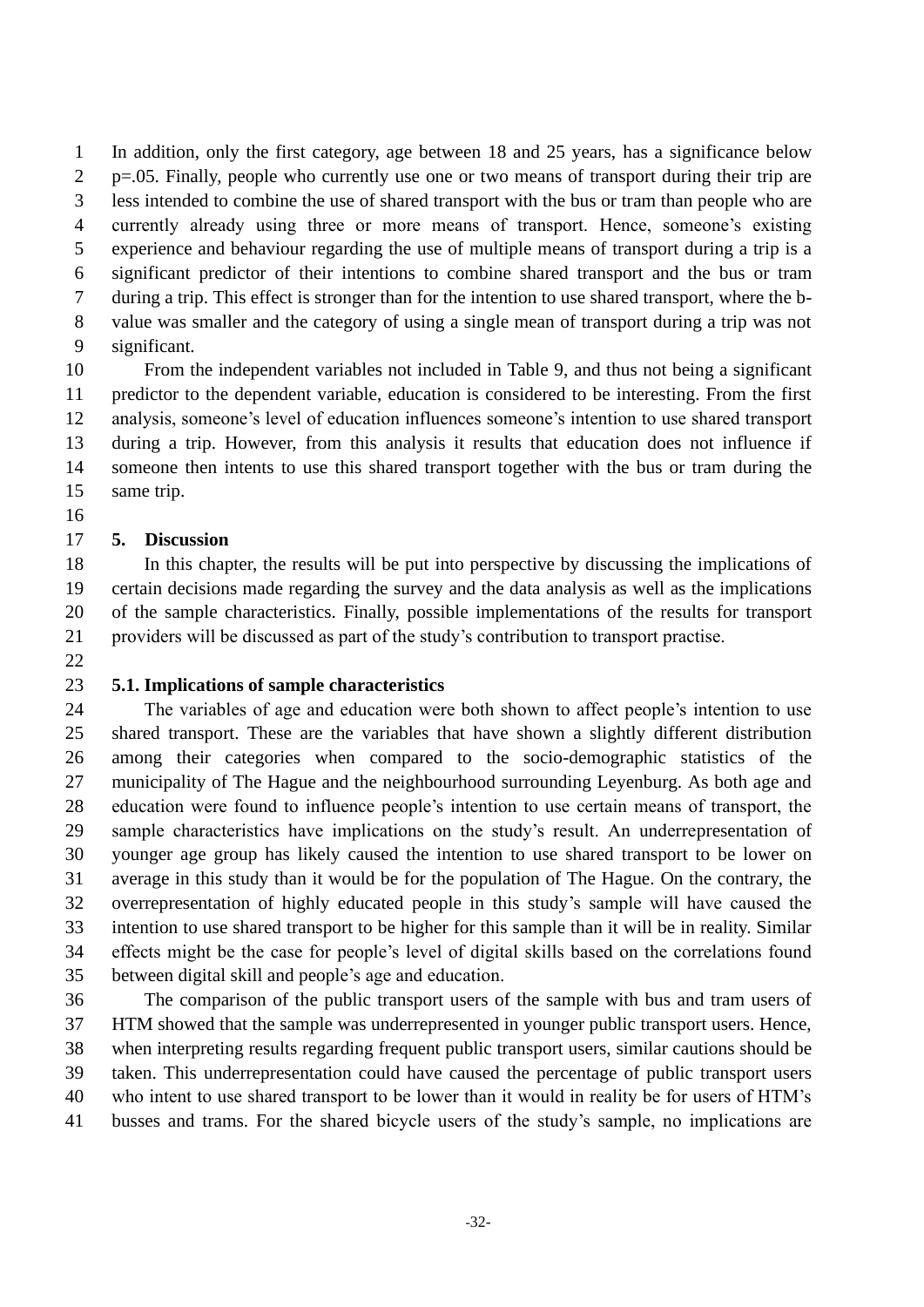In addition, only the first category, age between 18 and 25 years, has a significance below p=.05. Finally, people who currently use one or two means of transport during their trip are less intended to combine the use of shared transport with the bus or tram than people who are currently already using three or more means of transport. Hence, someone's existing experience and behaviour regarding the use of multiple means of transport during a trip is a significant predictor of their intentions to combine shared transport and the bus or tram during a trip. This effect is stronger than for the intention to use shared transport, where the b-value was smaller and the category of using a single mean of transport during a trip was not significant.

From the independent variables not included in Table 9, and thus not being a significant predictor to the dependent variable, education is considered to be interesting. From the first analysis, someone's level of education influences someone's intention to use shared transport during a trip. However, from this analysis it results that education does not influence if someone then intents to use this shared transport together with the bus or tram during the same trip.

## 5. Discussion

In this chapter, the results will be put into perspective by discussing the implications of certain decisions made regarding the survey and the data analysis as well as the implications of the sample characteristics. Finally, possible implementations of the results for transport providers will be discussed as part of the study's contribution to transport practise.

### 5.1. Implications of sample characteristics

The variables of age and education were both shown to affect people's intention to use shared transport. These are the variables that have shown a slightly different distribution among their categories when compared to the socio-demographic statistics of the municipality of The Hague and the neighbourhood surrounding Leyenburg. As both age and education were found to influence people's intention to use certain means of transport, the sample characteristics have implications on the study's result. An underrepresentation of younger age group has likely caused the intention to use shared transport to be lower on average in this study than it would be for the population of The Hague. On the contrary, the overrepresentation of highly educated people in this study's sample will have caused the intention to use shared transport to be higher for this sample than it will be in reality. Similar effects might be the case for people's level of digital skills based on the correlations found between digital skill and people's age and education.

The comparison of the public transport users of the sample with bus and tram users of HTM showed that the sample was underrepresented in younger public transport users. Hence, when interpreting results regarding frequent public transport users, similar cautions should be taken. This underrepresentation could have caused the percentage of public transport users who intent to use shared transport to be lower than it would in reality be for users of HTM's busses and trams. For the shared bicycle users of the study's sample, no implications are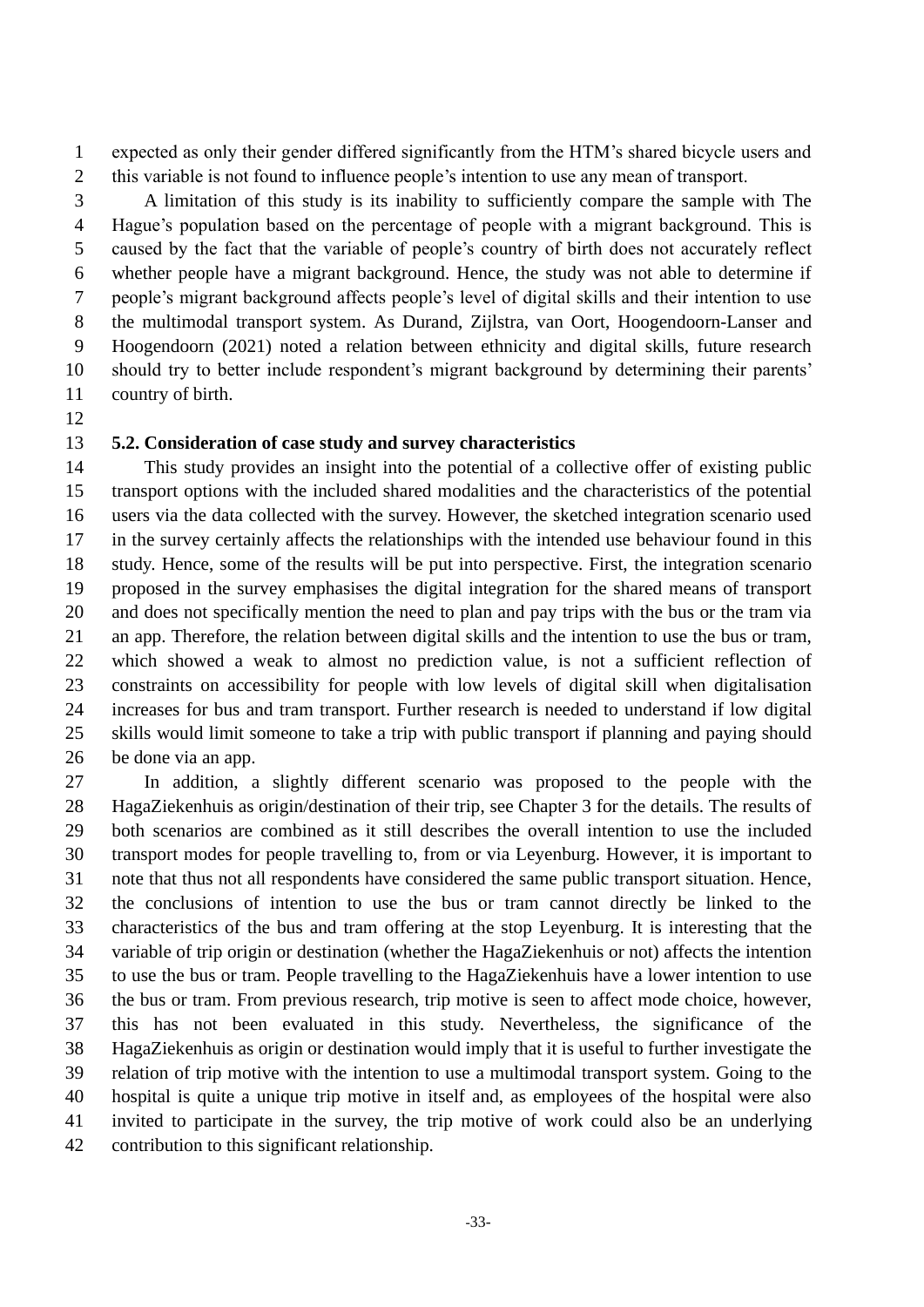expected as only their gender differed significantly from the HTM's shared bicycle users and this variable is not found to influence people's intention to use any mean of transport.

A limitation of this study is its inability to sufficiently compare the sample with The Hague's population based on the percentage of people with a migrant background. This is caused by the fact that the variable of people's country of birth does not accurately reflect whether people have a migrant background. Hence, the study was not able to determine if people's migrant background affects people's level of digital skills and their intention to use the multimodal transport system. As Durand, Zijlstra, van Oort, Hoogendoorn-Lanser and Hoogendoorn (2021) noted a relation between ethnicity and digital skills, future research should try to better include respondent's migrant background by determining their parents' country of birth.

### 5.2. Consideration of case study and survey characteristics

This study provides an insight into the potential of a collective offer of existing public transport options with the included shared modalities and the characteristics of the potential users via the data collected with the survey. However, the sketched integration scenario used in the survey certainly affects the relationships with the intended use behaviour found in this study. Hence, some of the results will be put into perspective. First, the integration scenario proposed in the survey emphasises the digital integration for the shared means of transport and does not specifically mention the need to plan and pay trips with the bus or the tram via an app. Therefore, the relation between digital skills and the intention to use the bus or tram, which showed a weak to almost no prediction value, is not a sufficient reflection of constraints on accessibility for people with low levels of digital skill when digitalisation increases for bus and tram transport. Further research is needed to understand if low digital skills would limit someone to take a trip with public transport if planning and paying should be done via an app.

In addition, a slightly different scenario was proposed to the people with the HagaZiekenhuis as origin/destination of their trip, see Chapter 3 for the details. The results of both scenarios are combined as it still describes the overall intention to use the included transport modes for people travelling to, from or via Leyenburg. However, it is important to note that thus not all respondents have considered the same public transport situation. Hence, the conclusions of intention to use the bus or tram cannot directly be linked to the characteristics of the bus and tram offering at the stop Leyenburg. It is interesting that the variable of trip origin or destination (whether the HagaZiekenhuis or not) affects the intention to use the bus or tram. People travelling to the HagaZiekenhuis have a lower intention to use the bus or tram. From previous research, trip motive is seen to affect mode choice, however, this has not been evaluated in this study. Nevertheless, the significance of the HagaZiekenhuis as origin or destination would imply that it is useful to further investigate the relation of trip motive with the intention to use a multimodal transport system. Going to the hospital is quite a unique trip motive in itself and, as employees of the hospital were also invited to participate in the survey, the trip motive of work could also be an underlying contribution to this significant relationship.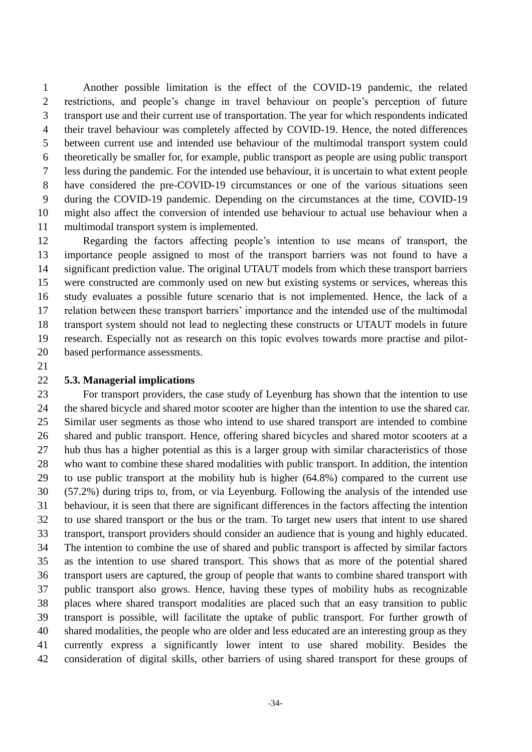Another possible limitation is the effect of the COVID-19 pandemic, the related restrictions, and people's change in travel behaviour on people's perception of future transport use and their current use of transportation. The year for which respondents indicated their travel behaviour was completely affected by COVID-19. Hence, the noted differences between current use and intended use behaviour of the multimodal transport system could theoretically be smaller for, for example, public transport as people are using public transport less during the pandemic. For the intended use behaviour, it is uncertain to what extent people have considered the pre-COVID-19 circumstances or one of the various situations seen during the COVID-19 pandemic. Depending on the circumstances at the time, COVID-19 might also affect the conversion of intended use behaviour to actual use behaviour when a multimodal transport system is implemented.

Regarding the factors affecting people's intention to use means of transport, the importance people assigned to most of the transport barriers was not found to have a significant prediction value. The original UTAUT models from which these transport barriers were constructed are commonly used on new but existing systems or services, whereas this study evaluates a possible future scenario that is not implemented. Hence, the lack of a relation between these transport barriers' importance and the intended use of the multimodal transport system should not lead to neglecting these constructs or UTAUT models in future research. Especially not as research on this topic evolves towards more practise and pilot-based performance assessments.

### 5.3. Managerial implications

For transport providers, the case study of Leyenburg has shown that the intention to use the shared bicycle and shared motor scooter are higher than the intention to use the shared car. Similar user segments as those who intend to use shared transport are intended to combine shared and public transport. Hence, offering shared bicycles and shared motor scooters at a hub thus has a higher potential as this is a larger group with similar characteristics of those who want to combine these shared modalities with public transport. In addition, the intention to use public transport at the mobility hub is higher (64.8%) compared to the current use (57.2%) during trips to, from, or via Leyenburg. Following the analysis of the intended use behaviour, it is seen that there are significant differences in the factors affecting the intention to use shared transport or the bus or the tram. To target new users that intent to use shared transport, transport providers should consider an audience that is young and highly educated. The intention to combine the use of shared and public transport is affected by similar factors as the intention to use shared transport. This shows that as more of the potential shared transport users are captured, the group of people that wants to combine shared transport with public transport also grows. Hence, having these types of mobility hubs as recognizable places where shared transport modalities are placed such that an easy transition to public transport is possible, will facilitate the uptake of public transport. For further growth of shared modalities, the people who are older and less educated are an interesting group as they currently express a significantly lower intent to use shared mobility. Besides the consideration of digital skills, other barriers of using shared transport for these groups of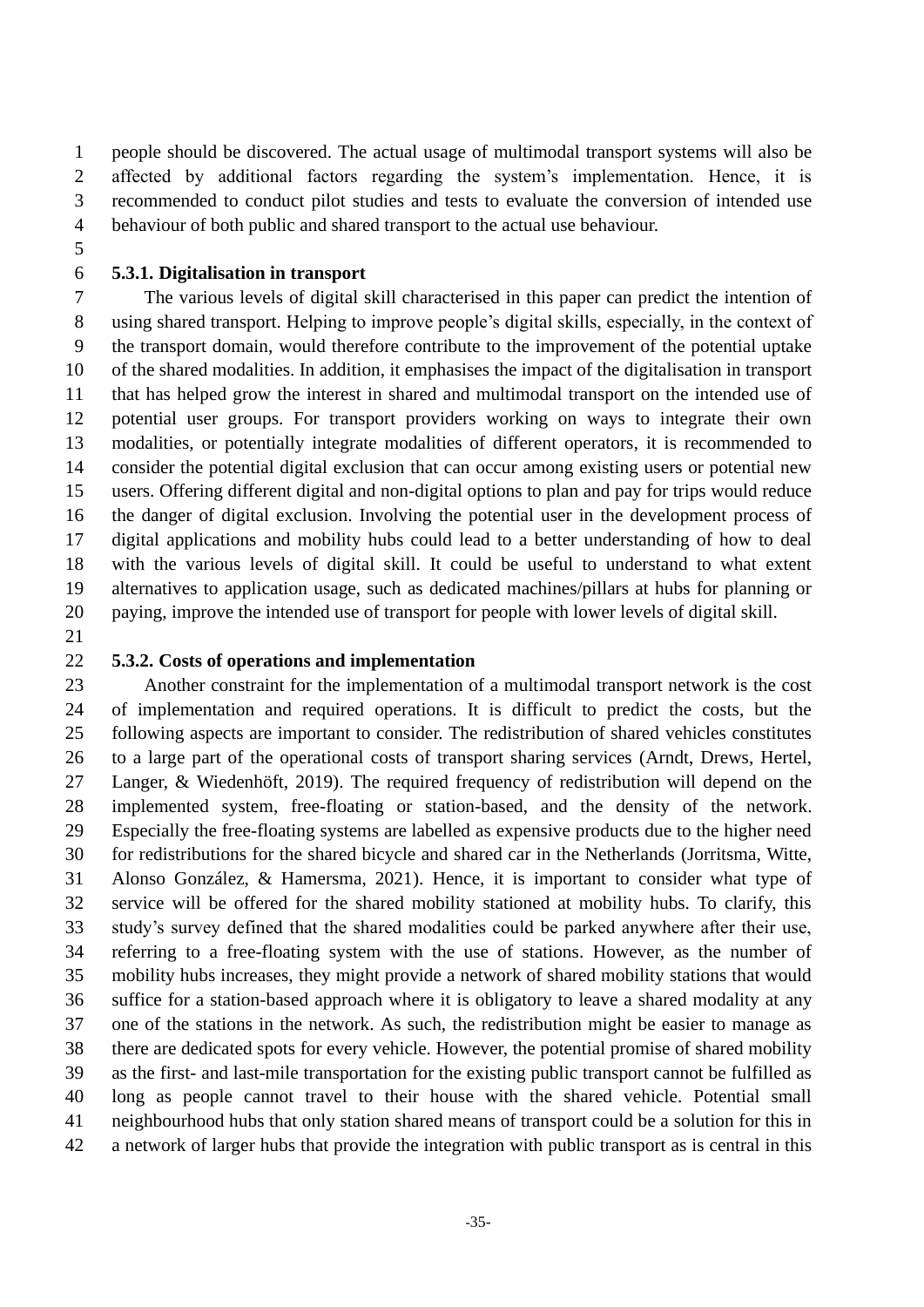people should be discovered. The actual usage of multimodal transport systems will also be affected by additional factors regarding the system's implementation. Hence, it is recommended to conduct pilot studies and tests to evaluate the conversion of intended use behaviour of both public and shared transport to the actual use behaviour.

### 5.3.1. Digitalisation in transport

The various levels of digital skill characterised in this paper can predict the intention of using shared transport. Helping to improve people's digital skills, especially, in the context of the transport domain, would therefore contribute to the improvement of the potential uptake of the shared modalities. In addition, it emphasises the impact of the digitalisation in transport that has helped grow the interest in shared and multimodal transport on the intended use of potential user groups. For transport providers working on ways to integrate their own modalities, or potentially integrate modalities of different operators, it is recommended to consider the potential digital exclusion that can occur among existing users or potential new users. Offering different digital and non-digital options to plan and pay for trips would reduce the danger of digital exclusion. Involving the potential user in the development process of digital applications and mobility hubs could lead to a better understanding of how to deal with the various levels of digital skill. It could be useful to understand to what extent alternatives to application usage, such as dedicated machines/pillars at hubs for planning or paying, improve the intended use of transport for people with lower levels of digital skill.

### 5.3.2. Costs of operations and implementation

Another constraint for the implementation of a multimodal transport network is the cost of implementation and required operations. It is difficult to predict the costs, but the following aspects are important to consider. The redistribution of shared vehicles constitutes to a large part of the operational costs of transport sharing services (Arndt, Drews, Hertel, Langer, & Wiedenhöft, 2019). The required frequency of redistribution will depend on the implemented system, free-floating or station-based, and the density of the network. Especially the free-floating systems are labelled as expensive products due to the higher need for redistributions for the shared bicycle and shared car in the Netherlands (Jorritsma, Witte, Alonso González, & Hamersma, 2021). Hence, it is important to consider what type of service will be offered for the shared mobility stationed at mobility hubs. To clarify, this study's survey defined that the shared modalities could be parked anywhere after their use, referring to a free-floating system with the use of stations. However, as the number of mobility hubs increases, they might provide a network of shared mobility stations that would suffice for a station-based approach where it is obligatory to leave a shared modality at any one of the stations in the network. As such, the redistribution might be easier to manage as there are dedicated spots for every vehicle. However, the potential promise of shared mobility as the first- and last-mile transportation for the existing public transport cannot be fulfilled as long as people cannot travel to their house with the shared vehicle. Potential small neighbourhood hubs that only station shared means of transport could be a solution for this in a network of larger hubs that provide the integration with public transport as is central in this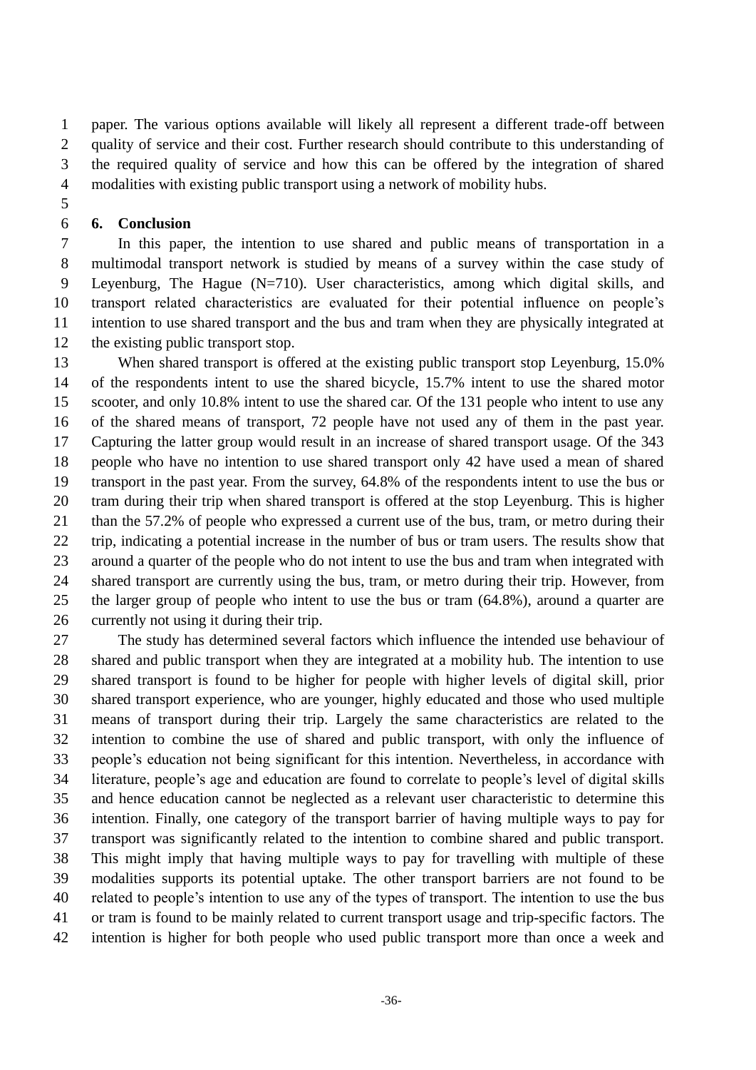paper. The various options available will likely all represent a different trade-off between quality of service and their cost. Further research should contribute to this understanding of the required quality of service and how this can be offered by the integration of shared modalities with existing public transport using a network of mobility hubs.

## 6. Conclusion

In this paper, the intention to use shared and public means of transportation in a multimodal transport network is studied by means of a survey within the case study of Leyenburg, The Hague (N=710). User characteristics, among which digital skills, and transport related characteristics are evaluated for their potential influence on people's intention to use shared transport and the bus and tram when they are physically integrated at the existing public transport stop.

When shared transport is offered at the existing public transport stop Leyenburg, 15.0% of the respondents intent to use the shared bicycle, 15.7% intent to use the shared motor scooter, and only 10.8% intent to use the shared car. Of the 131 people who intent to use any of the shared means of transport, 72 people have not used any of them in the past year. Capturing the latter group would result in an increase of shared transport usage. Of the 343 people who have no intention to use shared transport only 42 have used a mean of shared transport in the past year. From the survey, 64.8% of the respondents intent to use the bus or tram during their trip when shared transport is offered at the stop Leyenburg. This is higher than the 57.2% of people who expressed a current use of the bus, tram, or metro during their trip, indicating a potential increase in the number of bus or tram users. The results show that around a quarter of the people who do not intent to use the bus and tram when integrated with shared transport are currently using the bus, tram, or metro during their trip. However, from the larger group of people who intent to use the bus or tram (64.8%), around a quarter are currently not using it during their trip.

The study has determined several factors which influence the intended use behaviour of shared and public transport when they are integrated at a mobility hub. The intention to use shared transport is found to be higher for people with higher levels of digital skill, prior shared transport experience, who are younger, highly educated and those who used multiple means of transport during their trip. Largely the same characteristics are related to the intention to combine the use of shared and public transport, with only the influence of people's education not being significant for this intention. Nevertheless, in accordance with literature, people's age and education are found to correlate to people's level of digital skills and hence education cannot be neglected as a relevant user characteristic to determine this intention. Finally, one category of the transport barrier of having multiple ways to pay for transport was significantly related to the intention to combine shared and public transport. This might imply that having multiple ways to pay for travelling with multiple of these modalities supports its potential uptake. The other transport barriers are not found to be related to people's intention to use any of the types of transport. The intention to use the bus or tram is found to be mainly related to current transport usage and trip-specific factors. The intention is higher for both people who used public transport more than once a week and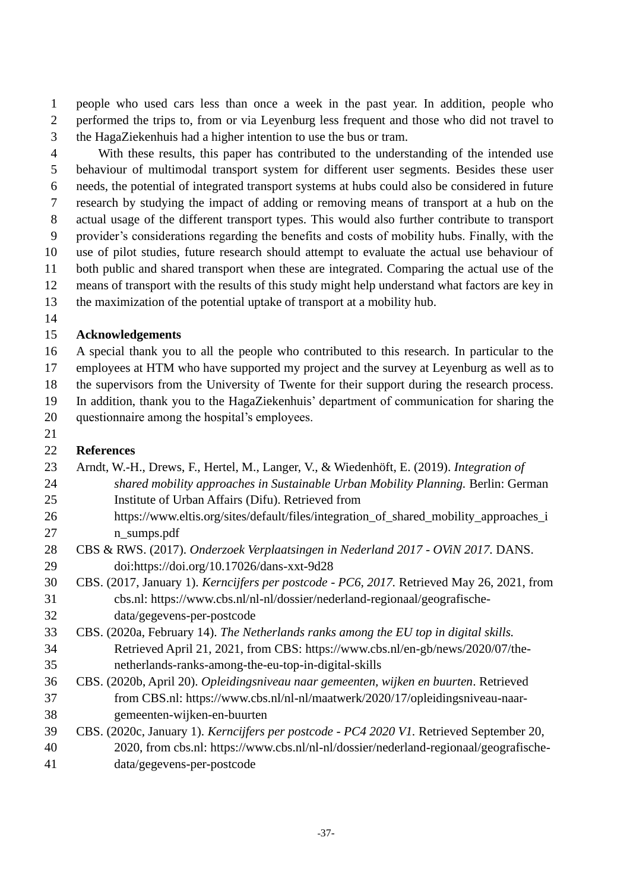people who used cars less than once a week in the past year. In addition, people who performed the trips to, from or via Leyenburg less frequent and those who did not travel to the HagaZiekenhuis had a higher intention to use the bus or tram.

With these results, this paper has contributed to the understanding of the intended use behaviour of multimodal transport system for different user segments. Besides these user needs, the potential of integrated transport systems at hubs could also be considered in future research by studying the impact of adding or removing means of transport at a hub on the actual usage of the different transport types. This would also further contribute to transport provider's considerations regarding the benefits and costs of mobility hubs. Finally, with the use of pilot studies, future research should attempt to evaluate the actual use behaviour of both public and shared transport when these are integrated. Comparing the actual use of the means of transport with the results of this study might help understand what factors are key in the maximization of the potential uptake of transport at a mobility hub.

## Acknowledgements

A special thank you to all the people who contributed to this research. In particular to the employees at HTM who have supported my project and the survey at Leyenburg as well as to the supervisors from the University of Twente for their support during the research process. In addition, thank you to the HagaZiekenhuis' department of communication for sharing the questionnaire among the hospital's employees.

## References

Arndt, W.-H., Drews, F., Hertel, M., Langer, V., & Wiedenhöft, E. (2019). *Integration of shared mobility approaches in Sustainable Urban Mobility Planning.* Berlin: German Institute of Urban Affairs (Difu). Retrieved from https://www.eltis.org/sites/default/files/integration_of_shared_mobility_approaches_in_sumps.pdf

CBS & RWS. (2017). *Onderzoek Verplaatsingen in Nederland 2017 - OViN 2017.* DANS. doi:https://doi.org/10.17026/dans-xxt-9d28

CBS. (2017, January 1). *Kerncijfers per postcode - PC6, 2017.* Retrieved May 26, 2021, from cbs.nl: https://www.cbs.nl/nl-nl/dossier/nederland-regionaal/geografische-data/gegevens-per-postcode

CBS. (2020a, February 14). *The Netherlands ranks among the EU top in digital skills.* Retrieved April 21, 2021, from CBS: https://www.cbs.nl/en-gb/news/2020/07/the-netherlands-ranks-among-the-eu-top-in-digital-skills

CBS. (2020b, April 20). *Opleidingsniveau naar gemeenten, wijken en buurten*. Retrieved from CBS.nl: https://www.cbs.nl/nl-nl/maatwerk/2020/17/opleidingsniveau-naar-gemeenten-wijken-en-buurten

CBS. (2020c, January 1). *Kerncijfers per postcode - PC4 2020 V1.* Retrieved September 20, 2020, from cbs.nl: https://www.cbs.nl/nl-nl/dossier/nederland-regionaal/geografische-data/gegevens-per-postcode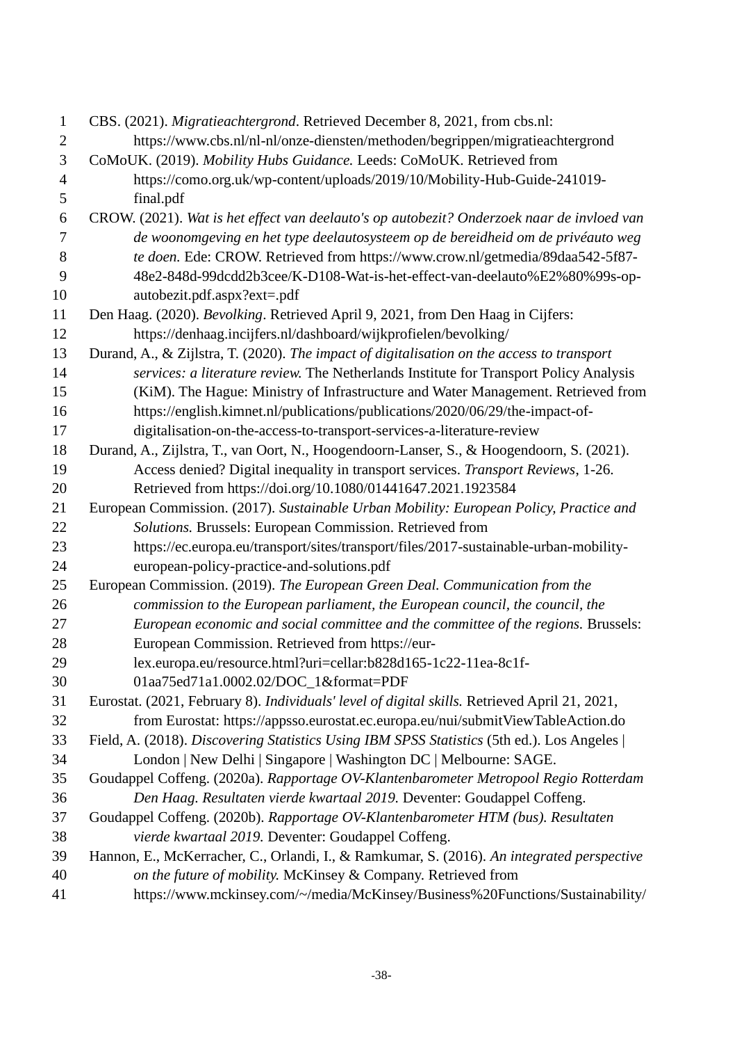CBS. (2021). *Migratieachtergrond*. Retrieved December 8, 2021, from cbs.nl: https://www.cbs.nl/nl-nl/onze-diensten/methoden/begrippen/migratieachtergrond

CoMoUK. (2019). *Mobility Hubs Guidance.* Leeds: CoMoUK. Retrieved from https://como.org.uk/wp-content/uploads/2019/10/Mobility-Hub-Guide-241019-final.pdf

CROW. (2021). *Wat is het effect van deelauto's op autobezit? Onderzoek naar de invloed van de woonomgeving en het type deelautosysteem op de bereidheid om de privéauto weg te doen.* Ede: CROW. Retrieved from https://www.crow.nl/getmedia/89daa542-5f87-48e2-848d-99dcdd2b3cee/K-D108-Wat-is-het-effect-van-deelauto%E2%80%99s-op-autobezit.pdf.aspx?ext=.pdf

Den Haag. (2020). *Bevolking*. Retrieved April 9, 2021, from Den Haag in Cijfers: https://denhaag.incijfers.nl/dashboard/wijkprofielen/bevolking/

Durand, A., & Zijlstra, T. (2020). *The impact of digitalisation on the access to transport services: a literature review.* The Netherlands Institute for Transport Policy Analysis (KiM). The Hague: Ministry of Infrastructure and Water Management. Retrieved from https://english.kimnet.nl/publications/publications/2020/06/29/the-impact-of-digitalisation-on-the-access-to-transport-services-a-literature-review

Durand, A., Zijlstra, T., van Oort, N., Hoogendoorn-Lanser, S., & Hoogendoorn, S. (2021). Access denied? Digital inequality in transport services. *Transport Reviews*, 1-26. Retrieved from https://doi.org/10.1080/01441647.2021.1923584

European Commission. (2017). *Sustainable Urban Mobility: European Policy, Practice and Solutions.* Brussels: European Commission. Retrieved from https://ec.europa.eu/transport/sites/transport/files/2017-sustainable-urban-mobility-european-policy-practice-and-solutions.pdf

European Commission. (2019). *The European Green Deal. Communication from the commission to the European parliament, the European council, the council, the European economic and social committee and the committee of the regions.* Brussels: European Commission. Retrieved from https://eur-lex.europa.eu/resource.html?uri=cellar:b828d165-1c22-11ea-8c1f-01aa75ed71a1.0002.02/DOC_1&format=PDF

Eurostat. (2021, February 8). *Individuals' level of digital skills.* Retrieved April 21, 2021, from Eurostat: https://appsso.eurostat.ec.europa.eu/nui/submitViewTableAction.do

Field, A. (2018). *Discovering Statistics Using IBM SPSS Statistics* (5th ed.). Los Angeles | London | New Delhi | Singapore | Washington DC | Melbourne: SAGE.

Goudappel Coffeng. (2020a). *Rapportage OV-Klantenbarometer Metropool Regio Rotterdam Den Haag. Resultaten vierde kwartaal 2019.* Deventer: Goudappel Coffeng.

Goudappel Coffeng. (2020b). *Rapportage OV-Klantenbarometer HTM (bus). Resultaten vierde kwartaal 2019.* Deventer: Goudappel Coffeng.

Hannon, E., McKerracher, C., Orlandi, I., & Ramkumar, S. (2016). *An integrated perspective on the future of mobility.* McKinsey & Company. Retrieved from https://www.mckinsey.com/~/media/McKinsey/Business%20Functions/Sustainability/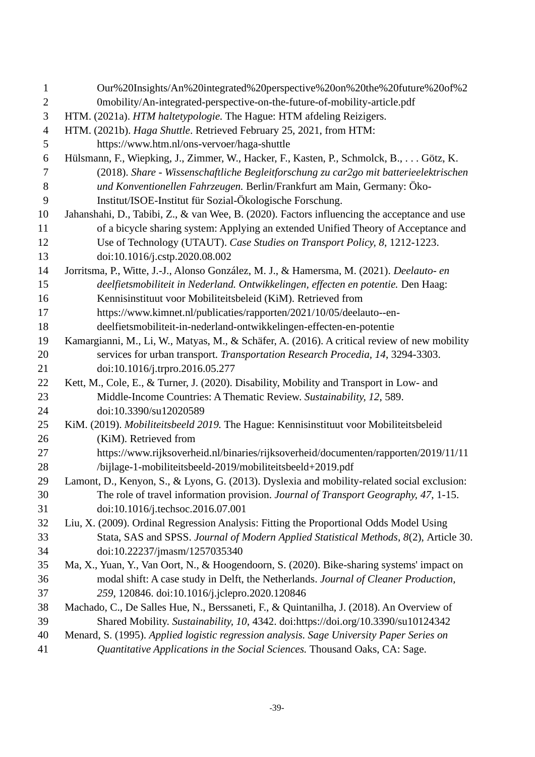Our%20Insights/An%20integrated%20perspective%20on%20the%20future%20of%20mobility/An-integrated-perspective-on-the-future-of-mobility-article.pdf

HTM. (2021a). *HTM haltetypologie.* The Hague: HTM afdeling Reizigers.

HTM. (2021b). *Haga Shuttle*. Retrieved February 25, 2021, from HTM: https://www.htm.nl/ons-vervoer/haga-shuttle

Hülsmann, F., Wiepking, J., Zimmer, W., Hacker, F., Kasten, P., Schmolck, B., . . . Götz, K. (2018). *Share - Wissenschaftliche Begleitforschung zu car2go mit batterieelektrischen und Konventionellen Fahrzeugen.* Berlin/Frankfurt am Main, Germany: Öko-Institut/ISOE-Institut für Sozial-Ökologische Forschung.

Jahanshahi, D., Tabibi, Z., & van Wee, B. (2020). Factors influencing the acceptance and use of a bicycle sharing system: Applying an extended Unified Theory of Acceptance and Use of Technology (UTAUT). *Case Studies on Transport Policy, 8*, 1212-1223. doi:10.1016/j.cstp.2020.08.002

Jorritsma, P., Witte, J.-J., Alonso González, M. J., & Hamersma, M. (2021). *Deelauto- en deelfietsmobiliteit in Nederland. Ontwikkelingen, effecten en potentie.* Den Haag: Kennisinstituut voor Mobiliteitsbeleid (KiM). Retrieved from https://www.kimnet.nl/publicaties/rapporten/2021/10/05/deelauto--en-deelfietsmobiliteit-in-nederland-ontwikkelingen-effecten-en-potentie

Kamargianni, M., Li, W., Matyas, M., & Schäfer, A. (2016). A critical review of new mobility services for urban transport. *Transportation Research Procedia, 14*, 3294-3303. doi:10.1016/j.trpro.2016.05.277

Kett, M., Cole, E., & Turner, J. (2020). Disability, Mobility and Transport in Low- and Middle-Income Countries: A Thematic Review. *Sustainability, 12*, 589. doi:10.3390/su12020589

KiM. (2019). *Mobiliteitsbeeld 2019.* The Hague: Kennisinstituut voor Mobiliteitsbeleid (KiM). Retrieved from https://www.rijksoverheid.nl/binaries/rijksoverheid/documenten/rapporten/2019/11/11/bijlage-1-mobiliteitsbeeld-2019/mobiliteitsbeeld+2019.pdf

Lamont, D., Kenyon, S., & Lyons, G. (2013). Dyslexia and mobility-related social exclusion: The role of travel information provision. *Journal of Transport Geography, 47*, 1-15. doi:10.1016/j.techsoc.2016.07.001

Liu, X. (2009). Ordinal Regression Analysis: Fitting the Proportional Odds Model Using Stata, SAS and SPSS. *Journal of Modern Applied Statistical Methods, 8*(2), Article 30. doi:10.22237/jmasm/1257035340

Ma, X., Yuan, Y., Van Oort, N., & Hoogendoorn, S. (2020). Bike-sharing systems' impact on modal shift: A case study in Delft, the Netherlands. *Journal of Cleaner Production, 259*, 120846. doi:10.1016/j.jclepro.2020.120846

Machado, C., De Salles Hue, N., Berssaneti, F., & Quintanilha, J. (2018). An Overview of Shared Mobility. *Sustainability, 10*, 4342. doi:https://doi.org/10.3390/su10124342

Menard, S. (1995). *Applied logistic regression analysis. Sage University Paper Series on Quantitative Applications in the Social Sciences.* Thousand Oaks, CA: Sage.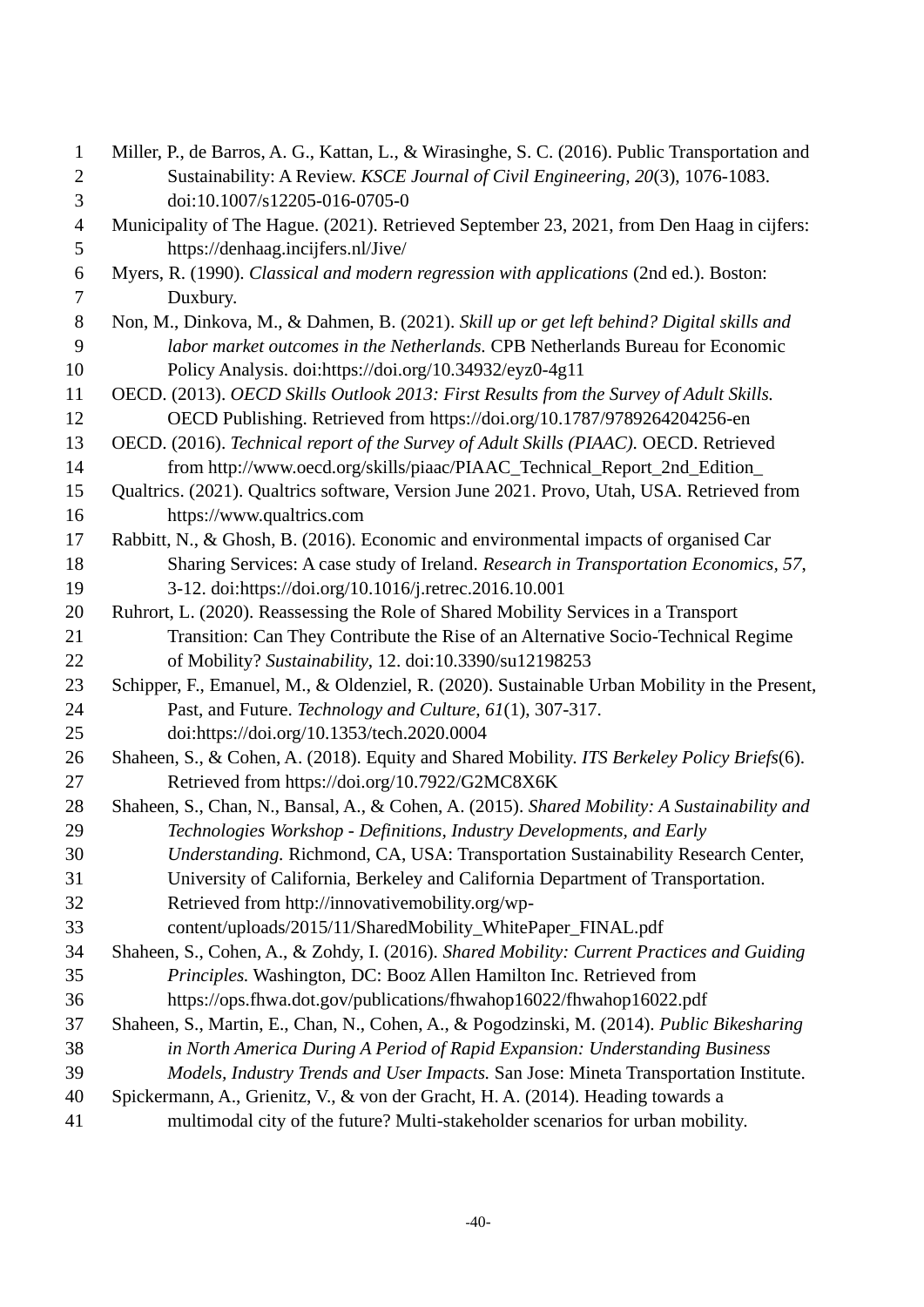Miller, P., de Barros, A. G., Kattan, L., & Wirasinghe, S. C. (2016). Public Transportation and Sustainability: A Review. *KSCE Journal of Civil Engineering, 20*(3), 1076-1083. doi:10.1007/s12205-016-0705-0

Municipality of The Hague. (2021). Retrieved September 23, 2021, from Den Haag in cijfers: https://denhaag.incijfers.nl/Jive/

Myers, R. (1990). *Classical and modern regression with applications* (2nd ed.). Boston: Duxbury.

Non, M., Dinkova, M., & Dahmen, B. (2021). *Skill up or get left behind? Digital skills and labor market outcomes in the Netherlands.* CPB Netherlands Bureau for Economic Policy Analysis. doi:https://doi.org/10.34932/eyz0-4g11

OECD. (2013). *OECD Skills Outlook 2013: First Results from the Survey of Adult Skills.* OECD Publishing. Retrieved from https://doi.org/10.1787/9789264204256-en

OECD. (2016). *Technical report of the Survey of Adult Skills (PIAAC).* OECD. Retrieved from http://www.oecd.org/skills/piaac/PIAAC_Technical_Report_2nd_Edition_

Qualtrics. (2021). Qualtrics software, Version June 2021. Provo, Utah, USA. Retrieved from https://www.qualtrics.com

Rabbitt, N., & Ghosh, B. (2016). Economic and environmental impacts of organised Car Sharing Services: A case study of Ireland. *Research in Transportation Economics, 57*, 3-12. doi:https://doi.org/10.1016/j.retrec.2016.10.001

Ruhrort, L. (2020). Reassessing the Role of Shared Mobility Services in a Transport Transition: Can They Contribute the Rise of an Alternative Socio-Technical Regime of Mobility? *Sustainability*, 12. doi:10.3390/su12198253

Schipper, F., Emanuel, M., & Oldenziel, R. (2020). Sustainable Urban Mobility in the Present, Past, and Future. *Technology and Culture, 61*(1), 307-317. doi:https://doi.org/10.1353/tech.2020.0004

Shaheen, S., & Cohen, A. (2018). Equity and Shared Mobility. *ITS Berkeley Policy Briefs*(6). Retrieved from https://doi.org/10.7922/G2MC8X6K

Shaheen, S., Chan, N., Bansal, A., & Cohen, A. (2015). *Shared Mobility: A Sustainability and Technologies Workshop - Definitions, Industry Developments, and Early Understanding.* Richmond, CA, USA: Transportation Sustainability Research Center, University of California, Berkeley and California Department of Transportation. Retrieved from http://innovativemobility.org/wp-content/uploads/2015/11/SharedMobility_WhitePaper_FINAL.pdf

Shaheen, S., Cohen, A., & Zohdy, I. (2016). *Shared Mobility: Current Practices and Guiding Principles.* Washington, DC: Booz Allen Hamilton Inc. Retrieved from https://ops.fhwa.dot.gov/publications/fhwahop16022/fhwahop16022.pdf

Shaheen, S., Martin, E., Chan, N., Cohen, A., & Pogodzinski, M. (2014). *Public Bikesharing in North America During A Period of Rapid Expansion: Understanding Business Models, Industry Trends and User Impacts.* San Jose: Mineta Transportation Institute.

Spickermann, A., Grienitz, V., & von der Gracht, H. A. (2014). Heading towards a multimodal city of the future? Multi-stakeholder scenarios for urban mobility.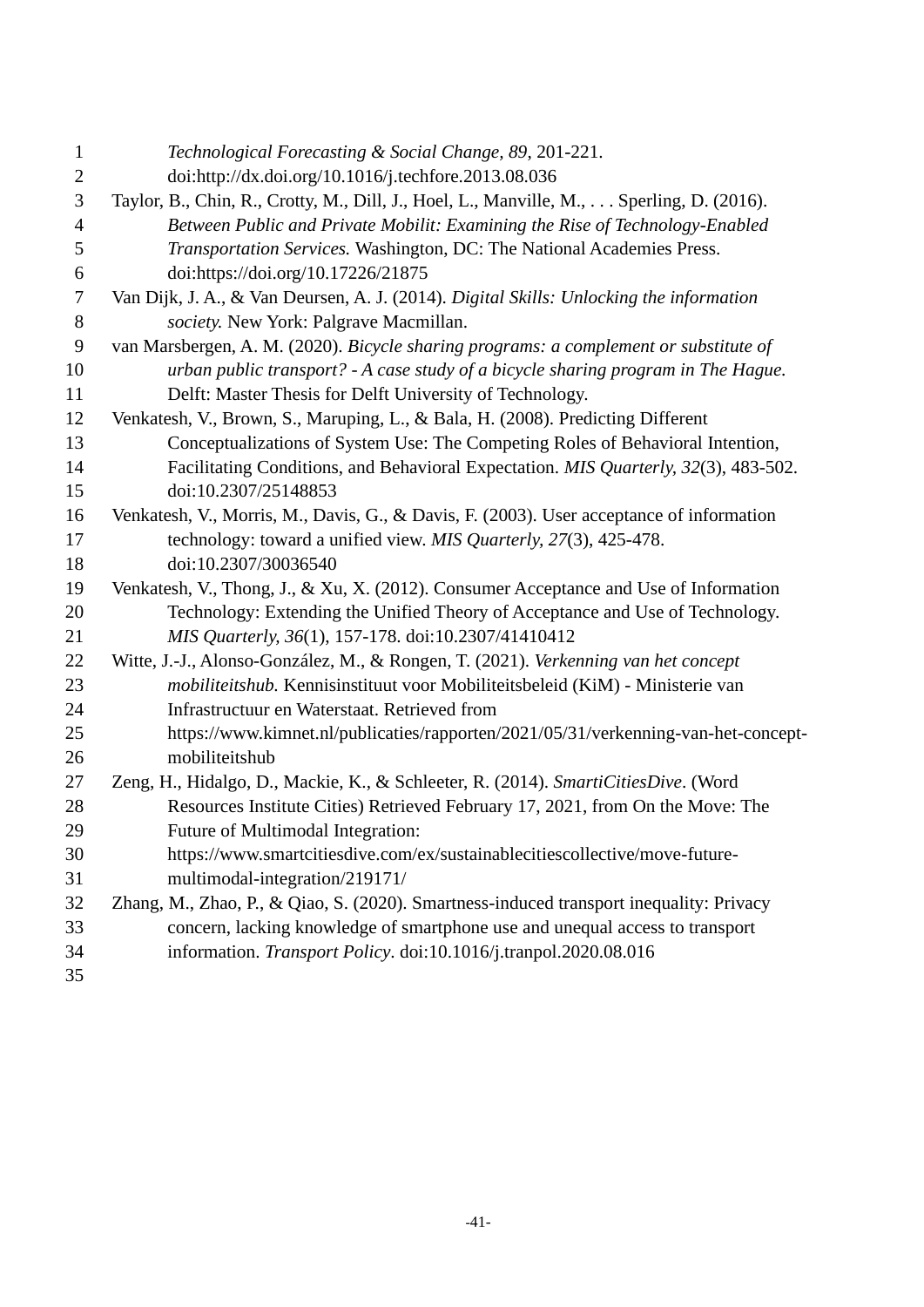*Technological Forecasting & Social Change, 89*, 201-221. doi:http://dx.doi.org/10.1016/j.techfore.2013.08.036

Taylor, B., Chin, R., Crotty, M., Dill, J., Hoel, L., Manville, M., . . . Sperling, D. (2016). *Between Public and Private Mobilit: Examining the Rise of Technology-Enabled Transportation Services.* Washington, DC: The National Academies Press. doi:https://doi.org/10.17226/21875

Van Dijk, J. A., & Van Deursen, A. J. (2014). *Digital Skills: Unlocking the information society.* New York: Palgrave Macmillan.

van Marsbergen, A. M. (2020). *Bicycle sharing programs: a complement or substitute of urban public transport? - A case study of a bicycle sharing program in The Hague.* Delft: Master Thesis for Delft University of Technology.

Venkatesh, V., Brown, S., Maruping, L., & Bala, H. (2008). Predicting Different Conceptualizations of System Use: The Competing Roles of Behavioral Intention, Facilitating Conditions, and Behavioral Expectation. *MIS Quarterly, 32*(3), 483-502. doi:10.2307/25148853

Venkatesh, V., Morris, M., Davis, G., & Davis, F. (2003). User acceptance of information technology: toward a unified view. *MIS Quarterly, 27*(3), 425-478. doi:10.2307/30036540

Venkatesh, V., Thong, J., & Xu, X. (2012). Consumer Acceptance and Use of Information Technology: Extending the Unified Theory of Acceptance and Use of Technology. *MIS Quarterly, 36*(1), 157-178. doi:10.2307/41410412

Witte, J.-J., Alonso-González, M., & Rongen, T. (2021). *Verkenning van het concept mobiliteitshub.* Kennisinstituut voor Mobiliteitsbeleid (KiM) - Ministerie van Infrastructuur en Waterstaat. Retrieved from https://www.kimnet.nl/publicaties/rapporten/2021/05/31/verkenning-van-het-concept-mobiliteitshub

Zeng, H., Hidalgo, D., Mackie, K., & Schleeter, R. (2014). *SmartiCitiesDive*. (Word Resources Institute Cities) Retrieved February 17, 2021, from On the Move: The Future of Multimodal Integration: https://www.smartcitiesdive.com/ex/sustainablecitiescollective/move-future-multimodal-integration/219171/

Zhang, M., Zhao, P., & Qiao, S. (2020). Smartness-induced transport inequality: Privacy concern, lacking knowledge of smartphone use and unequal access to transport information. *Transport Policy*. doi:10.1016/j.tranpol.2020.08.016